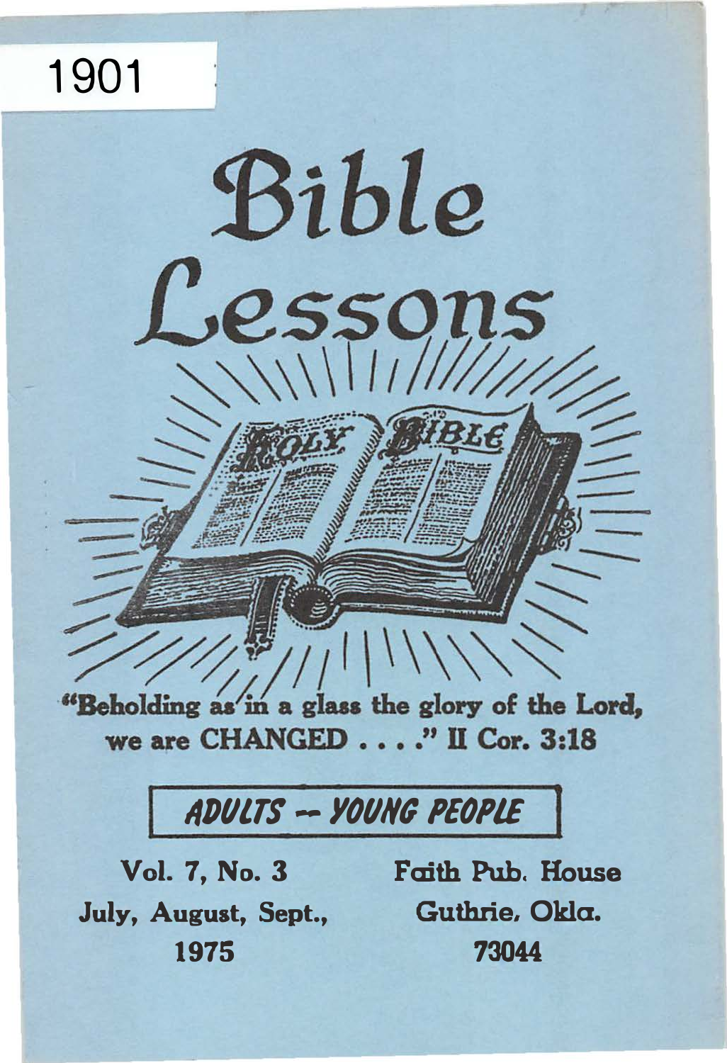1901

# Bible Lessons

"Beholding as in a glass the glory of the Lord, we are CHANGED . . . ." II Cor. 3:18

**ADULTS -- YOUNG PEOPLE**

**Vol. 7, No. 3**
**July, August, Sept.,**
**1975**

**Faith Pub. House**
**Guthrie, Okla.**
**73044**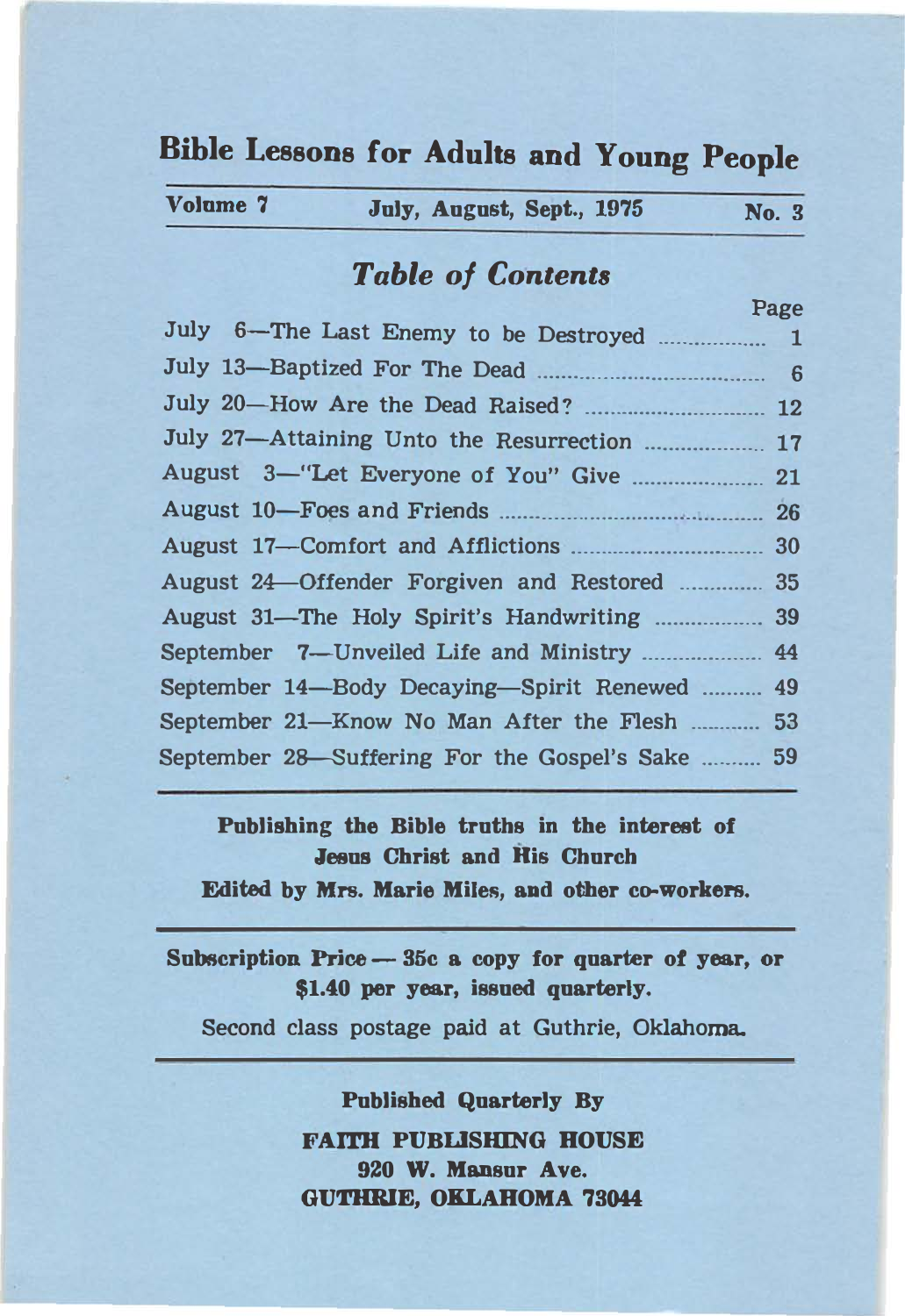# Bible Lessons for Adults and Young People

| Volume 7 | July, August, Sept., 1975 | No. 3 |
|---|---|---|

## *Table of Contents*

| | Page |
|---|---|
| July 6—The Last Enemy to be Destroyed | 1 |
| July 13—Baptized For The Dead | 6 |
| July 20—How Are the Dead Raised? | 12 |
| July 27—Attaining Unto the Resurrection | 17 |
| August 3—"Let Everyone of You" Give | 21 |
| August 10—Foes and Friends | 26 |
| August 17—Comfort and Afflictions | 30 |
| August 24—Offender Forgiven and Restored | 35 |
| August 31—The Holy Spirit's Handwriting | 39 |
| September 7—Unveiled Life and Ministry | 44 |
| September 14—Body Decaying—Spirit Renewed | 49 |
| September 21—Know No Man After the Flesh | 53 |
| September 28—Suffering For the Gospel's Sake | 59 |

**Publishing the Bible truths in the interest of Jesus Christ and His Church**

**Edited by Mrs. Marie Miles, and other co-workers.**

**Subscription Price — 35c a copy for quarter of year, or $1.40 per year, issued quarterly.**

Second class postage paid at Guthrie, Oklahoma.

**Published Quarterly By**

**FAITH PUBLISHING HOUSE**
**920 W. Mansur Ave.**
**GUTHRIE, OKLAHOMA 73044**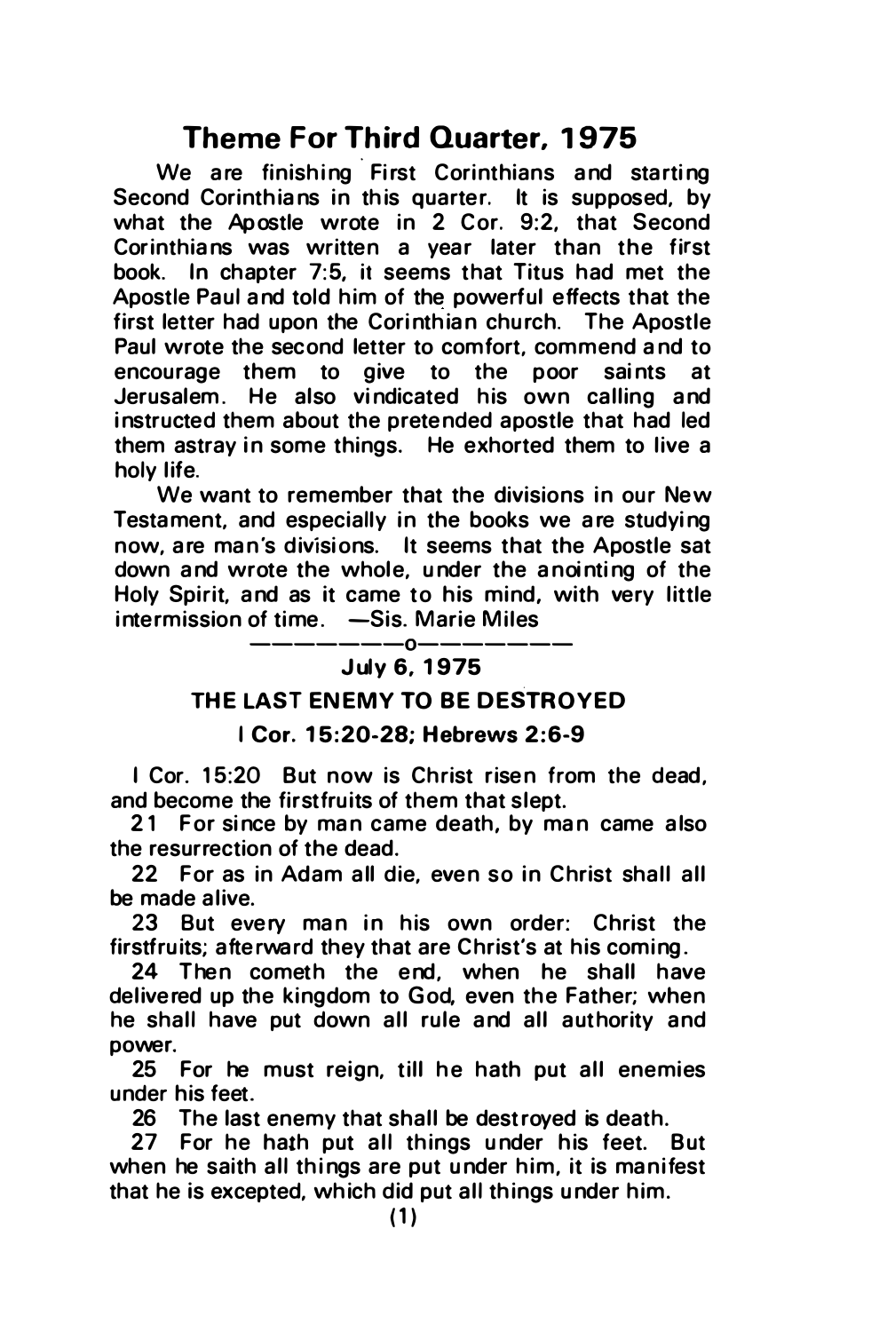# Theme For Third Quarter, 1975

We are finishing First Corinthians and starting Second Corinthians in this quarter. It is supposed, by what the Apostle wrote in 2 Cor. 9:2, that Second Corinthians was written a year later than the first book. In chapter 7:5, it seems that Titus had met the Apostle Paul and told him of the powerful effects that the first letter had upon the Corinthian church. The Apostle Paul wrote the second letter to comfort, commend and to encourage them to give to the poor saints at Jerusalem. He also vindicated his own calling and instructed them about the pretended apostle that had led them astray in some things. He exhorted them to live a holy life.

We want to remember that the divisions in our New Testament, and especially in the books we are studying now, are man's divisions. It seems that the Apostle sat down and wrote the whole, under the anointing of the Holy Spirit, and as it came to his mind, with very little intermission of time. —Sis. Marie Miles

———————o———————

### July 6, 1975

### THE LAST ENEMY TO BE DESTROYED

### I Cor. 15:20-28; Hebrews 2:6-9

I Cor. 15:20 But now is Christ risen from the dead, and become the firstfruits of them that slept.

21 For since by man came death, by man came also the resurrection of the dead.

22 For as in Adam all die, even so in Christ shall all be made alive.

23 But every man in his own order: Christ the firstfruits; afterward they that are Christ's at his coming.

24 Then cometh the end, when he shall have delivered up the kingdom to God, even the Father; when he shall have put down all rule and all authority and power.

25 For he must reign, till he hath put all enemies under his feet.

26 The last enemy that shall be destroyed is death.

27 For he hath put all things under his feet. But when he saith all things are put under him, it is manifest that he is excepted, which did put all things under him.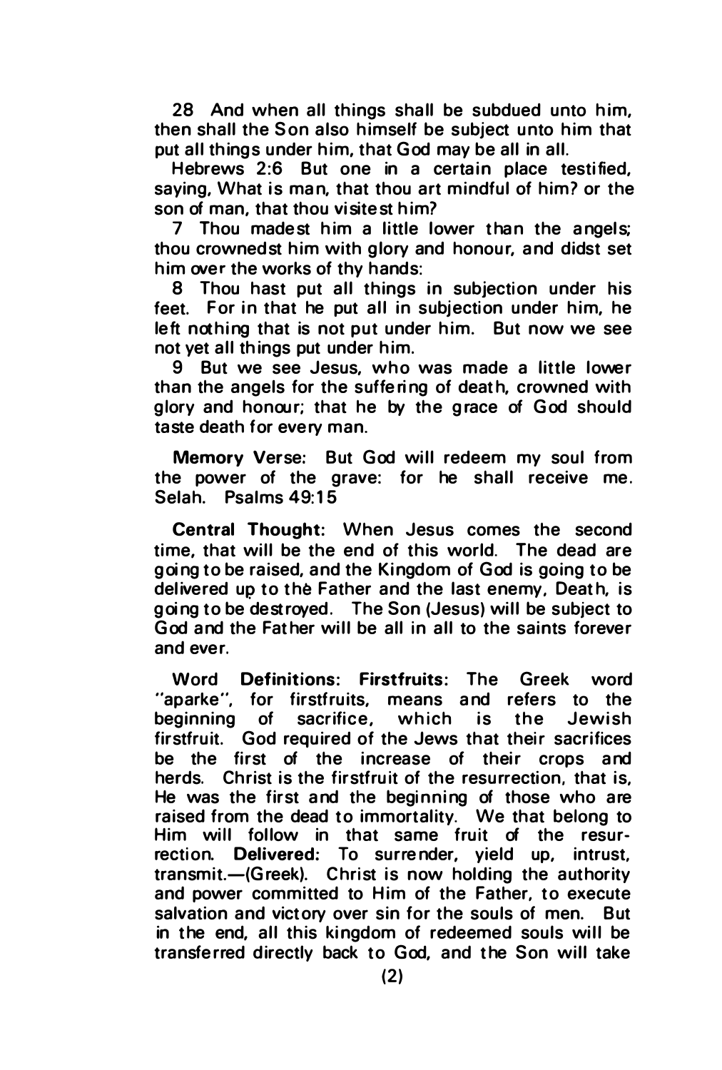28 And when all things shall be subdued unto him, then shall the Son also himself be subject unto him that put all things under him, that God may be all in all.

Hebrews 2:6 But one in a certain place testified, saying, What is man, that thou art mindful of him? or the son of man, that thou visitest him?

7 Thou madest him a little lower than the angels; thou crownedst him with glory and honour, and didst set him over the works of thy hands:

8 Thou hast put all things in subjection under his feet. For in that he put all in subjection under him, he left nothing that is not put under him. But now we see not yet all things put under him.

9 But we see Jesus, who was made a little lower than the angels for the suffering of death, crowned with glory and honour; that he by the grace of God should taste death for every man.

**Memory Verse:** But God will redeem my soul from the power of the grave: for he shall receive me. Selah. Psalms 49:15

**Central Thought:** When Jesus comes the second time, that will be the end of this world. The dead are going to be raised, and the Kingdom of God is going to be delivered up to the Father and the last enemy, Death, is going to be destroyed. The Son (Jesus) will be subject to God and the Father will be all in all to the saints forever and ever.

**Word Definitions: Firstfruits:** The Greek word "aparke", for firstfruits, means and refers to the beginning of sacrifice, which is the Jewish firstfruit. God required of the Jews that their sacrifices be the first of the increase of their crops and herds. Christ is the firstfruit of the resurrection, that is, He was the first and the beginning of those who are raised from the dead to immortality. We that belong to Him will follow in that same fruit of the resurrection. **Delivered:** To surrender, yield up, intrust, transmit.—(Greek). Christ is now holding the authority and power committed to Him of the Father, to execute salvation and victory over sin for the souls of men. But in the end, all this kingdom of redeemed souls will be transferred directly back to God, and the Son will take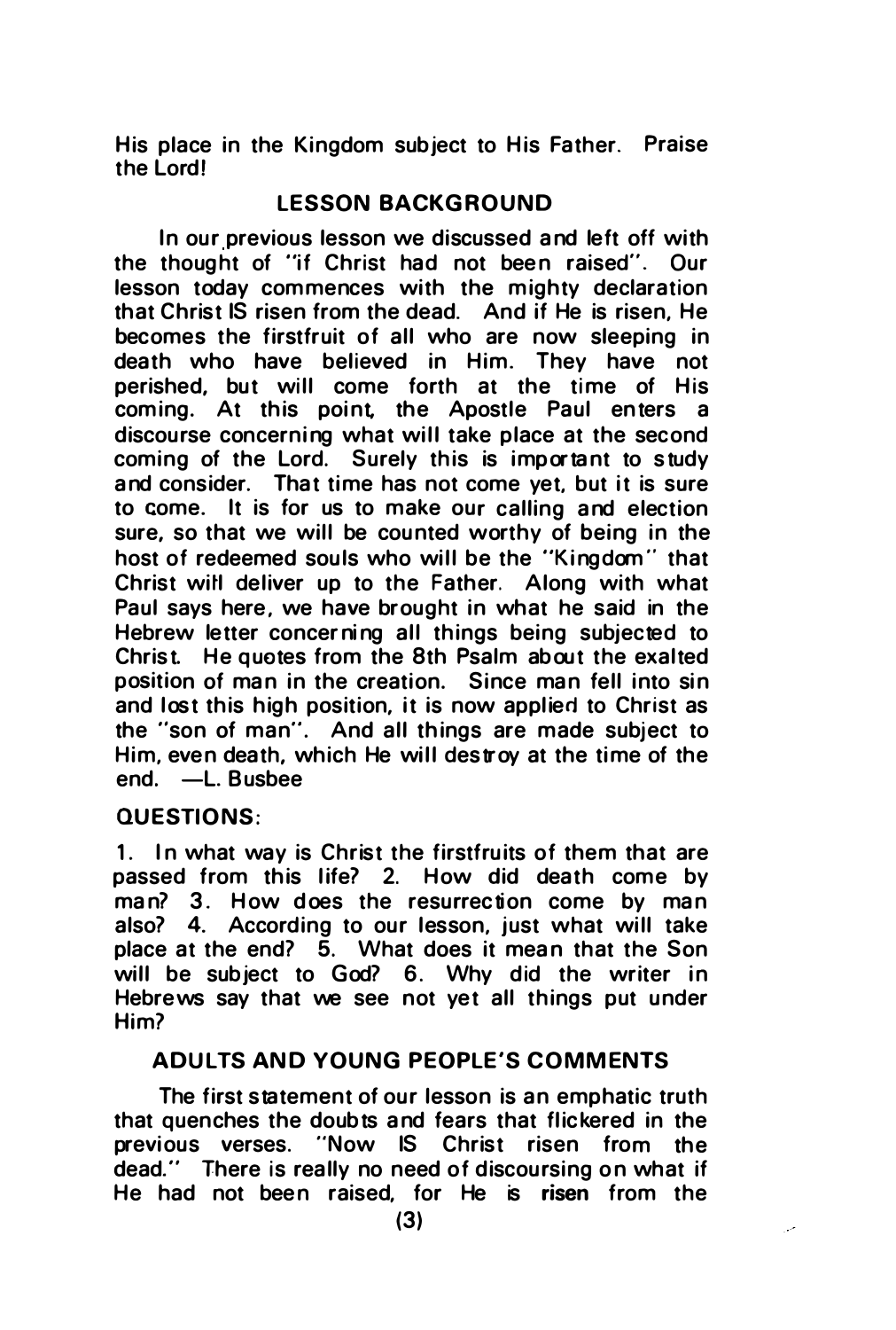His place in the Kingdom subject to His Father. Praise the Lord!

## LESSON BACKGROUND

In our previous lesson we discussed and left off with the thought of "if Christ had not been raised". Our lesson today commences with the mighty declaration that Christ IS risen from the dead. And if He is risen, He becomes the firstfruit of all who are now sleeping in death who have believed in Him. They have not perished, but will come forth at the time of His coming. At this point, the Apostle Paul enters a discourse concerning what will take place at the second coming of the Lord. Surely this is important to study and consider. That time has not come yet, but it is sure to come. It is for us to make our calling and election sure, so that we will be counted worthy of being in the host of redeemed souls who will be the "Kingdom" that Christ will deliver up to the Father. Along with what Paul says here, we have brought in what he said in the Hebrew letter concerning all things being subjected to Christ. He quotes from the 8th Psalm about the exalted position of man in the creation. Since man fell into sin and lost this high position, it is now applied to Christ as the "son of man". And all things are made subject to Him, even death, which He will destroy at the time of the end. —L. Busbee

## QUESTIONS:

1. In what way is Christ the firstfruits of them that are passed from this life? 2. How did death come by man? 3. How does the resurrection come by man also? 4. According to our lesson, just what will take place at the end? 5. What does it mean that the Son will be subject to God? 6. Why did the writer in Hebrews say that we see not yet all things put under Him?

## ADULTS AND YOUNG PEOPLE'S COMMENTS

The first statement of our lesson is an emphatic truth that quenches the doubts and fears that flickered in the previous verses. "Now IS Christ risen from the dead." There is really no need of discoursing on what if He had not been raised, for He is **risen** from the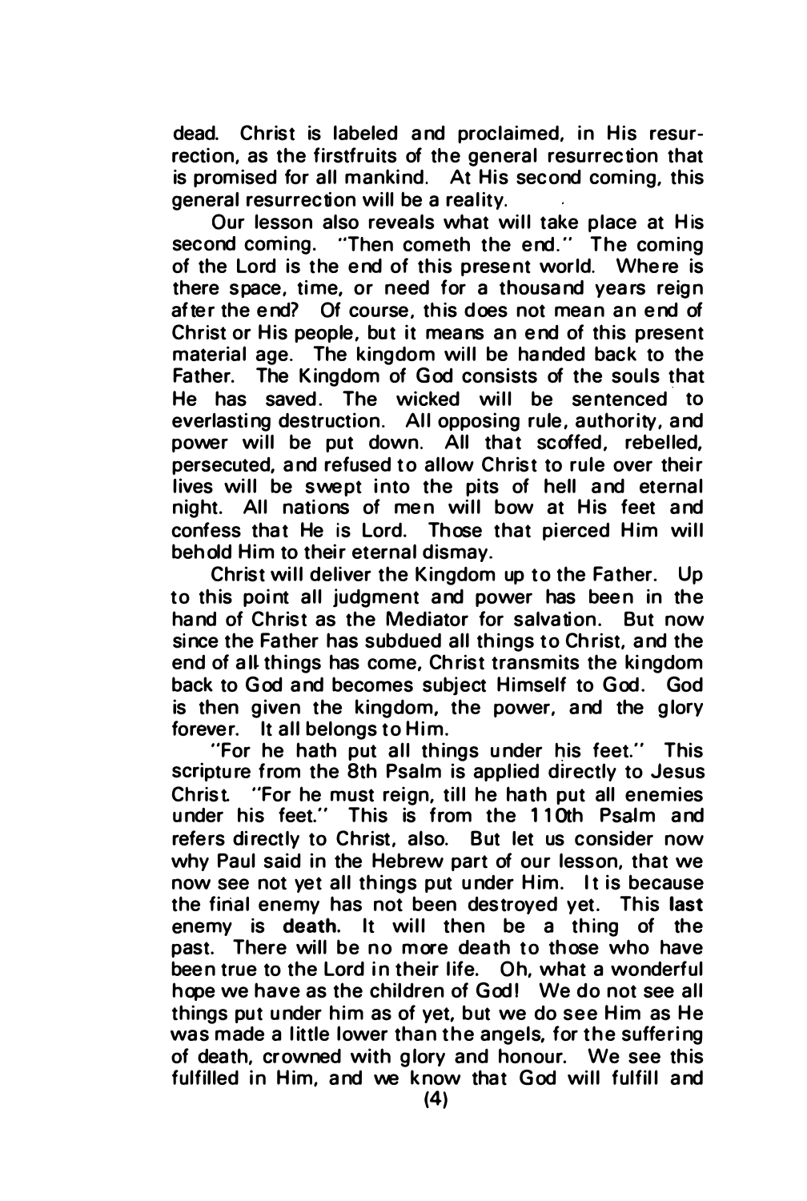dead. Christ is labeled and proclaimed, in His resurrection, as the firstfruits of the general resurrection that is promised for all mankind. At His second coming, this general resurrection will be a reality.

Our lesson also reveals what will take place at His second coming. "Then cometh the end." The coming of the Lord is the end of this present world. Where is there space, time, or need for a thousand years reign after the end? Of course, this does not mean an end of Christ or His people, but it means an end of this present material age. The kingdom will be handed back to the Father. The Kingdom of God consists of the souls that He has saved. The wicked will be sentenced to everlasting destruction. All opposing rule, authority, and power will be put down. All that scoffed, rebelled, persecuted, and refused to allow Christ to rule over their lives will be swept into the pits of hell and eternal night. All nations of men will bow at His feet and confess that He is Lord. Those that pierced Him will behold Him to their eternal dismay.

Christ will deliver the Kingdom up to the Father. Up to this point all judgment and power has been in the hand of Christ as the Mediator for salvation. But now since the Father has subdued all things to Christ, and the end of all things has come, Christ transmits the kingdom back to God and becomes subject Himself to God. God is then given the kingdom, the power, and the glory forever. It all belongs to Him.

"For he hath put all things under his feet." This scripture from the 8th Psalm is applied directly to Jesus Christ. "For he must reign, till he hath put all enemies under his feet." This is from the 110th Psalm and refers directly to Christ, also. But let us consider now why Paul said in the Hebrew part of our lesson, that we now see not yet all things put under Him. It is because the final enemy has not been destroyed yet. This **last** enemy is **death**. It will then be a thing of the past. There will be no more death to those who have been true to the Lord in their life. Oh, what a wonderful hope we have as the children of God! We do not see all things put under him as of yet, but we do see Him as He was made a little lower than the angels, for the suffering of death, crowned with glory and honour. We see this fulfilled in Him, and we know that God will fulfill and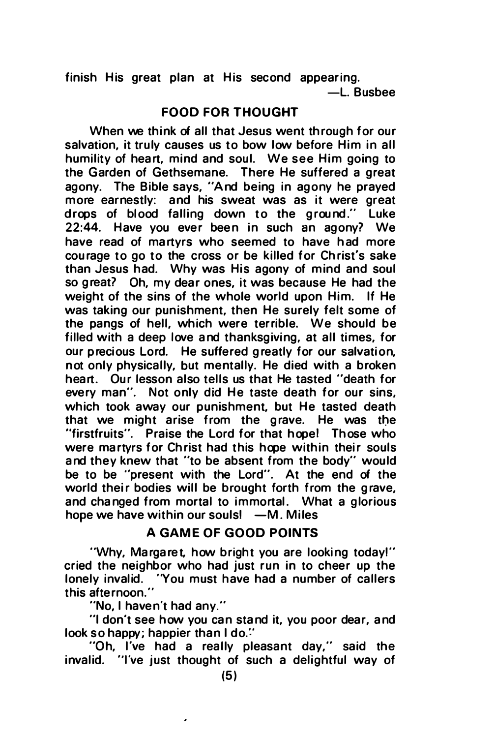finish His great plan at His second appearing.

—L. Busbee

## FOOD FOR THOUGHT

When we think of all that Jesus went through for our salvation, it truly causes us to bow low before Him in all humility of heart, mind and soul. We see Him going to the Garden of Gethsemane. There He suffered a great agony. The Bible says, "And being in agony he prayed more earnestly: and his sweat was as it were great drops of blood falling down to the ground." Luke 22:44. Have you ever been in such an agony? We have read of martyrs who seemed to have had more courage to go to the cross or be killed for Christ's sake than Jesus had. Why was His agony of mind and soul so great? Oh, my dear ones, it was because He had the weight of the sins of the whole world upon Him. If He was taking our punishment, then He surely felt some of the pangs of hell, which were terrible. We should be filled with a deep love and thanksgiving, at all times, for our precious Lord. He suffered greatly for our salvation, not only physically, but mentally. He died with a broken heart. Our lesson also tells us that He tasted "death for every man". Not only did He taste death for our sins, which took away our punishment, but He tasted death that we might arise from the grave. He was the "firstfruits". Praise the Lord for that hope! Those who were martyrs for Christ had this hope within their souls and they knew that "to be absent from the body" would be to be "present with the Lord". At the end of the world their bodies will be brought forth from the grave, and changed from mortal to immortal. What a glorious hope we have within our souls! —M. Miles

## A GAME OF GOOD POINTS

"Why, Margaret, how bright you are looking today!" cried the neighbor who had just run in to cheer up the lonely invalid. "You must have had a number of callers this afternoon."

"No, I haven't had any."

"I don't see how you can stand it, you poor dear, and look so happy; happier than I do."

"Oh, I've had a really pleasant day," said the invalid. "I've just thought of such a delightful way of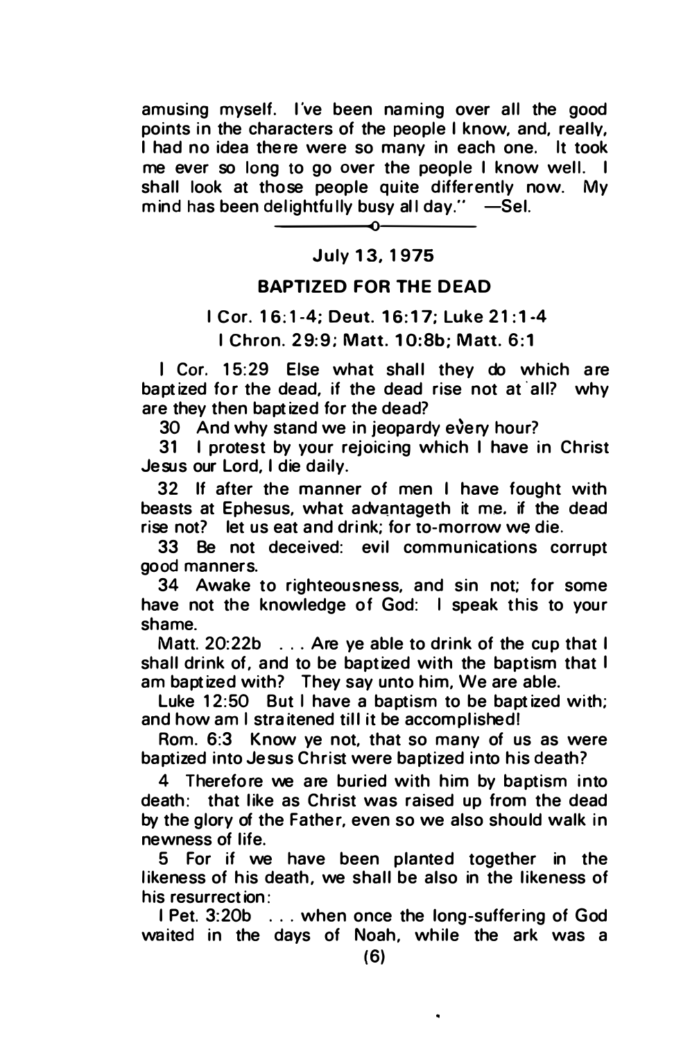amusing myself. I've been naming over all the good points in the characters of the people I know, and, really, I had no idea there were so many in each one. It took me ever so long to go over the people I know well. I shall look at those people quite differently now. My mind has been delightfully busy all day." —Sel.

---

July 13, 1975

## BAPTIZED FOR THE DEAD

I Cor. 16:1-4; Deut. 16:17; Luke 21:1-4
I Chron. 29:9; Matt. 10:8b; Matt. 6:1

I Cor. 15:29 Else what shall they do which are baptized for the dead, if the dead rise not at all? why are they then baptized for the dead?

30 And why stand we in jeopardy every hour?

31 I protest by your rejoicing which I have in Christ Jesus our Lord, I die daily.

32 If after the manner of men I have fought with beasts at Ephesus, what advantageth it me, if the dead rise not? let us eat and drink; for to-morrow we die.

33 Be not deceived: evil communications corrupt good manners.

34 Awake to righteousness, and sin not; for some have not the knowledge of God: I speak this to your shame.

Matt. 20:22b . . . Are ye able to drink of the cup that I shall drink of, and to be baptized with the baptism that I am baptized with? They say unto him, We are able.

Luke 12:50 But I have a baptism to be baptized with; and how am I straitened till it be accomplished!

Rom. 6:3 Know ye not, that so many of us as were baptized into Jesus Christ were baptized into his death?

4 Therefore we are buried with him by baptism into death: that like as Christ was raised up from the dead by the glory of the Father, even so we also should walk in newness of life.

5 For if we have been planted together in the likeness of his death, we shall be also in the likeness of his resurrection:

I Pet. 3:20b . . . when once the long-suffering of God waited in the days of Noah, while the ark was a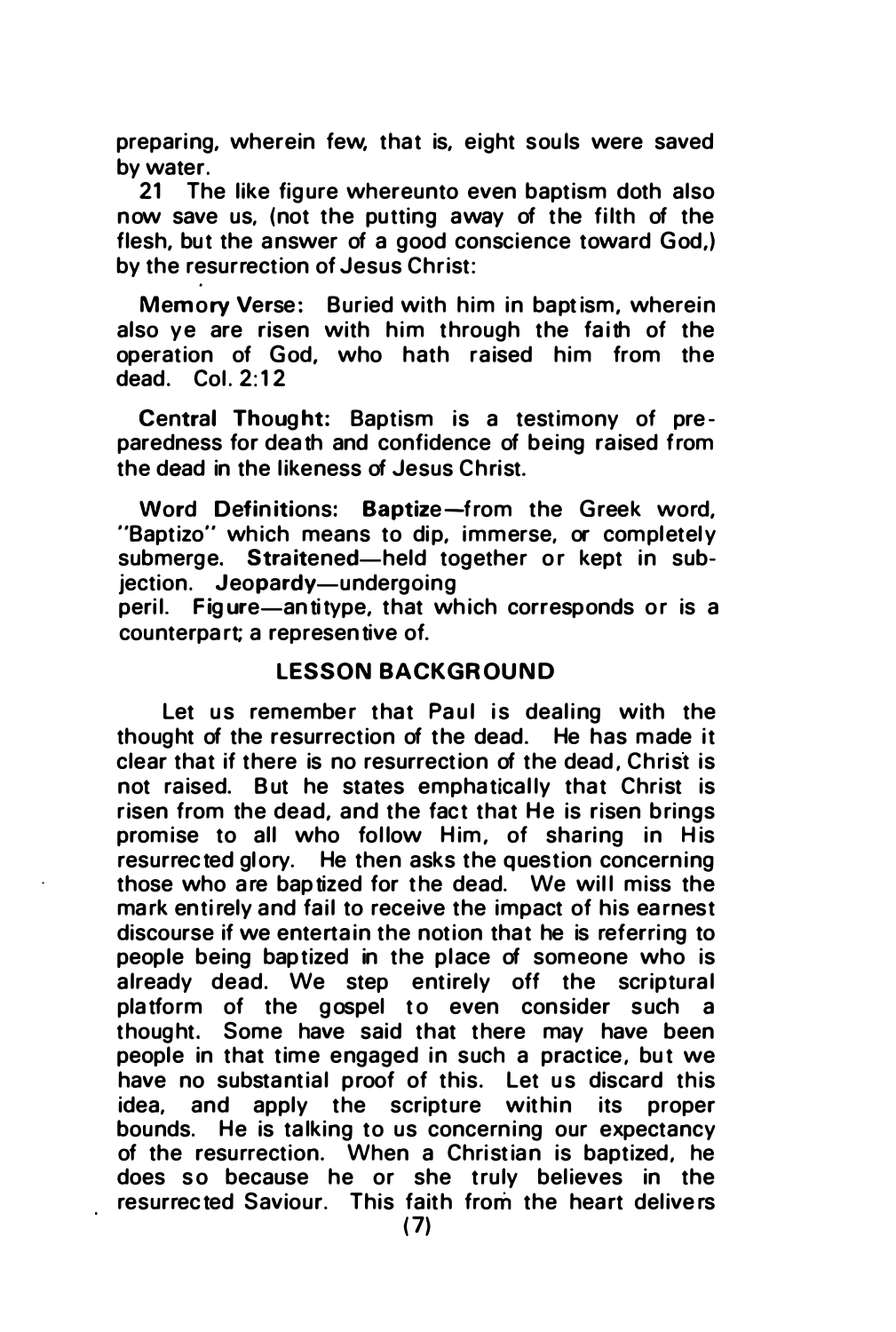preparing, wherein few, that is, eight souls were saved by water.

21 The like figure whereunto even baptism doth also now save us, (not the putting away of the filth of the flesh, but the answer of a good conscience toward God,) by the resurrection of Jesus Christ:

**Memory Verse:** Buried with him in baptism, wherein also ye are risen with him through the faith of the operation of God, who hath raised him from the dead. Col. 2:12

**Central Thought:** Baptism is a testimony of preparedness for death and confidence of being raised from the dead in the likeness of Jesus Christ.

**Word Definitions:** **Baptize**—from the Greek word, "Baptizo" which means to dip, immerse, or completely submerge. **Straitened**—held together or kept in subjection. **Jeopardy**—undergoing peril. **Figure**—antitype, that which corresponds or is a counterpart; a representive of.

## LESSON BACKGROUND

Let us remember that Paul is dealing with the thought of the resurrection of the dead. He has made it clear that if there is no resurrection of the dead, Christ is not raised. But he states emphatically that Christ is risen from the dead, and the fact that He is risen brings promise to all who follow Him, of sharing in His resurrected glory. He then asks the question concerning those who are baptized for the dead. We will miss the mark entirely and fail to receive the impact of his earnest discourse if we entertain the notion that he is referring to people being baptized in the place of someone who is already dead. We step entirely off the scriptural platform of the gospel to even consider such a thought. Some have said that there may have been people in that time engaged in such a practice, but we have no substantial proof of this. Let us discard this idea, and apply the scripture within its proper bounds. He is talking to us concerning our expectancy of the resurrection. When a Christian is baptized, he does so because he or she truly believes in the resurrected Saviour. This faith from the heart delivers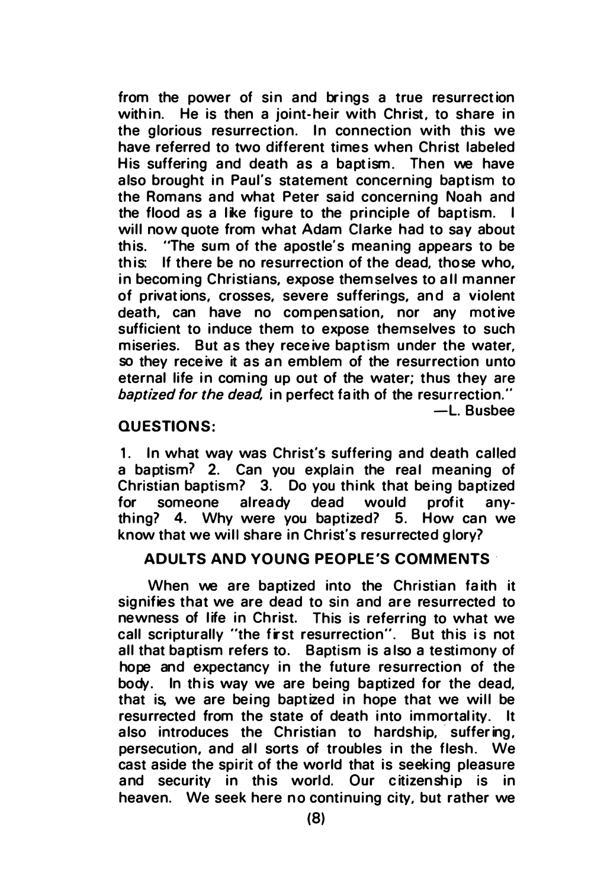from the power of sin and brings a true resurrection within. He is then a joint-heir with Christ, to share in the glorious resurrection. In connection with this we have referred to two different times when Christ labeled His suffering and death as a baptism. Then we have also brought in Paul's statement concerning baptism to the Romans and what Peter said concerning Noah and the flood as a like figure to the principle of baptism. I will now quote from what Adam Clarke had to say about this. "The sum of the apostle's meaning appears to be this: If there be no resurrection of the dead, those who, in becoming Christians, expose themselves to all manner of privations, crosses, severe sufferings, and a violent death, can have no compensation, nor any motive sufficient to induce them to expose themselves to such miseries. But as they receive baptism under the water, so they receive it as an emblem of the resurrection unto eternal life in coming up out of the water; thus they are *baptized for the dead,* in perfect faith of the resurrection."

—L. Busbee

**QUESTIONS:**

1. In what way was Christ's suffering and death called a baptism? 2. Can you explain the real meaning of Christian baptism? 3. Do you think that being baptized for someone already dead would profit anything? 4. Why were you baptized? 5. How can we know that we will share in Christ's resurrected glory?

## ADULTS AND YOUNG PEOPLE'S COMMENTS

When we are baptized into the Christian faith it signifies that we are dead to sin and are resurrected to newness of life in Christ. This is referring to what we call scripturally "the first resurrection". But this is not all that baptism refers to. Baptism is also a testimony of hope and expectancy in the future resurrection of the body. In this way we are being baptized for the dead, that is, we are being baptized in hope that we will be resurrected from the state of death into immortality. It also introduces the Christian to hardship, suffering, persecution, and all sorts of troubles in the flesh. We cast aside the spirit of the world that is seeking pleasure and security in this world. Our citizenship is in heaven. We seek here no continuing city, but rather we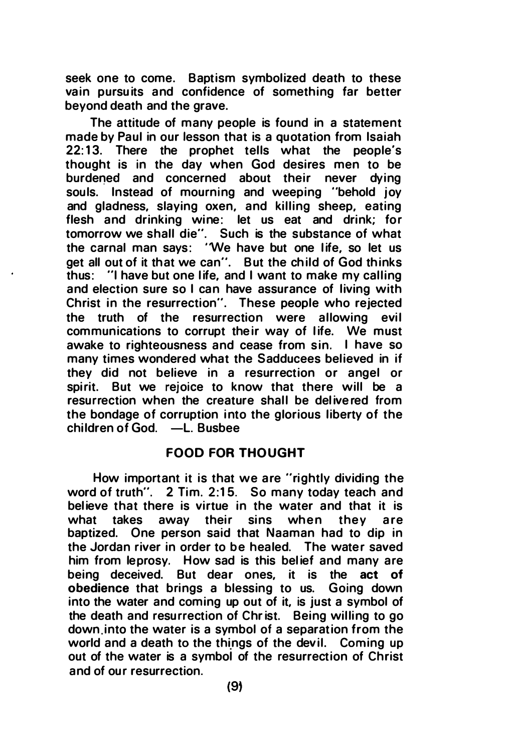seek one to come. Baptism symbolized death to these vain pursuits and confidence of something far better beyond death and the grave.

The attitude of many people is found in a statement made by Paul in our lesson that is a quotation from Isaiah 22:13. There the prophet tells what the people's thought is in the day when God desires men to be burdened and concerned about their never dying souls. Instead of mourning and weeping "behold joy and gladness, slaying oxen, and killing sheep, eating flesh and drinking wine: let us eat and drink; for tomorrow we shall die". Such is the substance of what the carnal man says: "We have but one life, so let us get all out of it that we can". But the child of God thinks thus: "I have but one life, and I want to make my calling and election sure so I can have assurance of living with Christ in the resurrection". These people who rejected the truth of the resurrection were allowing evil communications to corrupt their way of life. We must awake to righteousness and cease from sin. I have so many times wondered what the Sadducees believed in if they did not believe in a resurrection or angel or spirit. But we rejoice to know that there will be a resurrection when the creature shall be delivered from the bondage of corruption into the glorious liberty of the children of God. —L. Busbee

## FOOD FOR THOUGHT

How important it is that we are "rightly dividing the word of truth". 2 Tim. 2:15. So many today teach and believe that there is virtue in the water and that it is what takes away their sins when they are baptized. One person said that Naaman had to dip in the Jordan river in order to be healed. The water saved him from leprosy. How sad is this belief and many are being deceived. But dear ones, it is the **act of obedience** that brings a blessing to us. Going down into the water and coming up out of it, is just a symbol of the death and resurrection of Christ. Being willing to go down into the water is a symbol of a separation from the world and a death to the things of the devil. Coming up out of the water is a symbol of the resurrection of Christ and of our resurrection.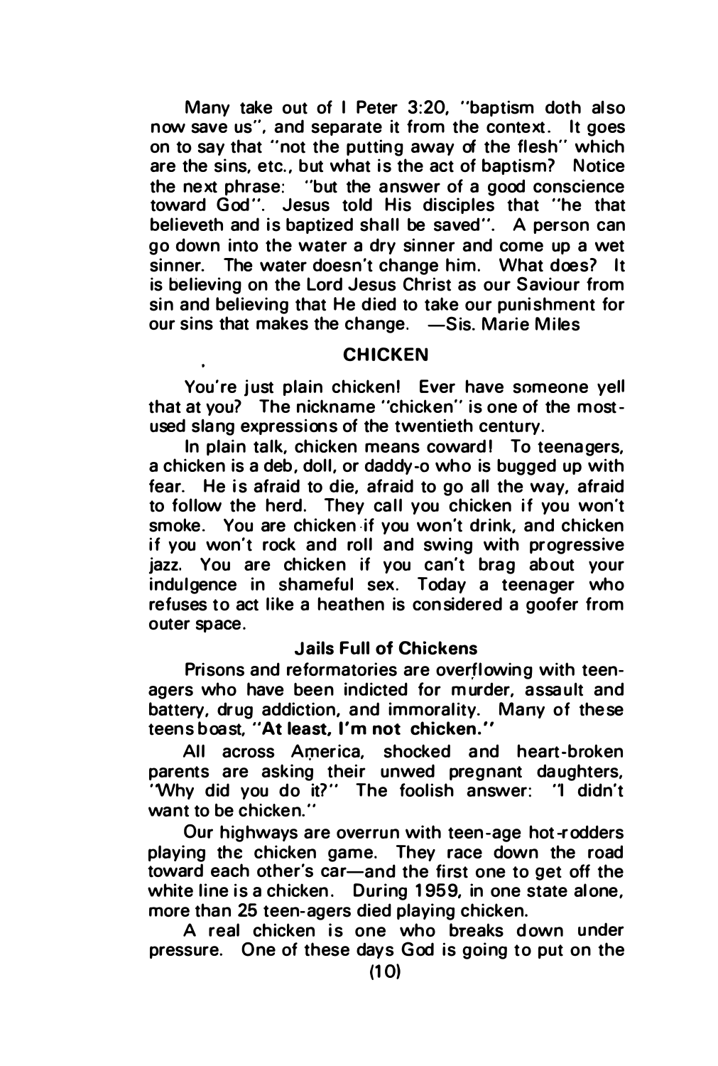Many take out of I Peter 3:20, "baptism doth also now save us", and separate it from the context. It goes on to say that "not the putting away of the flesh" which are the sins, etc., but what is the act of baptism? Notice the next phrase: "but the answer of a good conscience toward God". Jesus told His disciples that "he that believeth and is baptized shall be saved". A person can go down into the water a dry sinner and come up a wet sinner. The water doesn't change him. What does? It is believing on the Lord Jesus Christ as our Saviour from sin and believing that He died to take our punishment for our sins that makes the change. —Sis. Marie Miles

## CHICKEN

You're just plain chicken! Ever have someone yell that at you? The nickname "chicken" is one of the most-used slang expressions of the twentieth century.

In plain talk, chicken means coward! To teenagers, a chicken is a deb, doll, or daddy-o who is bugged up with fear. He is afraid to die, afraid to go all the way, afraid to follow the herd. They call you chicken if you won't smoke. You are chicken if you won't drink, and chicken if you won't rock and roll and swing with progressive jazz. You are chicken if you can't brag about your indulgence in shameful sex. Today a teenager who refuses to act like a heathen is considered a goofer from outer space.

### Jails Full of Chickens

Prisons and reformatories are overflowing with teenagers who have been indicted for murder, assault and battery, drug addiction, and immorality. Many of these teens boast, **"At least, I'm not chicken."**

All across America, shocked and heart-broken parents are asking their unwed pregnant daughters, "Why did you do it?" The foolish answer: "I didn't want to be chicken."

Our highways are overrun with teen-age hot-rodders playing the chicken game. They race down the road toward each other's car—and the first one to get off the white line is a chicken. During 1959, in one state alone, more than 25 teen-agers died playing chicken.

A real chicken is one who breaks down under pressure. One of these days God is going to put on the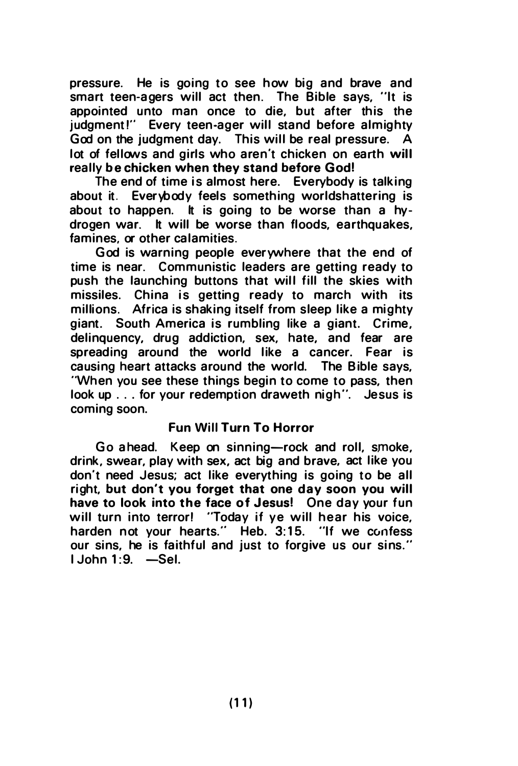pressure. He is going to see how big and brave and smart teen-agers will act then. The Bible says, "It is appointed unto man once to die, but after this the judgment!" Every teen-ager will stand before almighty God on the judgment day. This will be real pressure. A lot of fellows and girls who aren't chicken on earth **will really be chicken when they stand before God!**

The end of time is almost here. Everybody is talking about it. Everybody feels something worldshattering is about to happen. It is going to be worse than a hydrogen war. It will be worse than floods, earthquakes, famines, or other calamities.

God is warning people everywhere that the end of time is near. Communistic leaders are getting ready to push the launching buttons that will fill the skies with missiles. China is getting ready to march with its millions. Africa is shaking itself from sleep like a mighty giant. South America is rumbling like a giant. Crime, delinquency, drug addiction, sex, hate, and fear are spreading around the world like a cancer. Fear is causing heart attacks around the world. The Bible says, "When you see these things begin to come to pass, then look up . . . for your redemption draweth nigh". Jesus is coming soon.

**Fun Will Turn To Horror**

Go ahead. Keep on sinning—rock and roll, smoke, drink, swear, play with sex, act big and brave, act like you don't need Jesus; act like everything is going to be all right, **but don't you forget that one day soon you will have to look into the face of Jesus!** One day your fun will turn into terror! "Today if ye will hear his voice, harden not your hearts." Heb. 3:15. "If we confess our sins, he is faithful and just to forgive us our sins." I John 1:9. —Sel.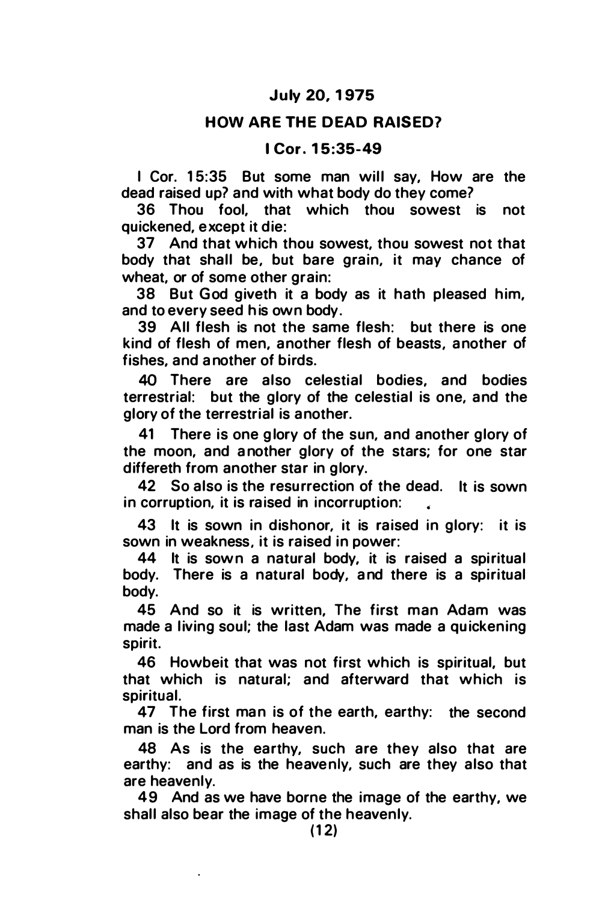## July 20, 1975

## HOW ARE THE DEAD RAISED?

### I Cor. 15:35-49

I Cor. 15:35 But some man will say, How are the dead raised up? and with what body do they come?

36 Thou fool, that which thou sowest is not quickened, except it die:

37 And that which thou sowest, thou sowest not that body that shall be, but bare grain, it may chance of wheat, or of some other grain:

38 But God giveth it a body as it hath pleased him, and to every seed his own body.

39 All flesh is not the same flesh: but there is one kind of flesh of men, another flesh of beasts, another of fishes, and another of birds.

40 There are also celestial bodies, and bodies terrestrial: but the glory of the celestial is one, and the glory of the terrestrial is another.

41 There is one glory of the sun, and another glory of the moon, and another glory of the stars; for one star differeth from another star in glory.

42 So also is the resurrection of the dead. It is sown in corruption, it is raised in incorruption:

43 It is sown in dishonor, it is raised in glory: it is sown in weakness, it is raised in power:

44 It is sown a natural body, it is raised a spiritual body. There is a natural body, and there is a spiritual body.

45 And so it is written, The first man Adam was made a living soul; the last Adam was made a quickening spirit.

46 Howbeit that was not first which is spiritual, but that which is natural; and afterward that which is spiritual.

47 The first man is of the earth, earthy: the second man is the Lord from heaven.

48 As is the earthy, such are they also that are earthy: and as is the heavenly, such are they also that are heavenly.

49 And as we have borne the image of the earthy, we shall also bear the image of the heavenly.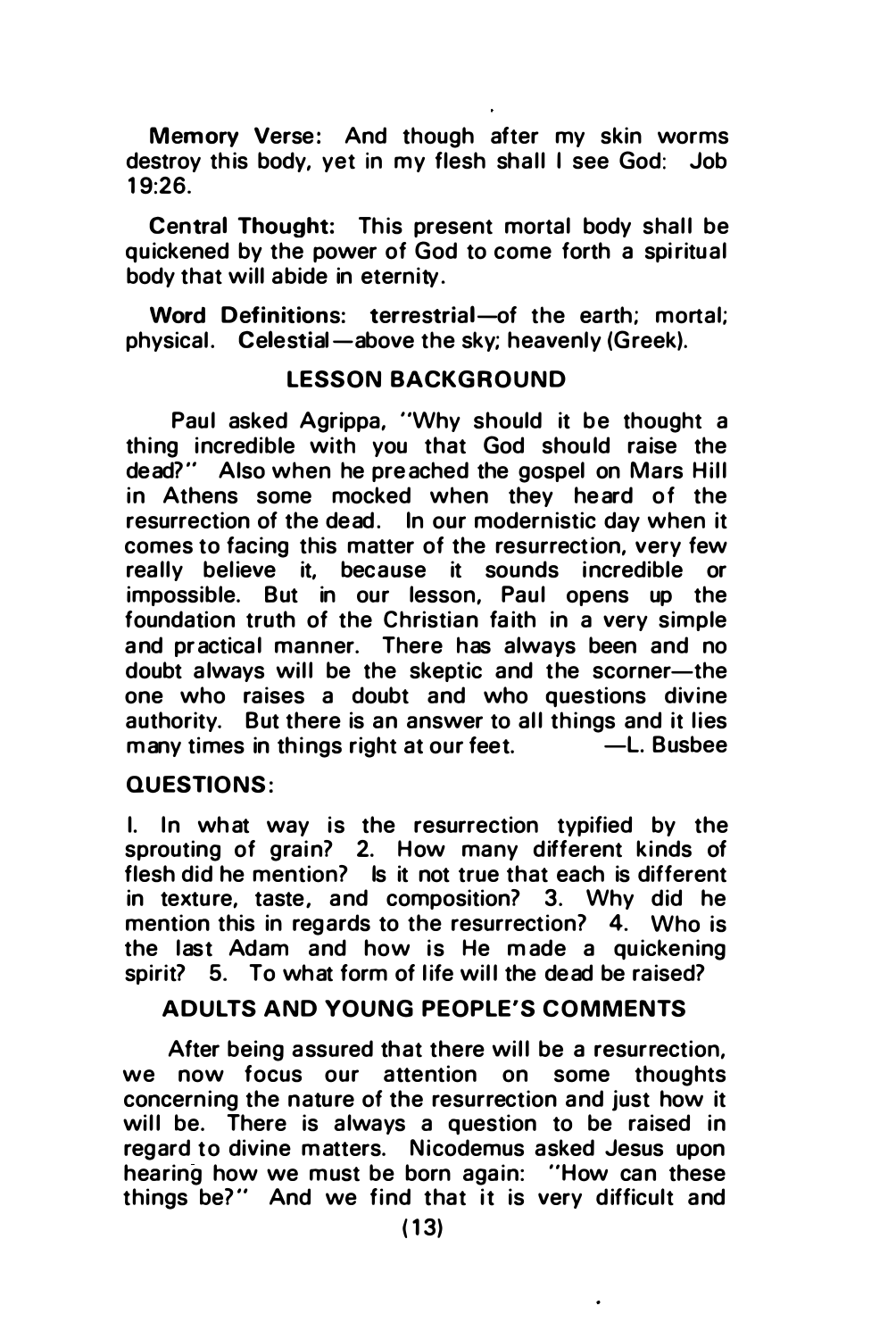**Memory Verse:** And though after my skin worms destroy this body, yet in my flesh shall I see God: Job 19:26.

**Central Thought:** This present mortal body shall be quickened by the power of God to come forth a spiritual body that will abide in eternity.

**Word Definitions:** terrestrial—of the earth; mortal; physical. **Celestial**—above the sky; heavenly (Greek).

## LESSON BACKGROUND

Paul asked Agrippa, "Why should it be thought a thing incredible with you that God should raise the dead?" Also when he preached the gospel on Mars Hill in Athens some mocked when they heard of the resurrection of the dead. In our modernistic day when it comes to facing this matter of the resurrection, very few really believe it, because it sounds incredible or impossible. But in our lesson, Paul opens up the foundation truth of the Christian faith in a very simple and practical manner. There has always been and no doubt always will be the skeptic and the scorner—the one who raises a doubt and who questions divine authority. But there is an answer to all things and it lies many times in things right at our feet. —L. Busbee

## QUESTIONS:

I. In what way is the resurrection typified by the sprouting of grain? 2. How many different kinds of flesh did he mention? Is it not true that each is different in texture, taste, and composition? 3. Why did he mention this in regards to the resurrection? 4. Who is the last Adam and how is He made a quickening spirit? 5. To what form of life will the dead be raised?

## ADULTS AND YOUNG PEOPLE'S COMMENTS

After being assured that there will be a resurrection, we now focus our attention on some thoughts concerning the nature of the resurrection and just how it will be. There is always a question to be raised in regard to divine matters. Nicodemus asked Jesus upon hearing how we must be born again: "How can these things be?" And we find that it is very difficult and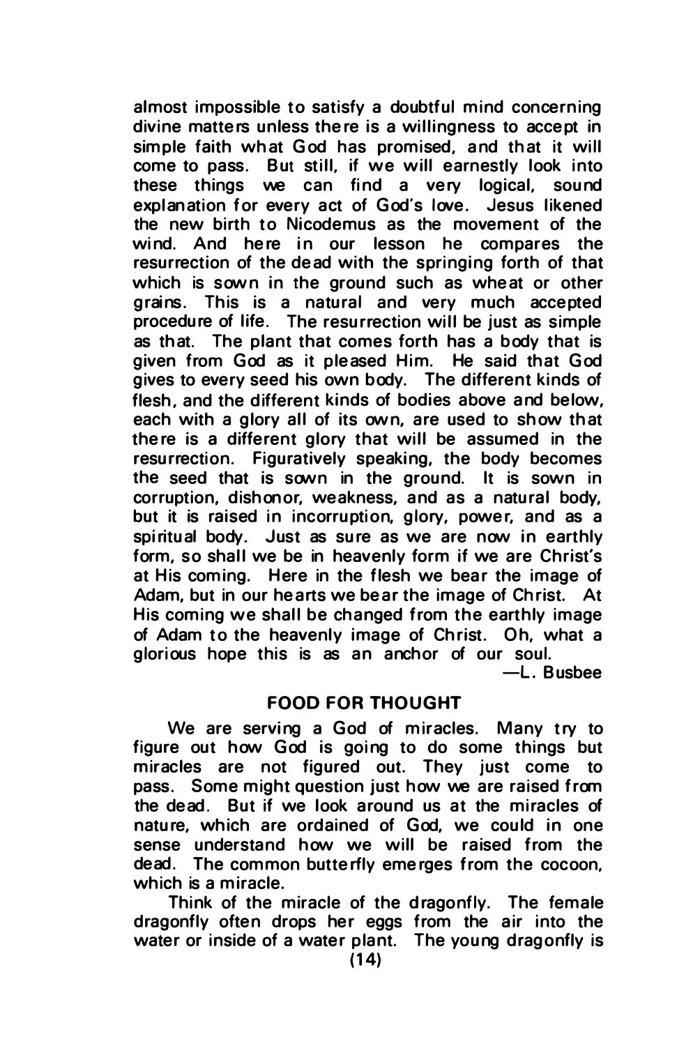almost impossible to satisfy a doubtful mind concerning divine matters unless there is a willingness to accept in simple faith what God has promised, and that it will come to pass. But still, if we will earnestly look into these things we can find a very logical, sound explanation for every act of God's love. Jesus likened the new birth to Nicodemus as the movement of the wind. And here in our lesson he compares the resurrection of the dead with the springing forth of that which is sown in the ground such as wheat or other grains. This is a natural and very much accepted procedure of life. The resurrection will be just as simple as that. The plant that comes forth has a body that is given from God as it pleased Him. He said that God gives to every seed his own body. The different kinds of flesh, and the different kinds of bodies above and below, each with a glory all of its own, are used to show that there is a different glory that will be assumed in the resurrection. Figuratively speaking, the body becomes the seed that is sown in the ground. It is sown in corruption, dishonor, weakness, and as a natural body, but it is raised in incorruption, glory, power, and as a spiritual body. Just as sure as we are now in earthly form, so shall we be in heavenly form if we are Christ's at His coming. Here in the flesh we bear the image of Adam, but in our hearts we bear the image of Christ. At His coming we shall be changed from the earthly image of Adam to the heavenly image of Christ. Oh, what a glorious hope this is as an anchor of our soul.

—L. Busbee

### FOOD FOR THOUGHT

We are serving a God of miracles. Many try to figure out how God is going to do some things but miracles are not figured out. They just come to pass. Some might question just how we are raised from the dead. But if we look around us at the miracles of nature, which are ordained of God, we could in one sense understand how we will be raised from the dead. The common butterfly emerges from the cocoon, which is a miracle.

Think of the miracle of the dragonfly. The female dragonfly often drops her eggs from the air into the water or inside of a water plant. The young dragonfly is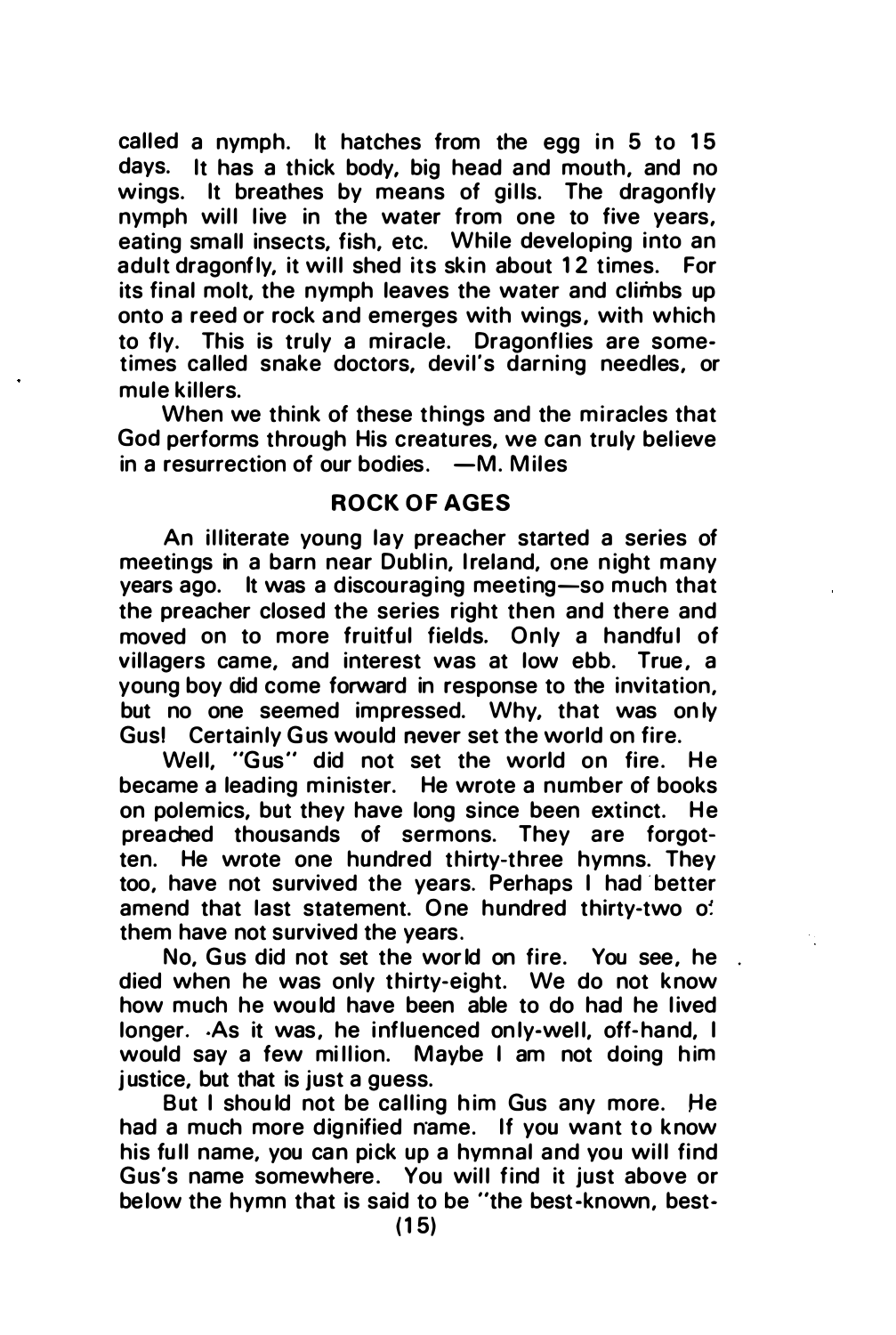called a nymph. It hatches from the egg in 5 to 15 days. It has a thick body, big head and mouth, and no wings. It breathes by means of gills. The dragonfly nymph will live in the water from one to five years, eating small insects, fish, etc. While developing into an adult dragonfly, it will shed its skin about 12 times. For its final molt, the nymph leaves the water and climbs up onto a reed or rock and emerges with wings, with which to fly. This is truly a miracle. Dragonflies are sometimes called snake doctors, devil's darning needles, or mule killers.

When we think of these things and the miracles that God performs through His creatures, we can truly believe in a resurrection of our bodies. —M. Miles

## ROCK OF AGES

An illiterate young lay preacher started a series of meetings in a barn near Dublin, Ireland, one night many years ago. It was a discouraging meeting—so much that the preacher closed the series right then and there and moved on to more fruitful fields. Only a handful of villagers came, and interest was at low ebb. True, a young boy did come forward in response to the invitation, but no one seemed impressed. Why, that was only Gus! Certainly Gus would never set the world on fire.

Well, "Gus" did not set the world on fire. He became a leading minister. He wrote a number of books on polemics, but they have long since been extinct. He preached thousands of sermons. They are forgotten. He wrote one hundred thirty-three hymns. They too, have not survived the years. Perhaps I had better amend that last statement. One hundred thirty-two of them have not survived the years.

No, Gus did not set the world on fire. You see, he died when he was only thirty-eight. We do not know how much he would have been able to do had he lived longer. As it was, he influenced only-well, off-hand, I would say a few million. Maybe I am not doing him justice, but that is just a guess.

But I should not be calling him Gus any more. He had a much more dignified name. If you want to know his full name, you can pick up a hymnal and you will find Gus's name somewhere. You will find it just above or below the hymn that is said to be "the best-known, best-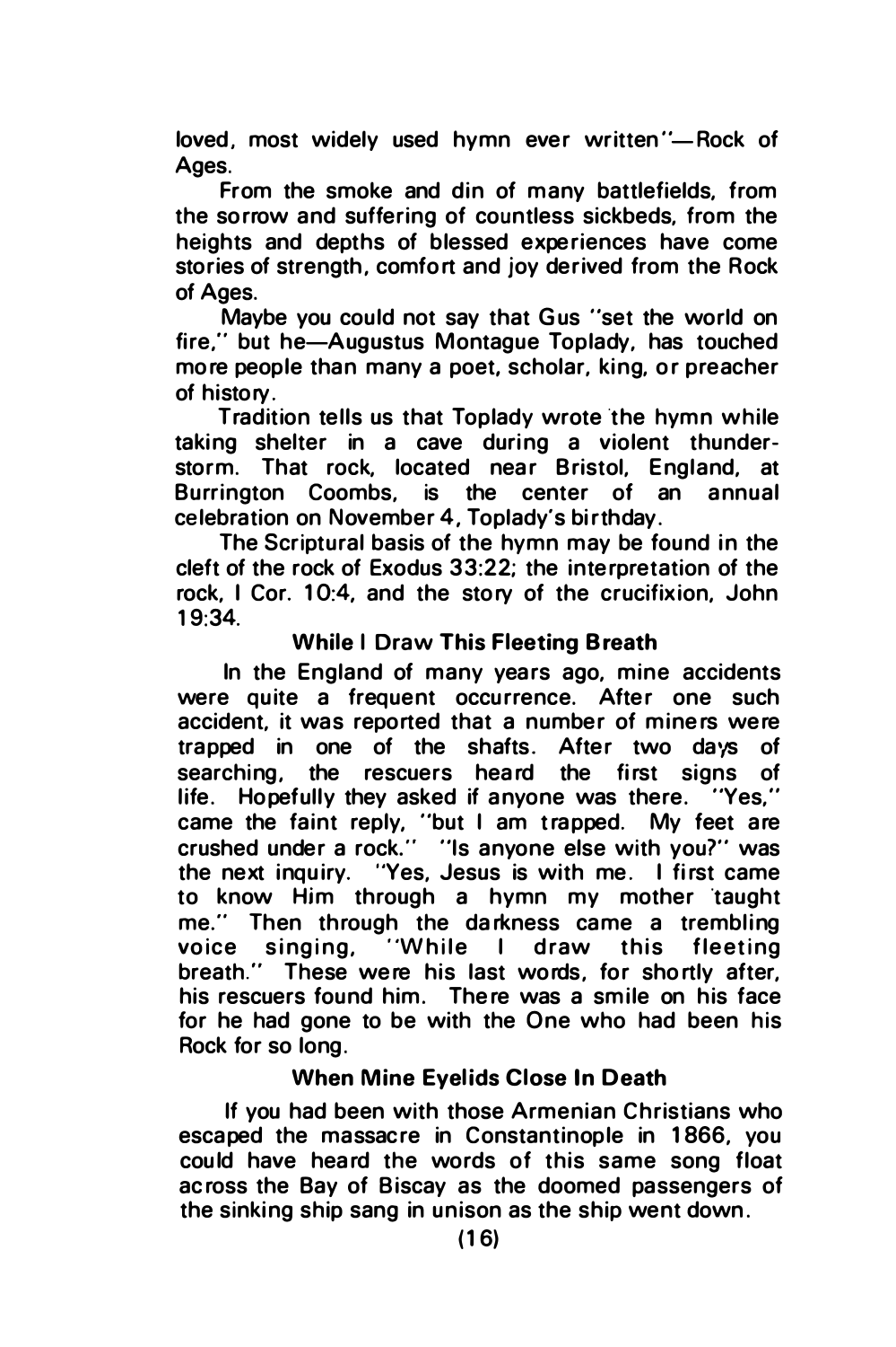loved, most widely used hymn ever written"—Rock of Ages.

From the smoke and din of many battlefields, from the sorrow and suffering of countless sickbeds, from the heights and depths of blessed experiences have come stories of strength, comfort and joy derived from the Rock of Ages.

Maybe you could not say that Gus "set the world on fire," but he—Augustus Montague Toplady, has touched more people than many a poet, scholar, king, or preacher of history.

Tradition tells us that Toplady wrote the hymn while taking shelter in a cave during a violent thunderstorm. That rock, located near Bristol, England, at Burrington Coombs, is the center of an annual celebration on November 4, Toplady's birthday.

The Scriptural basis of the hymn may be found in the cleft of the rock of Exodus 33:22; the interpretation of the rock, I Cor. 10:4, and the story of the crucifixion, John 19:34.

### While I Draw This Fleeting Breath

In the England of many years ago, mine accidents were quite a frequent occurrence. After one such accident, it was reported that a number of miners were trapped in one of the shafts. After two days of searching, the rescuers heard the first signs of life. Hopefully they asked if anyone was there. "Yes," came the faint reply, "but I am trapped. My feet are crushed under a rock." "Is anyone else with you?" was the next inquiry. "Yes, Jesus is with me. I first came to know Him through a hymn my mother taught me." Then through the darkness came a trembling voice singing, "While I draw this fleeting breath." These were his last words, for shortly after, his rescuers found him. There was a smile on his face for he had gone to be with the One who had been his Rock for so long.

### When Mine Eyelids Close In Death

If you had been with those Armenian Christians who escaped the massacre in Constantinople in 1866, you could have heard the words of this same song float across the Bay of Biscay as the doomed passengers of the sinking ship sang in unison as the ship went down.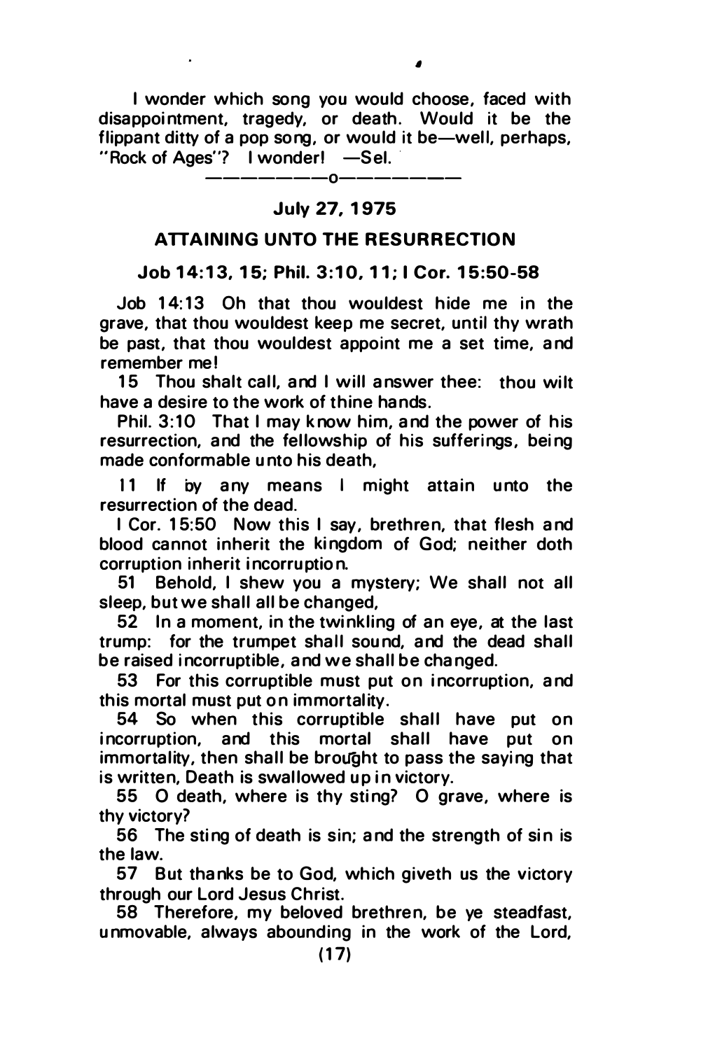I wonder which song you would choose, faced with disappointment, tragedy, or death. Would it be the flippant ditty of a pop song, or would it be—well, perhaps, "Rock of Ages"? I wonder! —Sel.

—————o—————

**July 27, 1975**

## ATTAINING UNTO THE RESURRECTION

**Job 14:13, 15; Phil. 3:10, 11; I Cor. 15:50-58**

Job 14:13 Oh that thou wouldest hide me in the grave, that thou wouldest keep me secret, until thy wrath be past, that thou wouldest appoint me a set time, and remember me!

15 Thou shalt call, and I will answer thee: thou wilt have a desire to the work of thine hands.

Phil. 3:10 That I may know him, and the power of his resurrection, and the fellowship of his sufferings, being made conformable unto his death,

11 If by any means I might attain unto the resurrection of the dead.

I Cor. 15:50 Now this I say, brethren, that flesh and blood cannot inherit the kingdom of God; neither doth corruption inherit incorruption.

51 Behold, I shew you a mystery; We shall not all sleep, but we shall all be changed,

52 In a moment, in the twinkling of an eye, at the last trump: for the trumpet shall sound, and the dead shall be raised incorruptible, and we shall be changed.

53 For this corruptible must put on incorruption, and this mortal must put on immortality.

54 So when this corruptible shall have put on incorruption, and this mortal shall have put on immortality, then shall be brought to pass the saying that is written, Death is swallowed up in victory.

55 O death, where is thy sting? O grave, where is thy victory?

56 The sting of death is sin; and the strength of sin is the law.

57 But thanks be to God, which giveth us the victory through our Lord Jesus Christ.

58 Therefore, my beloved brethren, be ye steadfast, unmovable, always abounding in the work of the Lord,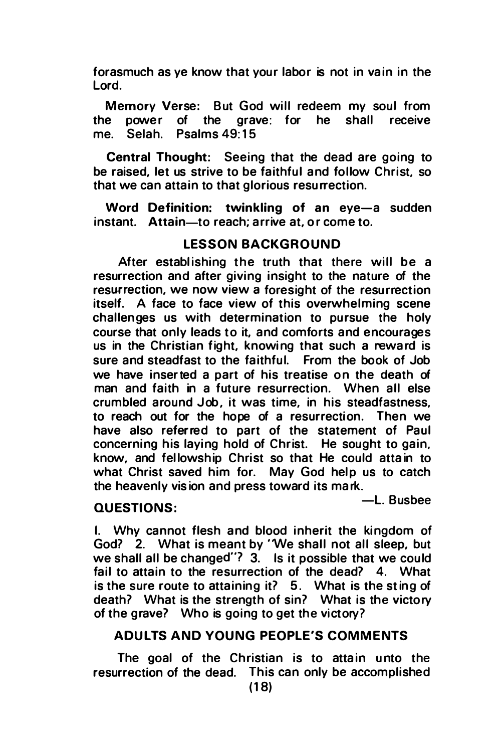forasmuch as ye know that your labor is not in vain in the Lord.

**Memory Verse:** But God will redeem my soul from the power of the grave: for he shall receive me. Selah. Psalms 49:15

**Central Thought:** Seeing that the dead are going to be raised, let us strive to be faithful and follow Christ, so that we can attain to that glorious resurrection.

**Word Definition: twinkling of an** eye—a sudden instant. **Attain**—to reach; arrive at, or come to.

## LESSON BACKGROUND

After establishing the truth that there will be a resurrection and after giving insight to the nature of the resurrection, we now view a foresight of the resurrection itself. A face to face view of this overwhelming scene challenges us with determination to pursue the holy course that only leads to it, and comforts and encourages us in the Christian fight, knowing that such a reward is sure and steadfast to the faithful. From the book of Job we have inserted a part of his treatise on the death of man and faith in a future resurrection. When all else crumbled around Job, it was time, in his steadfastness, to reach out for the hope of a resurrection. Then we have also referred to part of the statement of Paul concerning his laying hold of Christ. He sought to gain, know, and fellowship Christ so that He could attain to what Christ saved him for. May God help us to catch the heavenly vision and press toward its mark.

—L. Busbee

**QUESTIONS:**

I. Why cannot flesh and blood inherit the kingdom of God? 2. What is meant by "We shall not all sleep, but we shall all be changed"? 3. Is it possible that we could fail to attain to the resurrection of the dead? 4. What is the sure route to attaining it? 5. What is the sting of death? What is the strength of sin? What is the victory of the grave? Who is going to get the victory?

## ADULTS AND YOUNG PEOPLE'S COMMENTS

The goal of the Christian is to attain unto the resurrection of the dead. This can only be accomplished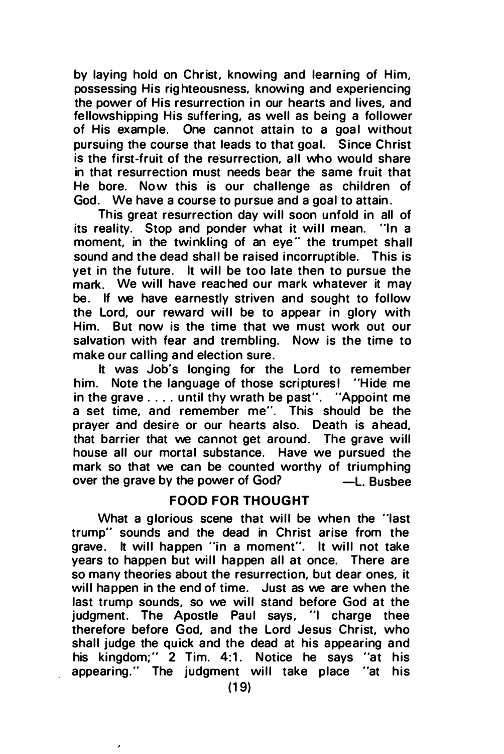by laying hold on Christ, knowing and learning of Him, possessing His righteousness, knowing and experiencing the power of His resurrection in our hearts and lives, and fellowshipping His suffering, as well as being a follower of His example. One cannot attain to a goal without pursuing the course that leads to that goal. Since Christ is the first-fruit of the resurrection, all who would share in that resurrection must needs bear the same fruit that He bore. Now this is our challenge as children of God. We have a course to pursue and a goal to attain.

This great resurrection day will soon unfold in all of its reality. Stop and ponder what it will mean. "In a moment, in the twinkling of an eye" the trumpet shall sound and the dead shall be raised incorruptible. This is yet in the future. It will be too late then to pursue the mark. We will have reached our mark whatever it may be. If we have earnestly striven and sought to follow the Lord, our reward will be to appear in glory with Him. But now is the time that we must work out our salvation with fear and trembling. Now is the time to make our calling and election sure.

It was Job's longing for the Lord to remember him. Note the language of those scriptures! "Hide me in the grave . . . . until thy wrath be past". "Appoint me a set time, and remember me". This should be the prayer and desire or our hearts also. Death is ahead, that barrier that we cannot get around. The grave will house all our mortal substance. Have we pursued the mark so that we can be counted worthy of triumphing over the grave by the power of God? —L. Busbee

## FOOD FOR THOUGHT

What a glorious scene that will be when the "last trump" sounds and the dead in Christ arise from the grave. It will happen "in a moment". It will not take years to happen but will happen all at once. There are so many theories about the resurrection, but dear ones, it will happen in the end of time. Just as we are when the last trump sounds, so we will stand before God at the judgment. The Apostle Paul says, "I charge thee therefore before God, and the Lord Jesus Christ, who shall judge the quick and the dead at his appearing and his kingdom;" 2 Tim. 4:1. Notice he says "at his appearing." The judgment will take place "at his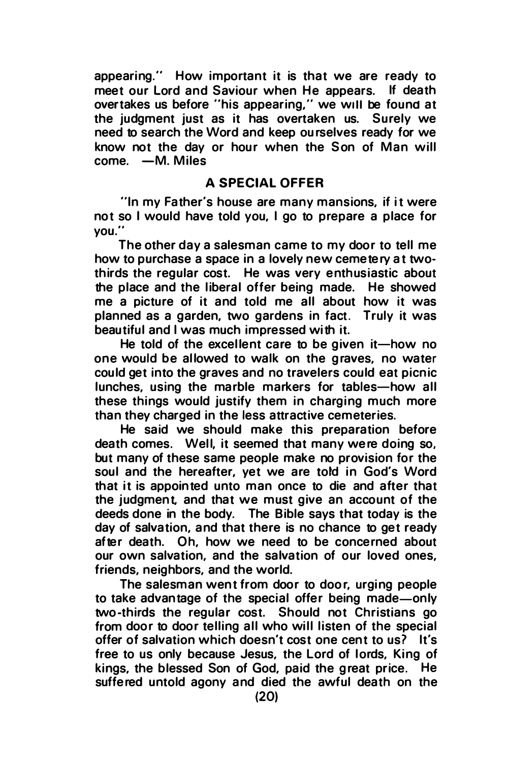appearing." How important it is that we are ready to meet our Lord and Saviour when He appears. If death overtakes us before "his appearing," we will be found at the judgment just as it has overtaken us. Surely we need to search the Word and keep ourselves ready for we know not the day or hour when the Son of Man will come. —M. Miles

## A SPECIAL OFFER

"In my Father's house are many mansions, if it were not so I would have told you, I go to prepare a place for you."

The other day a salesman came to my door to tell me how to purchase a space in a lovely new cemetery at two-thirds the regular cost. He was very enthusiastic about the place and the liberal offer being made. He showed me a picture of it and told me all about how it was planned as a garden, two gardens in fact. Truly it was beautiful and I was much impressed with it.

He told of the excellent care to be given it—how no one would be allowed to walk on the graves, no water could get into the graves and no travelers could eat picnic lunches, using the marble markers for tables—how all these things would justify them in charging much more than they charged in the less attractive cemeteries.

He said we should make this preparation before death comes. Well, it seemed that many were doing so, but many of these same people make no provision for the soul and the hereafter, yet we are told in God's Word that it is appointed unto man once to die and after that the judgment, and that we must give an account of the deeds done in the body. The Bible says that today is the day of salvation, and that there is no chance to get ready after death. Oh, how we need to be concerned about our own salvation, and the salvation of our loved ones, friends, neighbors, and the world.

The salesman went from door to door, urging people to take advantage of the special offer being made—only two-thirds the regular cost. Should not Christians go from door to door telling all who will listen of the special offer of salvation which doesn't cost one cent to us? It's free to us only because Jesus, the Lord of lords, King of kings, the blessed Son of God, paid the great price. He suffered untold agony and died the awful death on the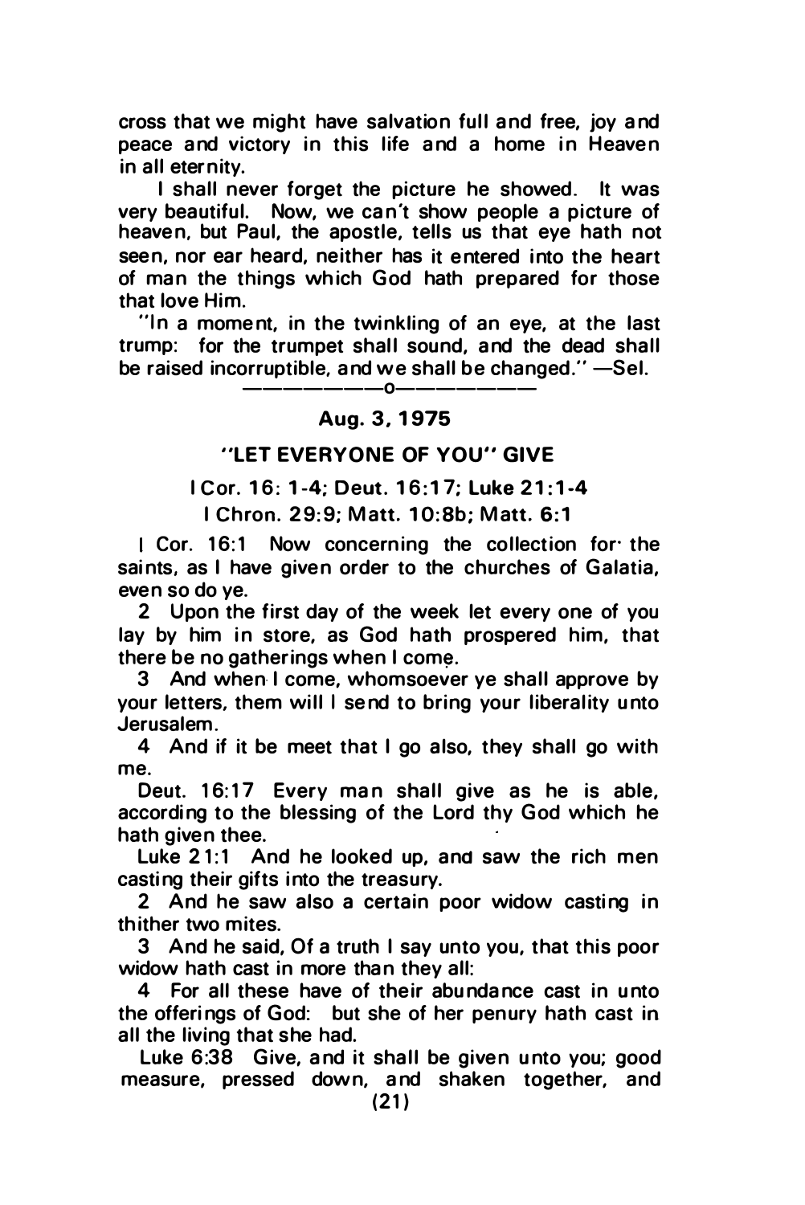cross that we might have salvation full and free, joy and peace and victory in this life and a home in Heaven in all eternity.

I shall never forget the picture he showed. It was very beautiful. Now, we can't show people a picture of heaven, but Paul, the apostle, tells us that eye hath not seen, nor ear heard, neither has it entered into the heart of man the things which God hath prepared for those that love Him.

"In a moment, in the twinkling of an eye, at the last trump: for the trumpet shall sound, and the dead shall be raised incorruptible, and we shall be changed." —Sel.

—————o—————

**Aug. 3, 1975**

**"LET EVERYONE OF YOU" GIVE**

**I Cor. 16: 1-4; Deut. 16:17; Luke 21:1-4**

**I Chron. 29:9; Matt. 10:8b; Matt. 6:1**

I Cor. 16:1 Now concerning the collection for the saints, as I have given order to the churches of Galatia, even so do ye.

2 Upon the first day of the week let every one of you lay by him in store, as God hath prospered him, that there be no gatherings when I come.

3 And when I come, whomsoever ye shall approve by your letters, them will I send to bring your liberality unto Jerusalem.

4 And if it be meet that I go also, they shall go with me.

Deut. 16:17 Every man shall give as he is able, according to the blessing of the Lord thy God which he hath given thee.

Luke 21:1 And he looked up, and saw the rich men casting their gifts into the treasury.

2 And he saw also a certain poor widow casting in thither two mites.

3 And he said, Of a truth I say unto you, that this poor widow hath cast in more than they all:

4 For all these have of their abundance cast in unto the offerings of God: but she of her penury hath cast in all the living that she had.

Luke 6:38 Give, and it shall be given unto you; good measure, pressed down, and shaken together, and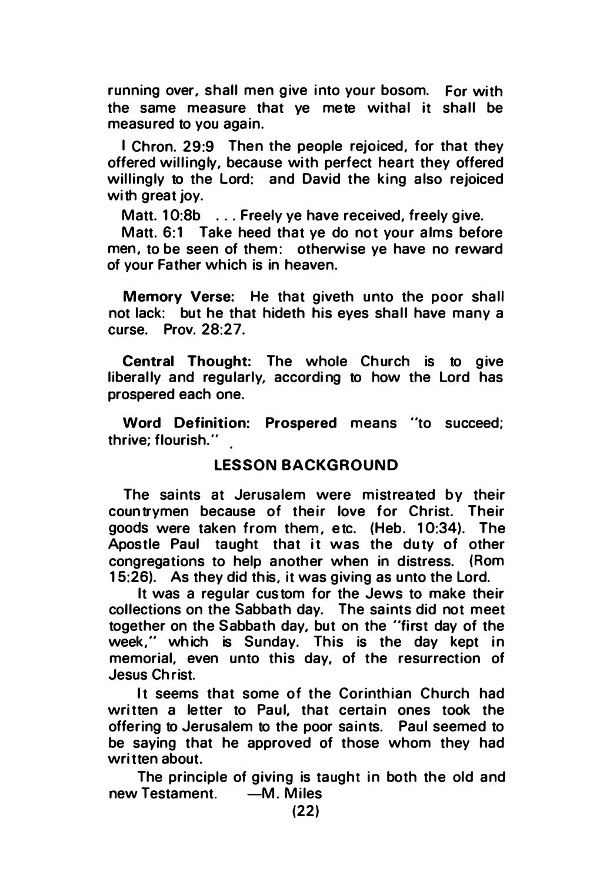running over, shall men give into your bosom. For with the same measure that ye mete withal it shall be measured to you again.

I Chron. 29:9 Then the people rejoiced, for that they offered willingly, because with perfect heart they offered willingly to the Lord: and David the king also rejoiced with great joy.

Matt. 10:8b . . . Freely ye have received, freely give.

Matt. 6:1 Take heed that ye do not your alms before men, to be seen of them: otherwise ye have no reward of your Father which is in heaven.

**Memory Verse:** He that giveth unto the poor shall not lack: but he that hideth his eyes shall have many a curse. Prov. 28:27.

**Central Thought:** The whole Church is to give liberally and regularly, according to how the Lord has prospered each one.

**Word Definition: Prospered** means "to succeed; thrive; flourish."

## LESSON BACKGROUND

The saints at Jerusalem were mistreated by their countrymen because of their love for Christ. Their goods were taken from them, etc. (Heb. 10:34). The Apostle Paul taught that it was the duty of other congregations to help another when in distress. (Rom 15:26). As they did this, it was giving as unto the Lord.

It was a regular custom for the Jews to make their collections on the Sabbath day. The saints did not meet together on the Sabbath day, but on the "first day of the week," which is Sunday. This is the day kept in memorial, even unto this day, of the resurrection of Jesus Christ.

It seems that some of the Corinthian Church had written a letter to Paul, that certain ones took the offering to Jerusalem to the poor saints. Paul seemed to be saying that he approved of those whom they had written about.

The principle of giving is taught in both the old and new Testament. —M. Miles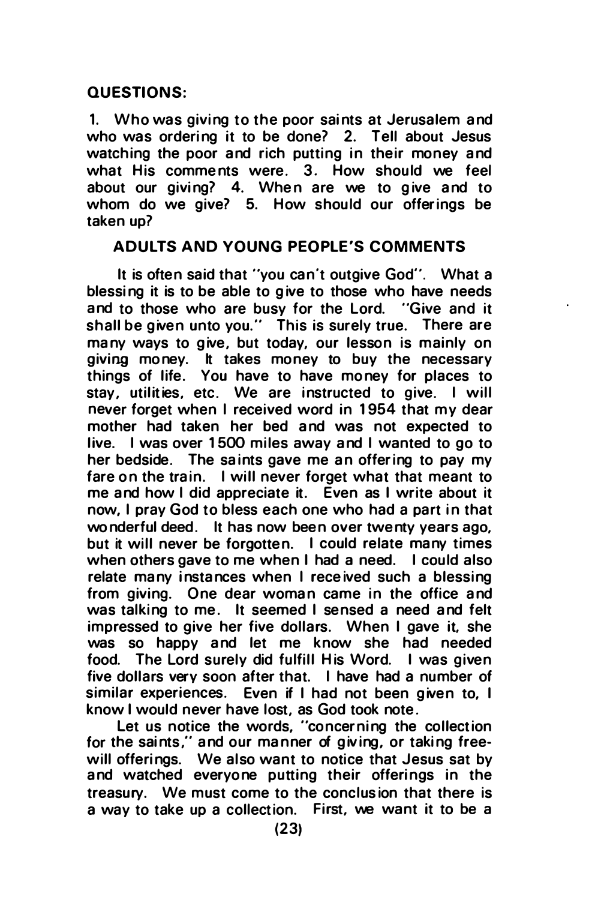**QUESTIONS:**

1. Who was giving to the poor saints at Jerusalem and who was ordering it to be done? 2. Tell about Jesus watching the poor and rich putting in their money and what His comments were. 3. How should we feel about our giving? 4. When are we to give and to whom do we give? 5. How should our offerings be taken up?

**ADULTS AND YOUNG PEOPLE'S COMMENTS**

It is often said that "you can't outgive God". What a blessing it is to be able to give to those who have needs and to those who are busy for the Lord. "Give and it shall be given unto you." This is surely true. There are many ways to give, but today, our lesson is mainly on giving money. It takes money to buy the necessary things of life. You have to have money for places to stay, utilities, etc. We are instructed to give. I will never forget when I received word in 1954 that my dear mother had taken her bed and was not expected to live. I was over 1500 miles away and I wanted to go to her bedside. The saints gave me an offering to pay my fare on the train. I will never forget what that meant to me and how I did appreciate it. Even as I write about it now, I pray God to bless each one who had a part in that wonderful deed. It has now been over twenty years ago, but it will never be forgotten. I could relate many times when others gave to me when I had a need. I could also relate many instances when I received such a blessing from giving. One dear woman came in the office and was talking to me. It seemed I sensed a need and felt impressed to give her five dollars. When I gave it, she was so happy and let me know she had needed food. The Lord surely did fulfill His Word. I was given five dollars very soon after that. I have had a number of similar experiences. Even if I had not been given to, I know I would never have lost, as God took note.

Let us notice the words, "concerning the collection for the saints," and our manner of giving, or taking free-will offerings. We also want to notice that Jesus sat by and watched everyone putting their offerings in the treasury. We must come to the conclusion that there is a way to take up a collection. First, we want it to be a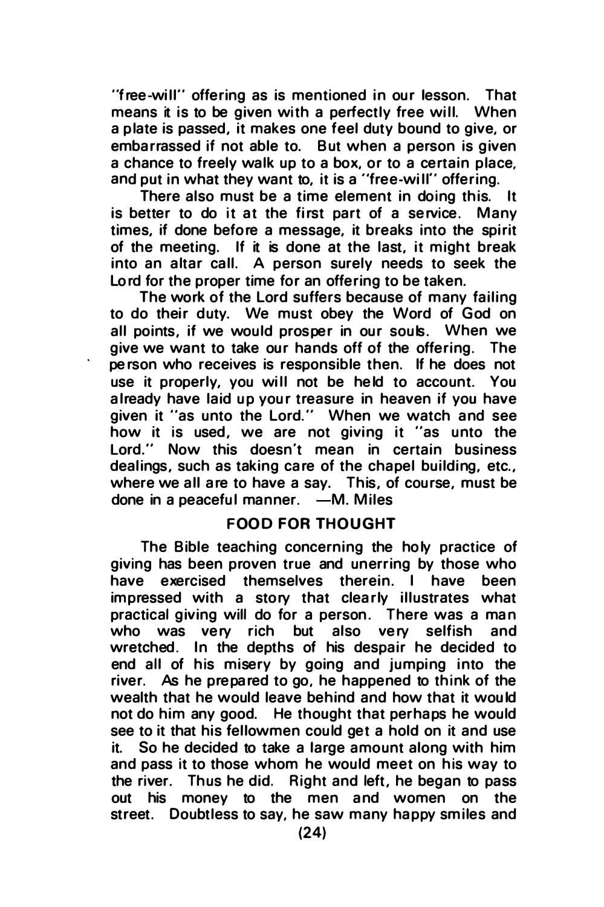"free-will" offering as is mentioned in our lesson. That means it is to be given with a perfectly free will. When a plate is passed, it makes one feel duty bound to give, or embarrassed if not able to. But when a person is given a chance to freely walk up to a box, or to a certain place, and put in what they want to, it is a "free-will" offering.

There also must be a time element in doing this. It is better to do it at the first part of a service. Many times, if done before a message, it breaks into the spirit of the meeting. If it is done at the last, it might break into an altar call. A person surely needs to seek the Lord for the proper time for an offering to be taken.

The work of the Lord suffers because of many failing to do their duty. We must obey the Word of God on all points, if we would prosper in our souls. When we give we want to take our hands off of the offering. The person who receives is responsible then. If he does not use it properly, you will not be held to account. You already have laid up your treasure in heaven if you have given it "as unto the Lord." When we watch and see how it is used, we are not giving it "as unto the Lord." Now this doesn't mean in certain business dealings, such as taking care of the chapel building, etc., where we all are to have a say. This, of course, must be done in a peaceful manner. —M. Miles

## FOOD FOR THOUGHT

The Bible teaching concerning the holy practice of giving has been proven true and unerring by those who have exercised themselves therein. I have been impressed with a story that clearly illustrates what practical giving will do for a person. There was a man who was very rich but also very selfish and wretched. In the depths of his despair he decided to end all of his misery by going and jumping into the river. As he prepared to go, he happened to think of the wealth that he would leave behind and how that it would not do him any good. He thought that perhaps he would see to it that his fellowmen could get a hold on it and use it. So he decided to take a large amount along with him and pass it to those whom he would meet on his way to the river. Thus he did. Right and left, he began to pass out his money to the men and women on the street. Doubtless to say, he saw many happy smiles and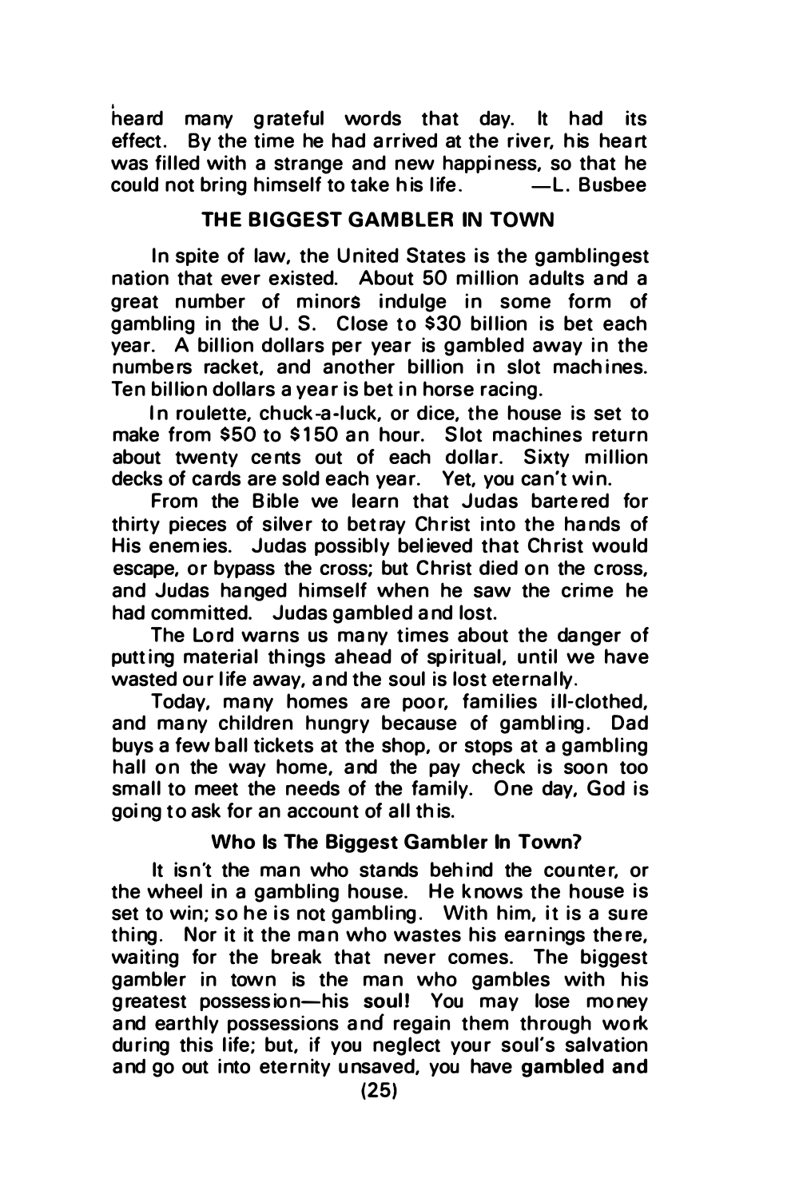heard many grateful words that day. It had its effect. By the time he had arrived at the river, his heart was filled with a strange and new happiness, so that he could not bring himself to take his life. —L. Busbee

## THE BIGGEST GAMBLER IN TOWN

In spite of law, the United States is the gamblingest nation that ever existed. About 50 million adults and a great number of minors indulge in some form of gambling in the U. S. Close to $30 billion is bet each year. A billion dollars per year is gambled away in the numbers racket, and another billion in slot machines. Ten billion dollars a year is bet in horse racing.

In roulette, chuck-a-luck, or dice, the house is set to make from $50 to $150 an hour. Slot machines return about twenty cents out of each dollar. Sixty million decks of cards are sold each year. Yet, you can't win.

From the Bible we learn that Judas bartered for thirty pieces of silver to betray Christ into the hands of His enemies. Judas possibly believed that Christ would escape, or bypass the cross; but Christ died on the cross, and Judas hanged himself when he saw the crime he had committed. Judas gambled and lost.

The Lord warns us many times about the danger of putting material things ahead of spiritual, until we have wasted our life away, and the soul is lost eternally.

Today, many homes are poor, families ill-clothed, and many children hungry because of gambling. Dad buys a few ball tickets at the shop, or stops at a gambling hall on the way home, and the pay check is soon too small to meet the needs of the family. One day, God is going to ask for an account of all this.

### Who Is The Biggest Gambler In Town?

It isn't the man who stands behind the counter, or the wheel in a gambling house. He knows the house is set to win; so he is not gambling. With him, it is a sure thing. Nor it it the man who wastes his earnings there, waiting for the break that never comes. The biggest gambler in town is the man who gambles with his greatest possession—his **soul!** You may lose money and earthly possessions and regain them through work during this life; but, if you neglect your soul's salvation and go out into eternity unsaved, you have **gambled and**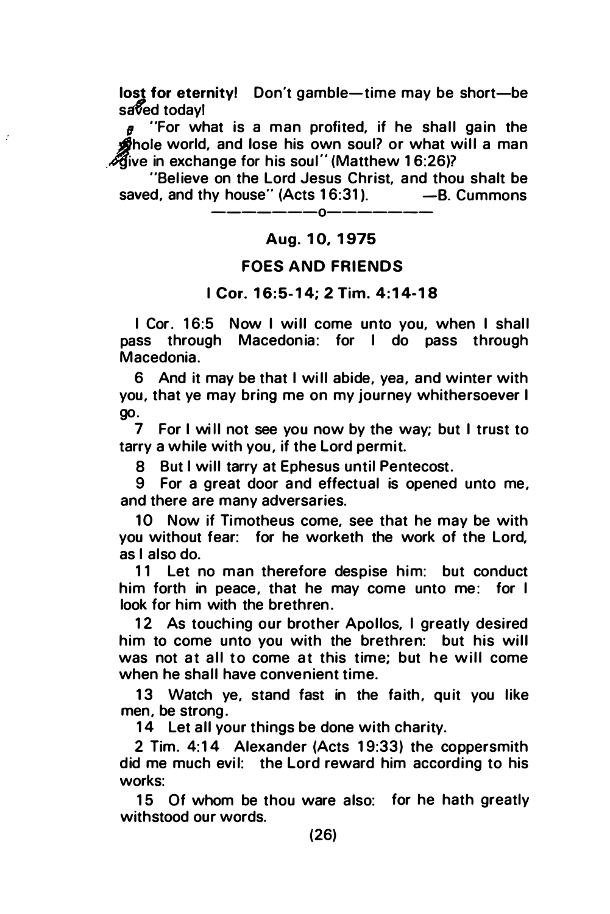**lost for eternity!** Don't gamble—time may be short—be saved today!

"For what is a man profited, if he shall gain the whole world, and lose his own soul? or what will a man give in exchange for his soul" (Matthew 16:26)?

"Believe on the Lord Jesus Christ, and thou shalt be saved, and thy house" (Acts 16:31). —B. Cummons

———————o———————

**Aug. 10, 1975**

## FOES AND FRIENDS

**I Cor. 16:5-14; 2 Tim. 4:14-18**

I Cor. 16:5 Now I will come unto you, when I shall pass through Macedonia: for I do pass through Macedonia.

6 And it may be that I will abide, yea, and winter with you, that ye may bring me on my journey whithersoever I go.

7 For I will not see you now by the way; but I trust to tarry a while with you, if the Lord permit.

8 But I will tarry at Ephesus until Pentecost.

9 For a great door and effectual is opened unto me, and there are many adversaries.

10 Now if Timotheus come, see that he may be with you without fear: for he worketh the work of the Lord, as I also do.

11 Let no man therefore despise him: but conduct him forth in peace, that he may come unto me: for I look for him with the brethren.

12 As touching our brother Apollos, I greatly desired him to come unto you with the brethren: but his will was not at all to come at this time; but he will come when he shall have convenient time.

13 Watch ye, stand fast in the faith, quit you like men, be strong.

14 Let all your things be done with charity.

2 Tim. 4:14 Alexander (Acts 19:33) the coppersmith did me much evil: the Lord reward him according to his works:

15 Of whom be thou ware also: for he hath greatly withstood our words.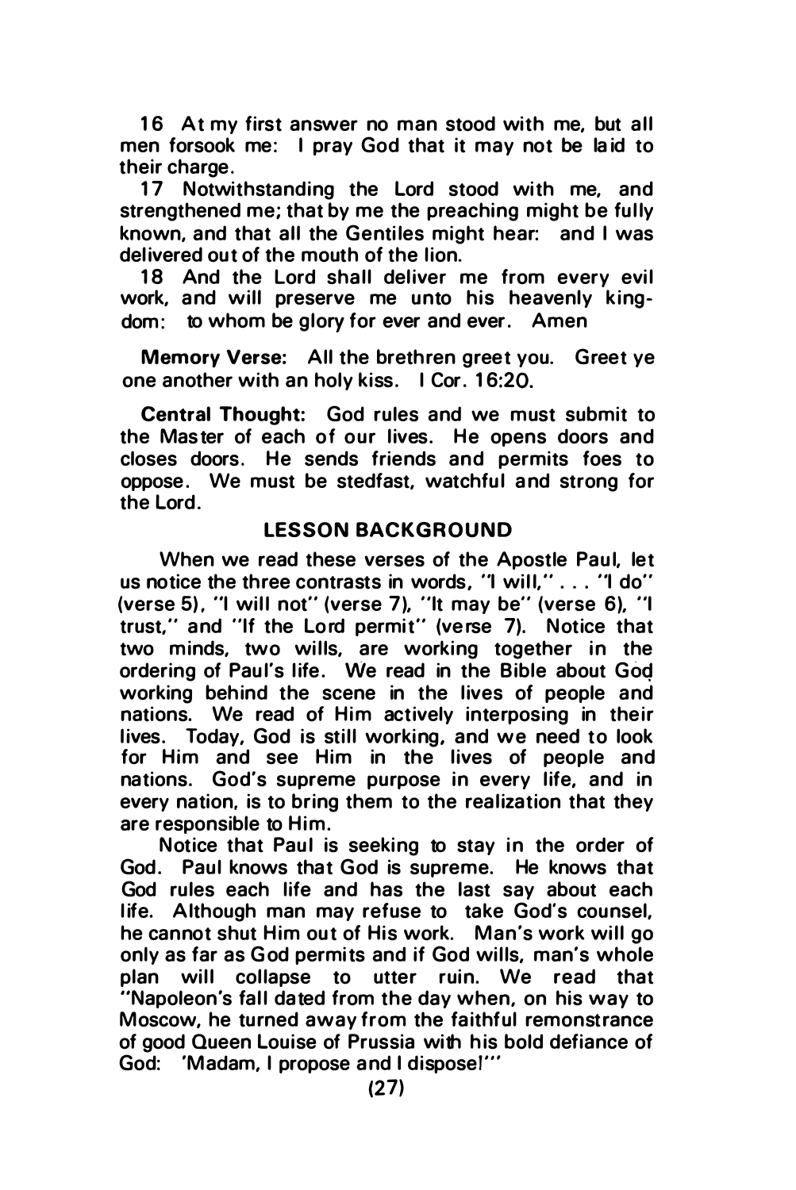16 At my first answer no man stood with me, but all men forsook me: I pray God that it may not be laid to their charge.

17 Notwithstanding the Lord stood with me, and strengthened me; that by me the preaching might be fully known, and that all the Gentiles might hear: and I was delivered out of the mouth of the lion.

18 And the Lord shall deliver me from every evil work, and will preserve me unto his heavenly kingdom: to whom be glory for ever and ever. Amen

**Memory Verse:** All the brethren greet you. Greet ye one another with an holy kiss. I Cor. 16:20.

**Central Thought:** God rules and we must submit to the Master of each of our lives. He opens doors and closes doors. He sends friends and permits foes to oppose. We must be stedfast, watchful and strong for the Lord.

## LESSON BACKGROUND

When we read these verses of the Apostle Paul, let us notice the three contrasts in words, "I will," . . . "I do" (verse 5), "I will not" (verse 7), "It may be" (verse 6), "I trust," and "If the Lord permit" (verse 7). Notice that two minds, two wills, are working together in the ordering of Paul's life. We read in the Bible about God working behind the scene in the lives of people and nations. We read of Him actively interposing in their lives. Today, God is still working, and we need to look for Him and see Him in the lives of people and nations. God's supreme purpose in every life, and in every nation, is to bring them to the realization that they are responsible to Him.

Notice that Paul is seeking to stay in the order of God. Paul knows that God is supreme. He knows that God rules each life and has the last say about each life. Although man may refuse to take God's counsel, he cannot shut Him out of His work. Man's work will go only as far as God permits and if God wills, man's whole plan will collapse to utter ruin. We read that "Napoleon's fall dated from the day when, on his way to Moscow, he turned away from the faithful remonstrance of good Queen Louise of Prussia with his bold defiance of God: 'Madam, I propose and I dispose!'"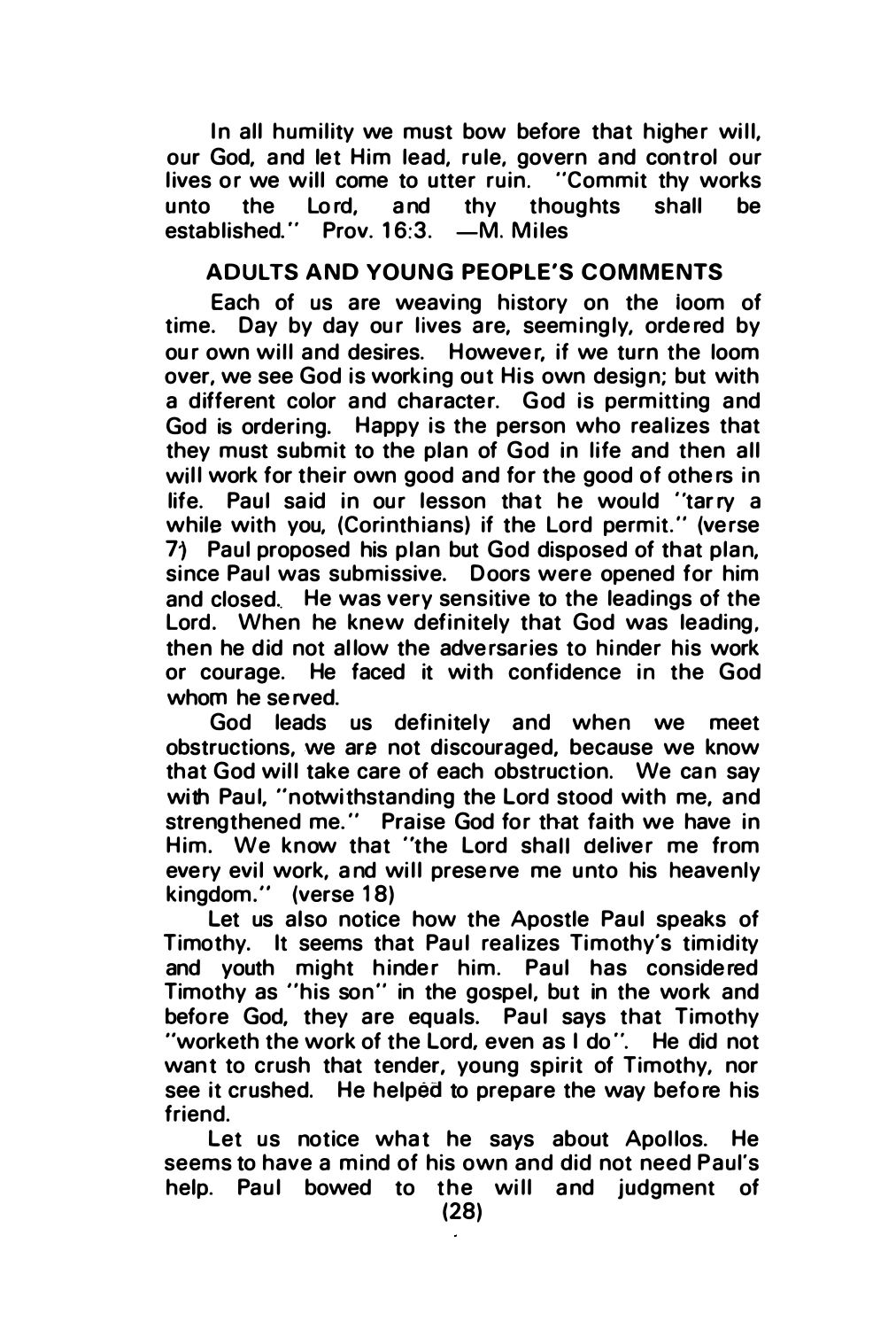In all humility we must bow before that higher will, our God, and let Him lead, rule, govern and control our lives or we will come to utter ruin. "Commit thy works unto the Lord, and thy thoughts shall be established." Prov. 16:3. —M. Miles

## ADULTS AND YOUNG PEOPLE'S COMMENTS

Each of us are weaving history on the loom of time. Day by day our lives are, seemingly, ordered by our own will and desires. However, if we turn the loom over, we see God is working out His own design; but with a different color and character. God is permitting and God is ordering. Happy is the person who realizes that they must submit to the plan of God in life and then all will work for their own good and for the good of others in life. Paul said in our lesson that he would "tarry a while with you, (Corinthians) if the Lord permit." (verse 7) Paul proposed his plan but God disposed of that plan, since Paul was submissive. Doors were opened for him and closed. He was very sensitive to the leadings of the Lord. When he knew definitely that God was leading, then he did not allow the adversaries to hinder his work or courage. He faced it with confidence in the God whom he served.

God leads us definitely and when we meet obstructions, we are not discouraged, because we know that God will take care of each obstruction. We can say with Paul, "notwithstanding the Lord stood with me, and strengthened me." Praise God for that faith we have in Him. We know that "the Lord shall deliver me from every evil work, and will preserve me unto his heavenly kingdom." (verse 18)

Let us also notice how the Apostle Paul speaks of Timothy. It seems that Paul realizes Timothy's timidity and youth might hinder him. Paul has considered Timothy as "his son" in the gospel, but in the work and before God, they are equals. Paul says that Timothy "worketh the work of the Lord, even as I do". He did not want to crush that tender, young spirit of Timothy, nor see it crushed. He helped to prepare the way before his friend.

Let us notice what he says about Apollos. He seems to have a mind of his own and did not need Paul's help. Paul bowed to the will and judgment of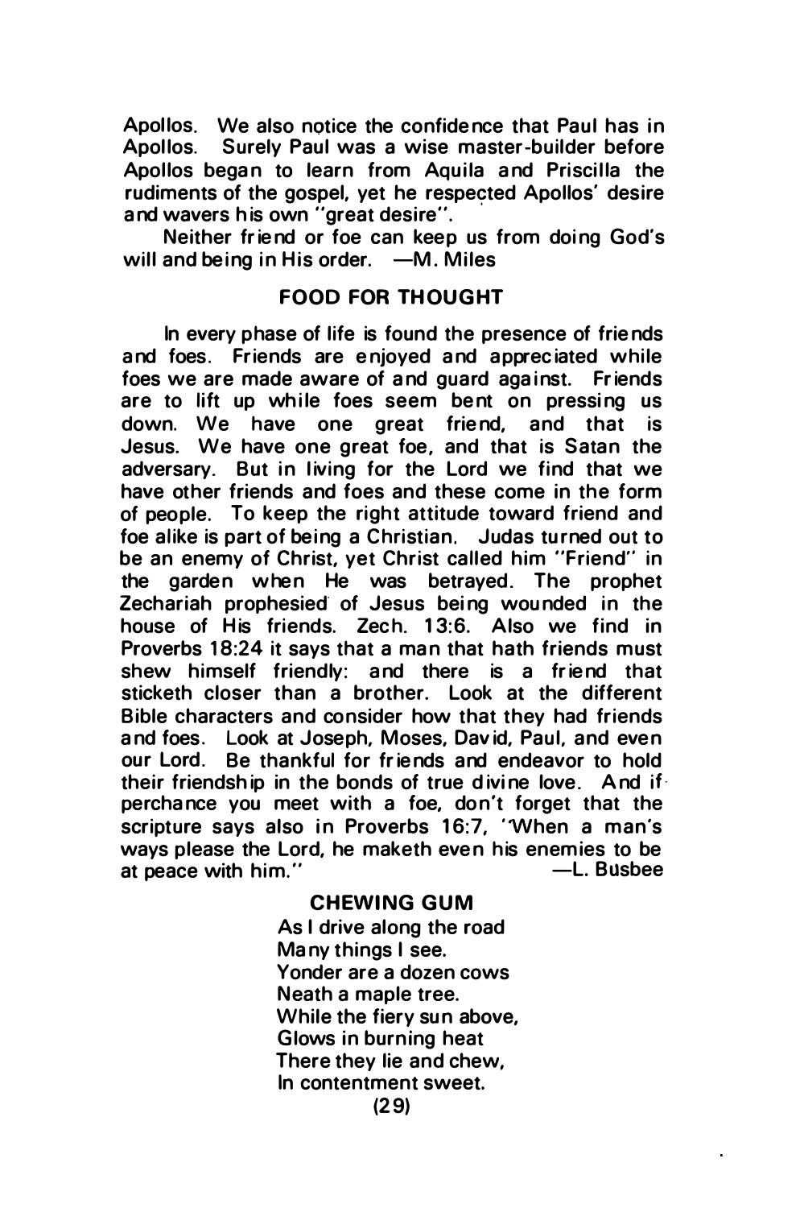Apollos. We also notice the confidence that Paul has in Apollos. Surely Paul was a wise master-builder before Apollos began to learn from Aquila and Priscilla the rudiments of the gospel, yet he respected Apollos' desire and wavers his own "great desire".

Neither friend or foe can keep us from doing God's will and being in His order. —M. Miles

## FOOD FOR THOUGHT

In every phase of life is found the presence of friends and foes. Friends are enjoyed and appreciated while foes we are made aware of and guard against. Friends are to lift up while foes seem bent on pressing us down. We have one great friend, and that is Jesus. We have one great foe, and that is Satan the adversary. But in living for the Lord we find that we have other friends and foes and these come in the form of people. To keep the right attitude toward friend and foe alike is part of being a Christian. Judas turned out to be an enemy of Christ, yet Christ called him "Friend" in the garden when He was betrayed. The prophet Zechariah prophesied of Jesus being wounded in the house of His friends. Zech. 13:6. Also we find in Proverbs 18:24 it says that a man that hath friends must shew himself friendly: and there is a friend that sticketh closer than a brother. Look at the different Bible characters and consider how that they had friends and foes. Look at Joseph, Moses, David, Paul, and even our Lord. Be thankful for friends and endeavor to hold their friendship in the bonds of true divine love. And if perchance you meet with a foe, don't forget that the scripture says also in Proverbs 16:7, "When a man's ways please the Lord, he maketh even his enemies to be at peace with him." —L. Busbee

## CHEWING GUM

As I drive along the road
Many things I see.
Yonder are a dozen cows
Neath a maple tree.
While the fiery sun above,
Glows in burning heat
There they lie and chew,
In contentment sweet.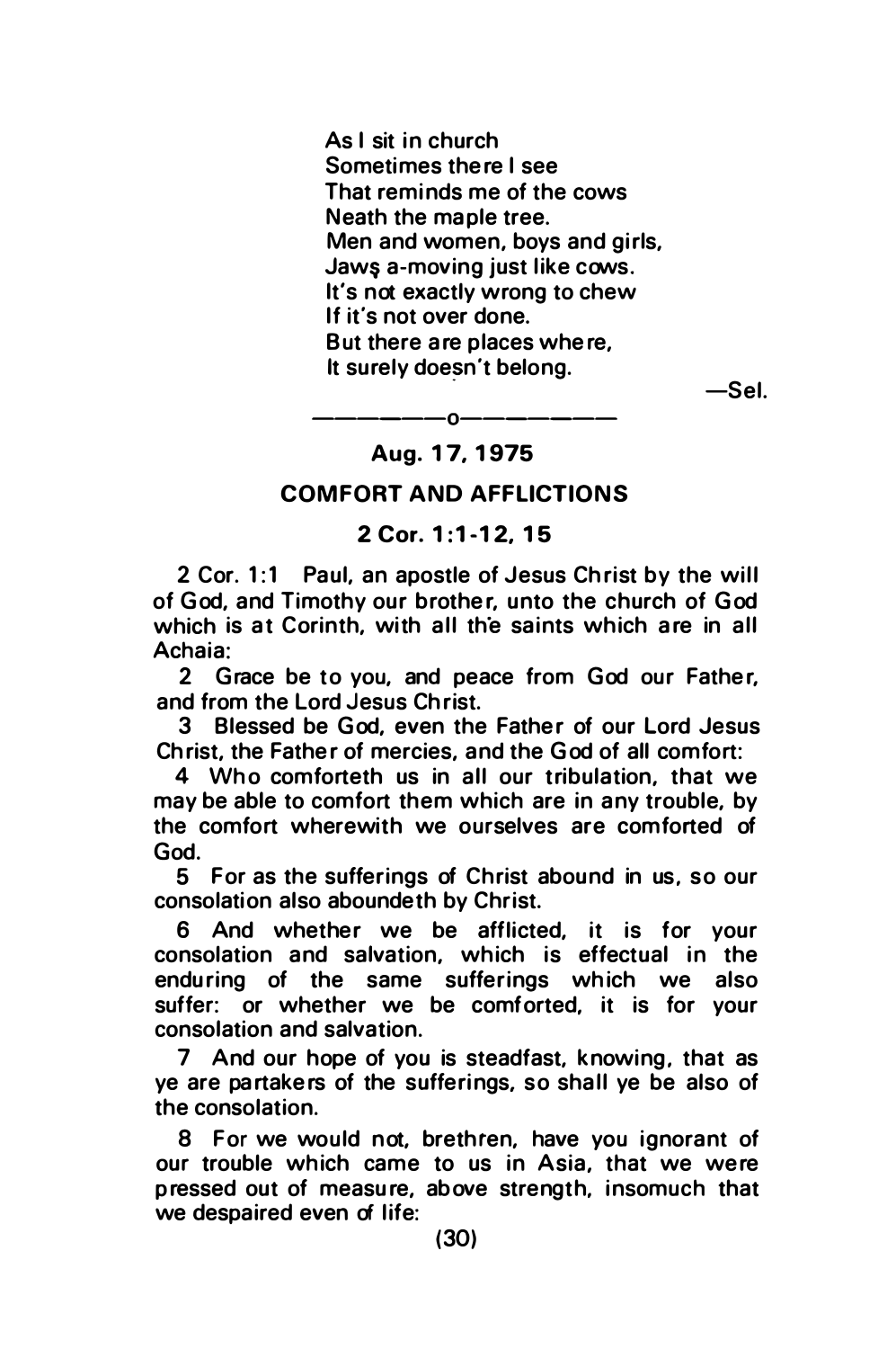As I sit in church  
Sometimes there I see  
That reminds me of the cows  
Neath the maple tree.  
Men and women, boys and girls,  
Jaws a-moving just like cows.  
It's not exactly wrong to chew  
If it's not over done.  
But there are places where,  
It surely doesn't belong.

—Sel.

———o———

**Aug. 17, 1975**

## COMFORT AND AFFLICTIONS

**2 Cor. 1:1-12, 15**

2 Cor. 1:1 Paul, an apostle of Jesus Christ by the will of God, and Timothy our brother, unto the church of God which is at Corinth, with all the saints which are in all Achaia:

2 Grace be to you, and peace from God our Father, and from the Lord Jesus Christ.

3 Blessed be God, even the Father of our Lord Jesus Christ, the Father of mercies, and the God of all comfort:

4 Who comforteth us in all our tribulation, that we may be able to comfort them which are in any trouble, by the comfort wherewith we ourselves are comforted of God.

5 For as the sufferings of Christ abound in us, so our consolation also aboundeth by Christ.

6 And whether we be afflicted, it is for your consolation and salvation, which is effectual in the enduring of the same sufferings which we also suffer: or whether we be comforted, it is for your consolation and salvation.

7 And our hope of you is steadfast, knowing, that as ye are partakers of the sufferings, so shall ye be also of the consolation.

8 For we would not, brethren, have you ignorant of our trouble which came to us in Asia, that we were pressed out of measure, above strength, insomuch that we despaired even of life: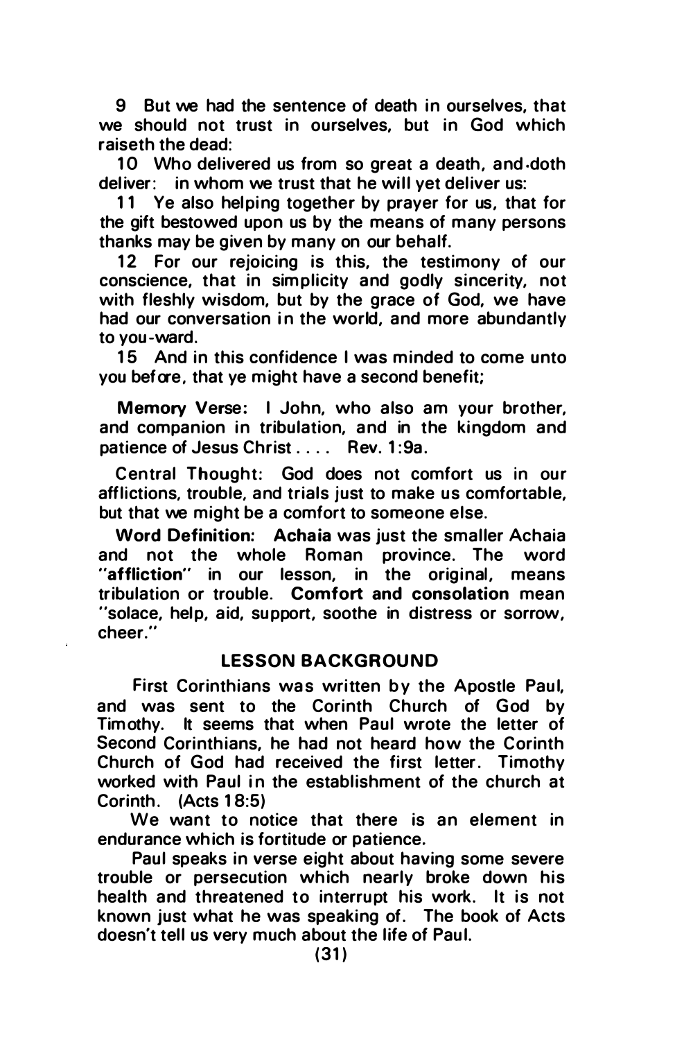9 But we had the sentence of death in ourselves, that we should not trust in ourselves, but in God which raiseth the dead:

10 Who delivered us from so great a death, and doth deliver: in whom we trust that he will yet deliver us:

11 Ye also helping together by prayer for us, that for the gift bestowed upon us by the means of many persons thanks may be given by many on our behalf.

12 For our rejoicing is this, the testimony of our conscience, that in simplicity and godly sincerity, not with fleshly wisdom, but by the grace of God, we have had our conversation in the world, and more abundantly to you-ward.

15 And in this confidence I was minded to come unto you before, that ye might have a second benefit;

**Memory Verse:** I John, who also am your brother, and companion in tribulation, and in the kingdom and patience of Jesus Christ . . . . Rev. 1:9a.

Central Thought: God does not comfort us in our afflictions, trouble, and trials just to make us comfortable, but that we might be a comfort to someone else.

**Word Definition:** **Achaia** was just the smaller Achaia and not the whole Roman province. The word **"affliction"** in our lesson, in the original, means tribulation or trouble. **Comfort and consolation** mean "solace, help, aid, support, soothe in distress or sorrow, cheer."

## LESSON BACKGROUND

First Corinthians was written by the Apostle Paul, and was sent to the Corinth Church of God by Timothy. It seems that when Paul wrote the letter of Second Corinthians, he had not heard how the Corinth Church of God had received the first letter. Timothy worked with Paul in the establishment of the church at Corinth. (Acts 18:5)

We want to notice that there is an element in endurance which is fortitude or patience.

Paul speaks in verse eight about having some severe trouble or persecution which nearly broke down his health and threatened to interrupt his work. It is not known just what he was speaking of. The book of Acts doesn't tell us very much about the life of Paul.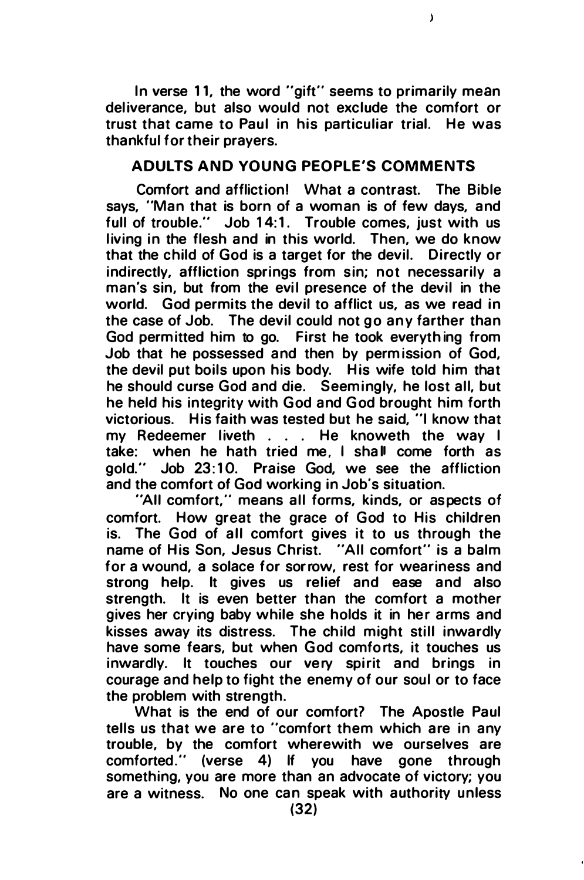In verse 11, the word "gift" seems to primarily mean deliverance, but also would not exclude the comfort or trust that came to Paul in his particuliar trial. He was thankful for their prayers.

## ADULTS AND YOUNG PEOPLE'S COMMENTS

Comfort and affliction! What a contrast. The Bible says, "Man that is born of a woman is of few days, and full of trouble." Job 14:1. Trouble comes, just with us living in the flesh and in this world. Then, we do know that the child of God is a target for the devil. Directly or indirectly, affliction springs from sin; not necessarily a man's sin, but from the evil presence of the devil in the world. God permits the devil to afflict us, as we read in the case of Job. The devil could not go any farther than God permitted him to go. First he took everything from Job that he possessed and then by permission of God, the devil put boils upon his body. His wife told him that he should curse God and die. Seemingly, he lost all, but he held his integrity with God and God brought him forth victorious. His faith was tested but he said, "I know that my Redeemer liveth . . . He knoweth the way I take: when he hath tried me, I shall come forth as gold." Job 23:10. Praise God, we see the affliction and the comfort of God working in Job's situation.

"All comfort," means all forms, kinds, or aspects of comfort. How great the grace of God to His children is. The God of all comfort gives it to us through the name of His Son, Jesus Christ. "All comfort" is a balm for a wound, a solace for sorrow, rest for weariness and strong help. It gives us relief and ease and also strength. It is even better than the comfort a mother gives her crying baby while she holds it in her arms and kisses away its distress. The child might still inwardly have some fears, but when God comforts, it touches us inwardly. It touches our very spirit and brings in courage and help to fight the enemy of our soul or to face the problem with strength.

What is the end of our comfort? The Apostle Paul tells us that we are to "comfort them which are in any trouble, by the comfort wherewith we ourselves are comforted." (verse 4) If you have gone through something, you are more than an advocate of victory; you are a witness. No one can speak with authority unless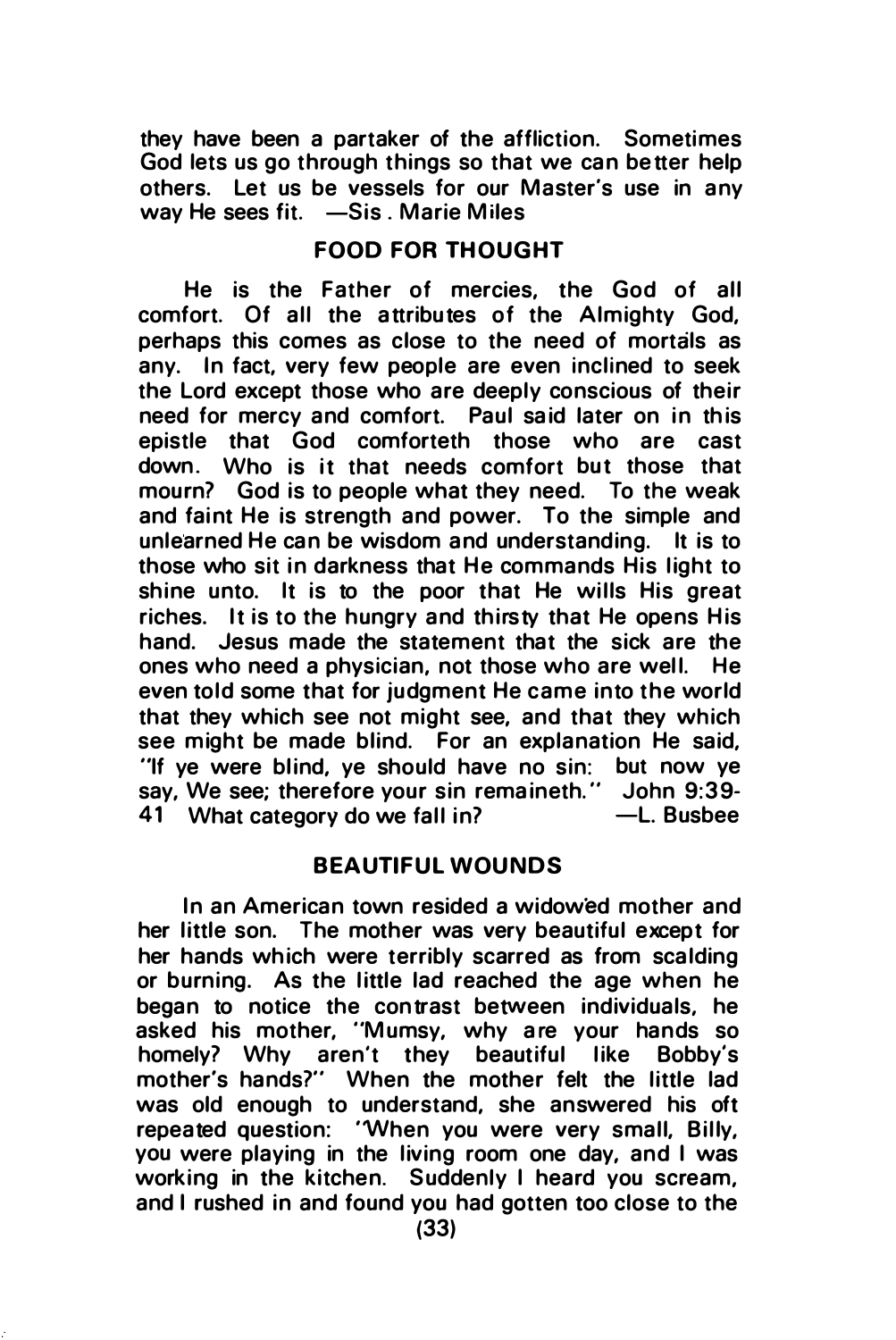they have been a partaker of the affliction. Sometimes God lets us go through things so that we can better help others. Let us be vessels for our Master's use in any way He sees fit. —Sis. Marie Miles

## FOOD FOR THOUGHT

He is the Father of mercies, the God of all comfort. Of all the attributes of the Almighty God, perhaps this comes as close to the need of mortals as any. In fact, very few people are even inclined to seek the Lord except those who are deeply conscious of their need for mercy and comfort. Paul said later on in this epistle that God comforteth those who are cast down. Who is it that needs comfort but those that mourn? God is to people what they need. To the weak and faint He is strength and power. To the simple and unlearned He can be wisdom and understanding. It is to those who sit in darkness that He commands His light to shine unto. It is to the poor that He wills His great riches. It is to the hungry and thirsty that He opens His hand. Jesus made the statement that the sick are the ones who need a physician, not those who are well. He even told some that for judgment He came into the world that they which see not might see, and that they which see might be made blind. For an explanation He said, "If ye were blind, ye should have no sin: but now ye say, We see; therefore your sin remaineth." John 9:39-41 What category do we fall in? —L. Busbee

## BEAUTIFUL WOUNDS

In an American town resided a widowed mother and her little son. The mother was very beautiful except for her hands which were terribly scarred as from scalding or burning. As the little lad reached the age when he began to notice the contrast between individuals, he asked his mother, "Mumsy, why are your hands so homely? Why aren't they beautiful like Bobby's mother's hands?" When the mother felt the little lad was old enough to understand, she answered his oft repeated question: "When you were very small, Billy, you were playing in the living room one day, and I was working in the kitchen. Suddenly I heard you scream, and I rushed in and found you had gotten too close to the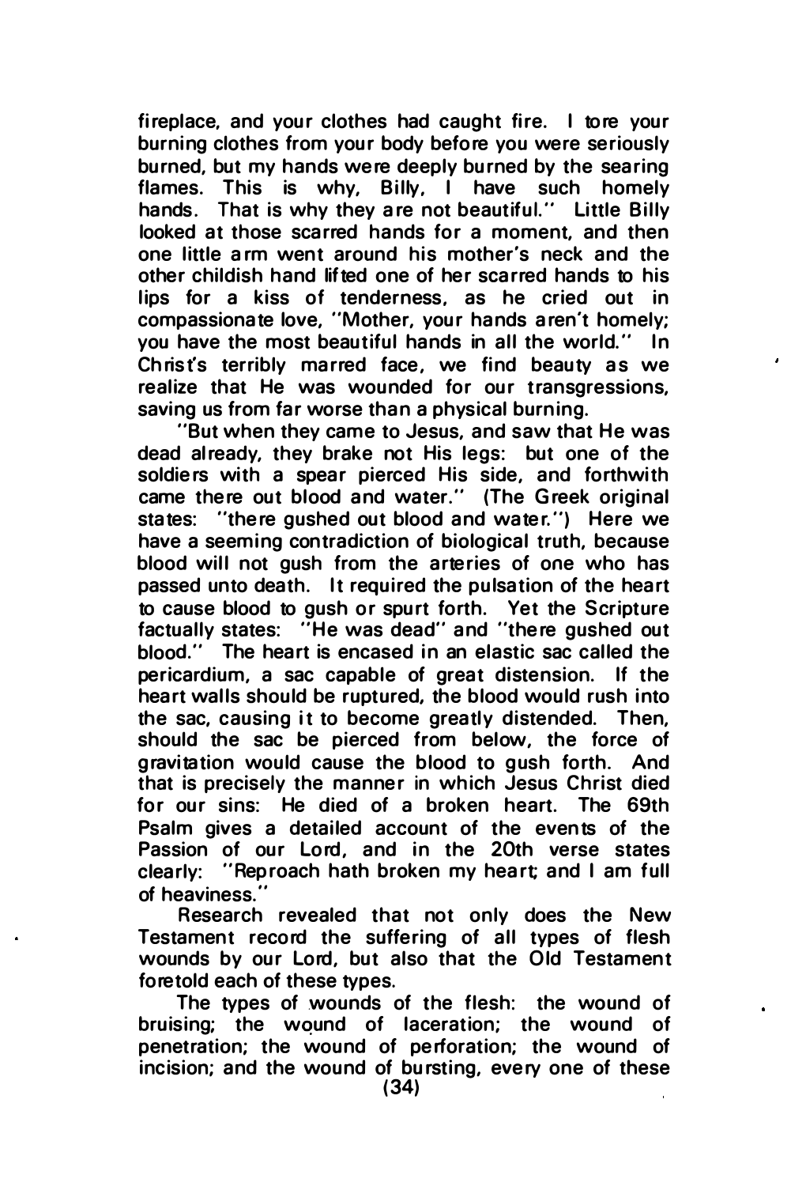fireplace, and your clothes had caught fire. I tore your burning clothes from your body before you were seriously burned, but my hands were deeply burned by the searing flames. This is why, Billy, I have such homely hands. That is why they are not beautiful." Little Billy looked at those scarred hands for a moment, and then one little arm went around his mother's neck and the other childish hand lifted one of her scarred hands to his lips for a kiss of tenderness, as he cried out in compassionate love, "Mother, your hands aren't homely; you have the most beautiful hands in all the world." In Christ's terribly marred face, we find beauty as we realize that He was wounded for our transgressions, saving us from far worse than a physical burning.

"But when they came to Jesus, and saw that He was dead already, they brake not His legs: but one of the soldiers with a spear pierced His side, and forthwith came there out blood and water." (The Greek original states: "there gushed out blood and water.") Here we have a seeming contradiction of biological truth, because blood will not gush from the arteries of one who has passed unto death. It required the pulsation of the heart to cause blood to gush or spurt forth. Yet the Scripture factually states: "He was dead" and "there gushed out blood." The heart is encased in an elastic sac called the pericardium, a sac capable of great distension. If the heart walls should be ruptured, the blood would rush into the sac, causing it to become greatly distended. Then, should the sac be pierced from below, the force of gravitation would cause the blood to gush forth. And that is precisely the manner in which Jesus Christ died for our sins: He died of a broken heart. The 69th Psalm gives a detailed account of the events of the Passion of our Lord, and in the 20th verse states clearly: "Reproach hath broken my heart; and I am full of heaviness."

Research revealed that not only does the New Testament record the suffering of all types of flesh wounds by our Lord, but also that the Old Testament foretold each of these types.

The types of wounds of the flesh: the wound of bruising; the wound of laceration; the wound of penetration; the wound of perforation; the wound of incision; and the wound of bursting, every one of these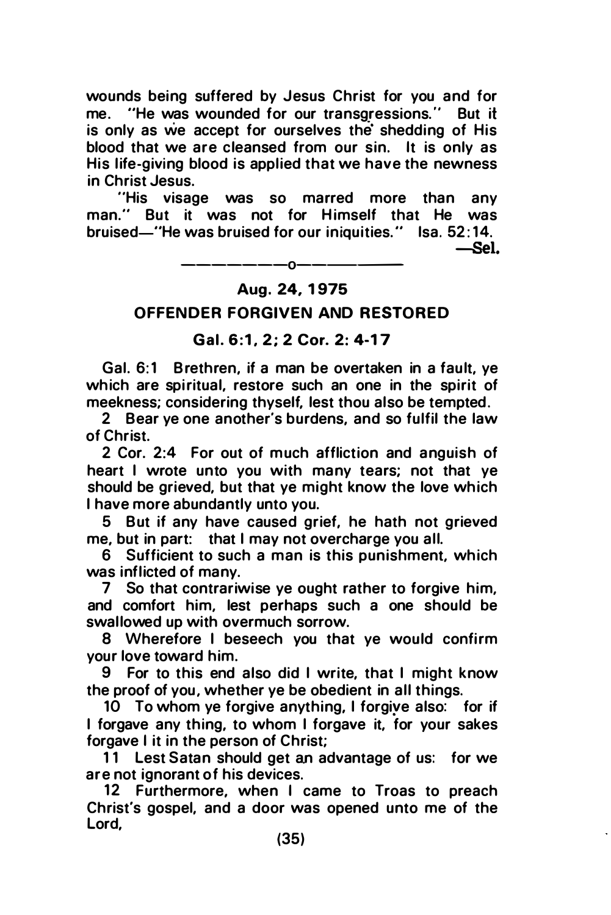wounds being suffered by Jesus Christ for you and for me. "He was wounded for our transgressions." But it is only as we accept for ourselves the shedding of His blood that we are cleansed from our sin. It is only as His life-giving blood is applied that we have the newness in Christ Jesus.

"His visage was so marred more than any man." But it was not for Himself that He was bruised—"He was bruised for our iniquities." Isa. 52:14.

—Sel.

---

**Aug. 24, 1975**

## OFFENDER FORGIVEN AND RESTORED

**Gal. 6:1, 2; 2 Cor. 2: 4-17**

Gal. 6:1 Brethren, if a man be overtaken in a fault, ye which are spiritual, restore such an one in the spirit of meekness; considering thyself, lest thou also be tempted.

2 Bear ye one another's burdens, and so fulfil the law of Christ.

2 Cor. 2:4 For out of much affliction and anguish of heart I wrote unto you with many tears; not that ye should be grieved, but that ye might know the love which I have more abundantly unto you.

5 But if any have caused grief, he hath not grieved me, but in part: that I may not overcharge you all.

6 Sufficient to such a man is this punishment, which was inflicted of many.

7 So that contrariwise ye ought rather to forgive him, and comfort him, lest perhaps such a one should be swallowed up with overmuch sorrow.

8 Wherefore I beseech you that ye would confirm your love toward him.

9 For to this end also did I write, that I might know the proof of you, whether ye be obedient in all things.

10 To whom ye forgive anything, I forgive also: for if I forgave any thing, to whom I forgave it, for your sakes forgave I it in the person of Christ;

11 Lest Satan should get an advantage of us: for we are not ignorant of his devices.

12 Furthermore, when I came to Troas to preach Christ's gospel, and a door was opened unto me of the Lord,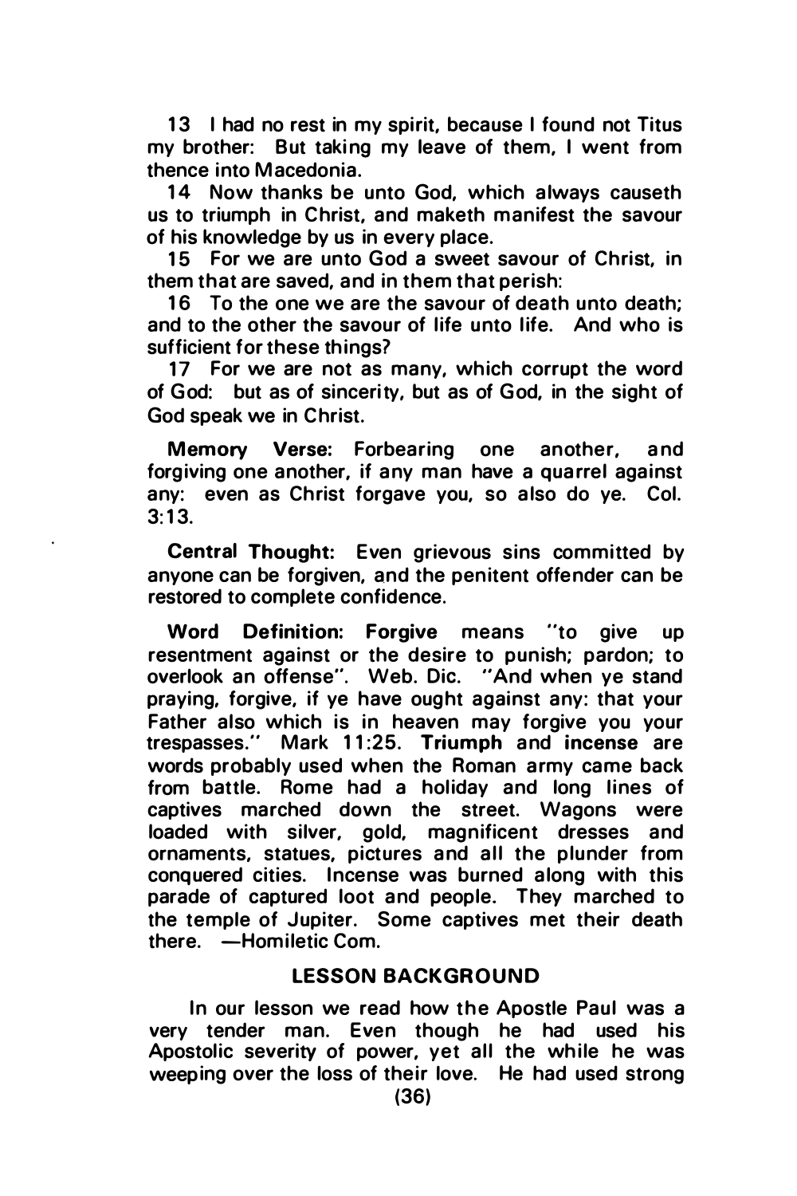13 I had no rest in my spirit, because I found not Titus my brother: But taking my leave of them, I went from thence into Macedonia.

14 Now thanks be unto God, which always causeth us to triumph in Christ, and maketh manifest the savour of his knowledge by us in every place.

15 For we are unto God a sweet savour of Christ, in them that are saved, and in them that perish:

16 To the one we are the savour of death unto death; and to the other the savour of life unto life. And who is sufficient for these things?

17 For we are not as many, which corrupt the word of God: but as of sincerity, but as of God, in the sight of God speak we in Christ.

**Memory Verse:** Forbearing one another, and forgiving one another, if any man have a quarrel against any: even as Christ forgave you, so also do ye. Col. 3:13.

**Central Thought:** Even grievous sins committed by anyone can be forgiven, and the penitent offender can be restored to complete confidence.

**Word Definition: Forgive** means "to give up resentment against or the desire to punish; pardon; to overlook an offense". Web. Dic. "And when ye stand praying, forgive, if ye have ought against any: that your Father also which is in heaven may forgive you your trespasses." Mark 11:25. **Triumph** and **incense** are words probably used when the Roman army came back from battle. Rome had a holiday and long lines of captives marched down the street. Wagons were loaded with silver, gold, magnificent dresses and ornaments, statues, pictures and all the plunder from conquered cities. Incense was burned along with this parade of captured loot and people. They marched to the temple of Jupiter. Some captives met their death there. —Homiletic Com.

## LESSON BACKGROUND

In our lesson we read how the Apostle Paul was a very tender man. Even though he had used his Apostolic severity of power, yet all the while he was weeping over the loss of their love. He had used strong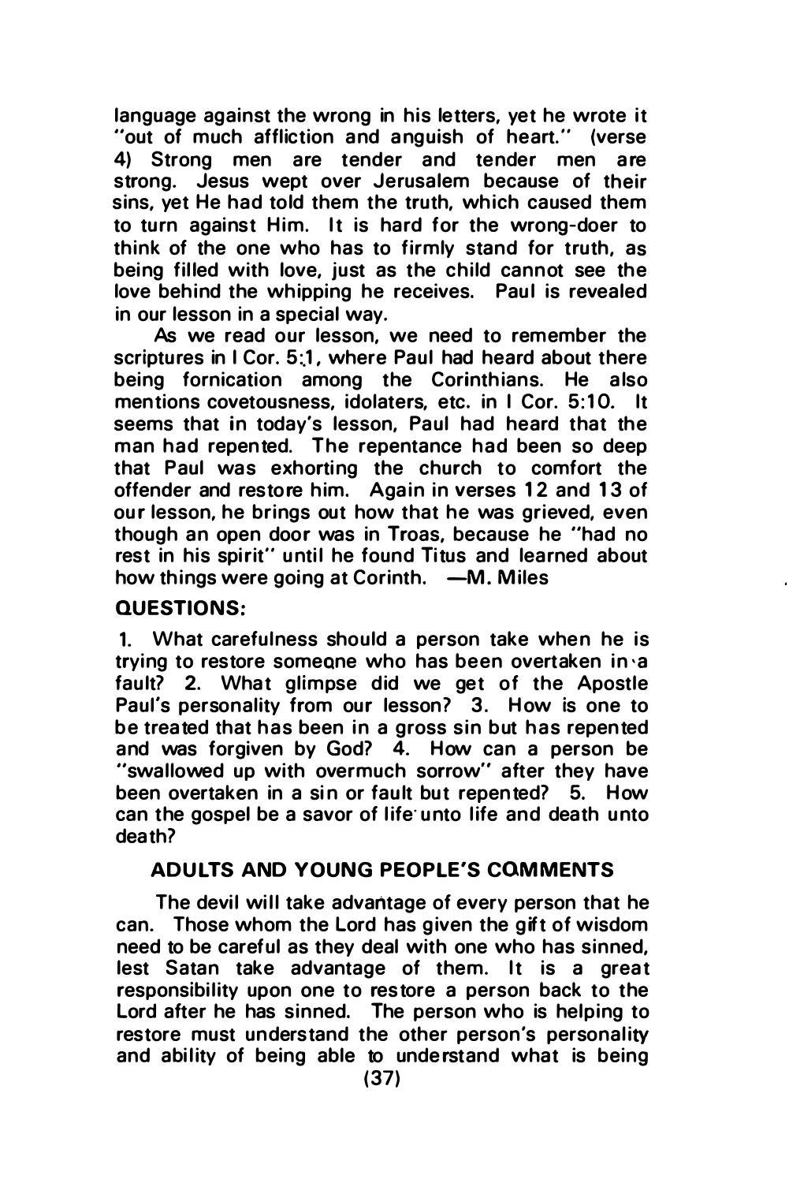language against the wrong in his letters, yet he wrote it "out of much affliction and anguish of heart." (verse 4) Strong men are tender and tender men are strong. Jesus wept over Jerusalem because of their sins, yet He had told them the truth, which caused them to turn against Him. It is hard for the wrong-doer to think of the one who has to firmly stand for truth, as being filled with love, just as the child cannot see the love behind the whipping he receives. Paul is revealed in our lesson in a special way.

As we read our lesson, we need to remember the scriptures in I Cor. 5:1, where Paul had heard about there being fornication among the Corinthians. He also mentions covetousness, idolaters, etc. in I Cor. 5:10. It seems that in today's lesson, Paul had heard that the man had repented. The repentance had been so deep that Paul was exhorting the church to comfort the offender and restore him. Again in verses 12 and 13 of our lesson, he brings out how that he was grieved, even though an open door was in Troas, because he "had no rest in his spirit" until he found Titus and learned about how things were going at Corinth. —M. Miles

**QUESTIONS:**

1. What carefulness should a person take when he is trying to restore someone who has been overtaken in a fault? 2. What glimpse did we get of the Apostle Paul's personality from our lesson? 3. How is one to be treated that has been in a gross sin but has repented and was forgiven by God? 4. How can a person be "swallowed up with overmuch sorrow" after they have been overtaken in a sin or fault but repented? 5. How can the gospel be a savor of life unto life and death unto death?

**ADULTS AND YOUNG PEOPLE'S COMMENTS**

The devil will take advantage of every person that he can. Those whom the Lord has given the gift of wisdom need to be careful as they deal with one who has sinned, lest Satan take advantage of them. It is a great responsibility upon one to restore a person back to the Lord after he has sinned. The person who is helping to restore must understand the other person's personality and ability of being able to understand what is being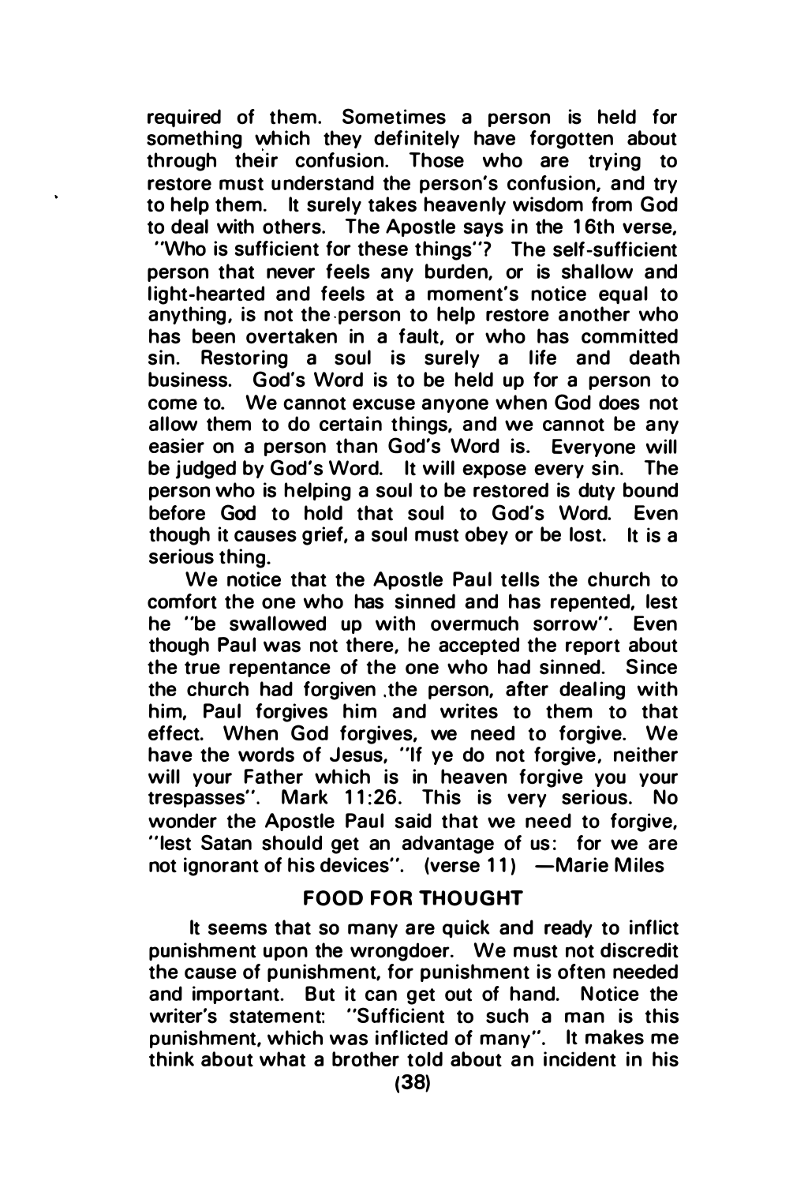required of them. Sometimes a person is held for something which they definitely have forgotten about through their confusion. Those who are trying to restore must understand the person's confusion, and try to help them. It surely takes heavenly wisdom from God to deal with others. The Apostle says in the 16th verse, "Who is sufficient for these things"? The self-sufficient person that never feels any burden, or is shallow and light-hearted and feels at a moment's notice equal to anything, is not the person to help restore another who has been overtaken in a fault, or who has committed sin. Restoring a soul is surely a life and death business. God's Word is to be held up for a person to come to. We cannot excuse anyone when God does not allow them to do certain things, and we cannot be any easier on a person than God's Word is. Everyone will be judged by God's Word. It will expose every sin. The person who is helping a soul to be restored is duty bound before God to hold that soul to God's Word. Even though it causes grief, a soul must obey or be lost. It is a serious thing.

We notice that the Apostle Paul tells the church to comfort the one who has sinned and has repented, lest he "be swallowed up with overmuch sorrow". Even though Paul was not there, he accepted the report about the true repentance of the one who had sinned. Since the church had forgiven the person, after dealing with him, Paul forgives him and writes to them to that effect. When God forgives, we need to forgive. We have the words of Jesus, "If ye do not forgive, neither will your Father which is in heaven forgive you your trespasses". Mark 11:26. This is very serious. No wonder the Apostle Paul said that we need to forgive, "lest Satan should get an advantage of us: for we are not ignorant of his devices". (verse 11) —Marie Miles

### FOOD FOR THOUGHT

It seems that so many are quick and ready to inflict punishment upon the wrongdoer. We must not discredit the cause of punishment, for punishment is often needed and important. But it can get out of hand. Notice the writer's statement: "Sufficient to such a man is this punishment, which was inflicted of many". It makes me think about what a brother told about an incident in his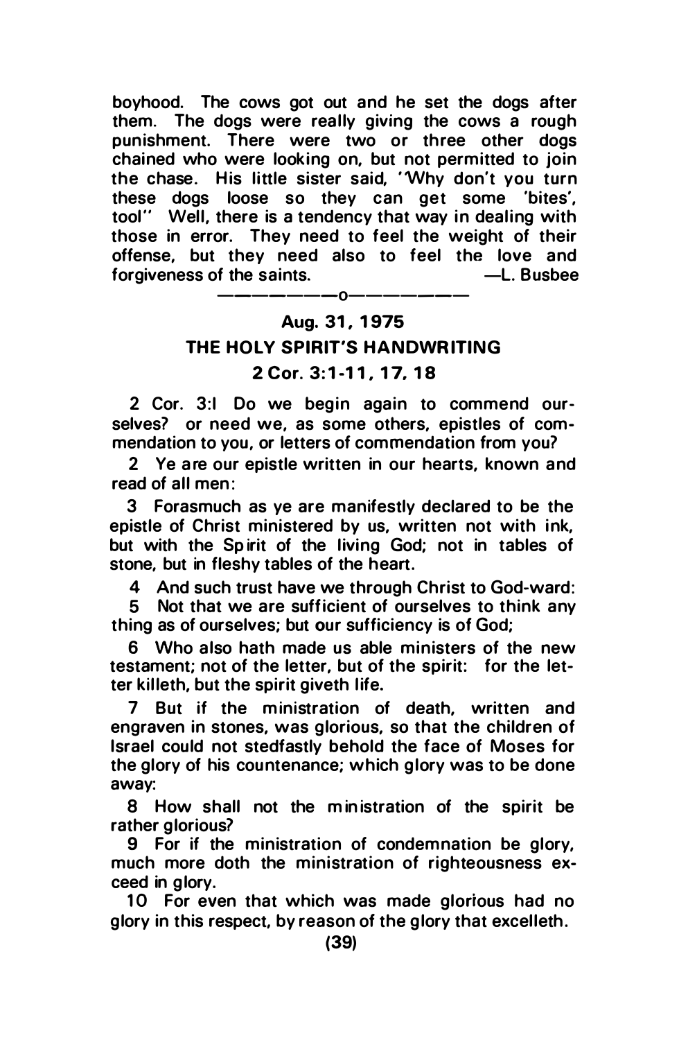boyhood. The cows got out and he set the dogs after them. The dogs were really giving the cows a rough punishment. There were two or three other dogs chained who were looking on, but not permitted to join the chase. His little sister said, "Why don't you turn these dogs loose so they can get some 'bites', too!" Well, there is a tendency that way in dealing with those in error. They need to feel the weight of their offense, but they need also to feel the love and forgiveness of the saints. —L. Busbee

—————o—————

### Aug. 31, 1975

## THE HOLY SPIRIT'S HANDWRITING

### 2 Cor. 3:1-11, 17, 18

2 Cor. 3:1 Do we begin again to commend ourselves? or need we, as some others, epistles of commendation to you, or letters of commendation from you?

2 Ye are our epistle written in our hearts, known and read of all men:

3 Forasmuch as ye are manifestly declared to be the epistle of Christ ministered by us, written not with ink, but with the Spirit of the living God; not in tables of stone, but in fleshy tables of the heart.

4 And such trust have we through Christ to God-ward:

5 Not that we are sufficient of ourselves to think any thing as of ourselves; but our sufficiency is of God;

6 Who also hath made us able ministers of the new testament; not of the letter, but of the spirit: for the letter killeth, but the spirit giveth life.

7 But if the ministration of death, written and engraven in stones, was glorious, so that the children of Israel could not stedfastly behold the face of Moses for the glory of his countenance; which glory was to be done away:

8 How shall not the ministration of the spirit be rather glorious?

9 For if the ministration of condemnation be glory, much more doth the ministration of righteousness exceed in glory.

10 For even that which was made glorious had no glory in this respect, by reason of the glory that excelleth.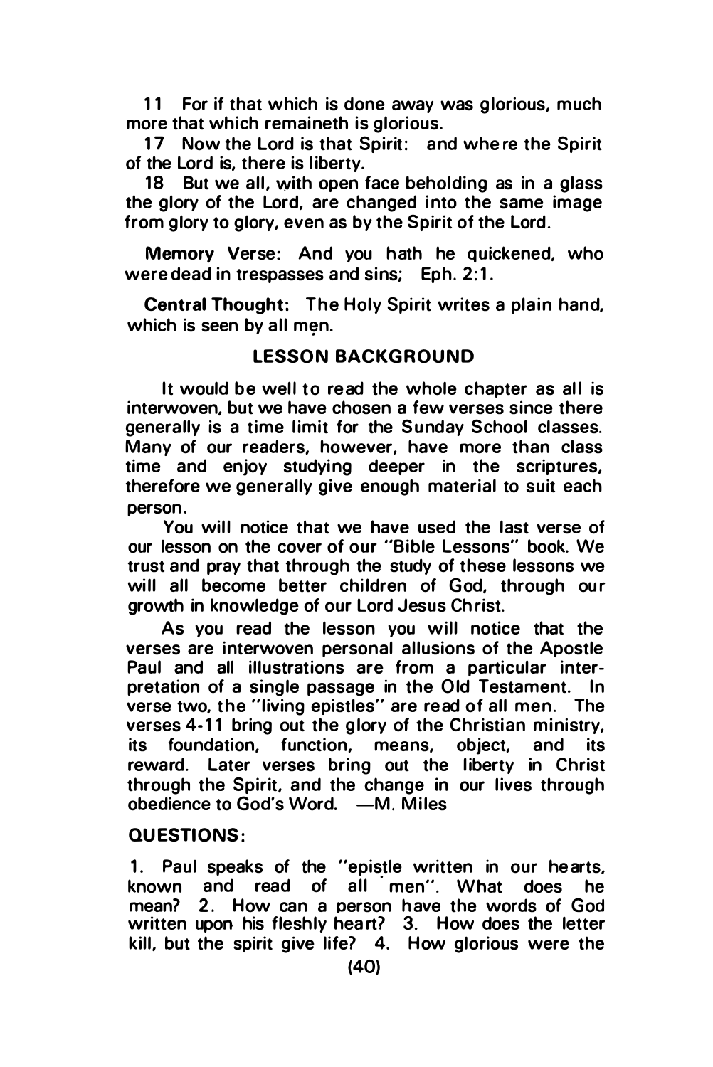11 For if that which is done away was glorious, much more that which remaineth is glorious.

17 Now the Lord is that Spirit: and where the Spirit of the Lord is, there is liberty.

18 But we all, with open face beholding as in a glass the glory of the Lord, are changed into the same image from glory to glory, even as by the Spirit of the Lord.

**Memory Verse:** And you hath he quickened, who were dead in trespasses and sins; Eph. 2:1.

**Central Thought:** The Holy Spirit writes a plain hand, which is seen by all men.

## LESSON BACKGROUND

It would be well to read the whole chapter as all is interwoven, but we have chosen a few verses since there generally is a time limit for the Sunday School classes. Many of our readers, however, have more than class time and enjoy studying deeper in the scriptures, therefore we generally give enough material to suit each person.

You will notice that we have used the last verse of our lesson on the cover of our "Bible Lessons" book. We trust and pray that through the study of these lessons we will all become better children of God, through our growth in knowledge of our Lord Jesus Christ.

As you read the lesson you will notice that the verses are interwoven personal allusions of the Apostle Paul and all illustrations are from a particular interpretation of a single passage in the Old Testament. In verse two, the "living epistles" are read of all men. The verses 4-11 bring out the glory of the Christian ministry, its foundation, function, means, object, and its reward. Later verses bring out the liberty in Christ through the Spirit, and the change in our lives through obedience to God's Word. —M. Miles

**QUESTIONS:**

1. Paul speaks of the "epistle written in our hearts, known and read of all men". What does he mean? 2. How can a person have the words of God written upon his fleshly heart? 3. How does the letter kill, but the spirit give life? 4. How glorious were the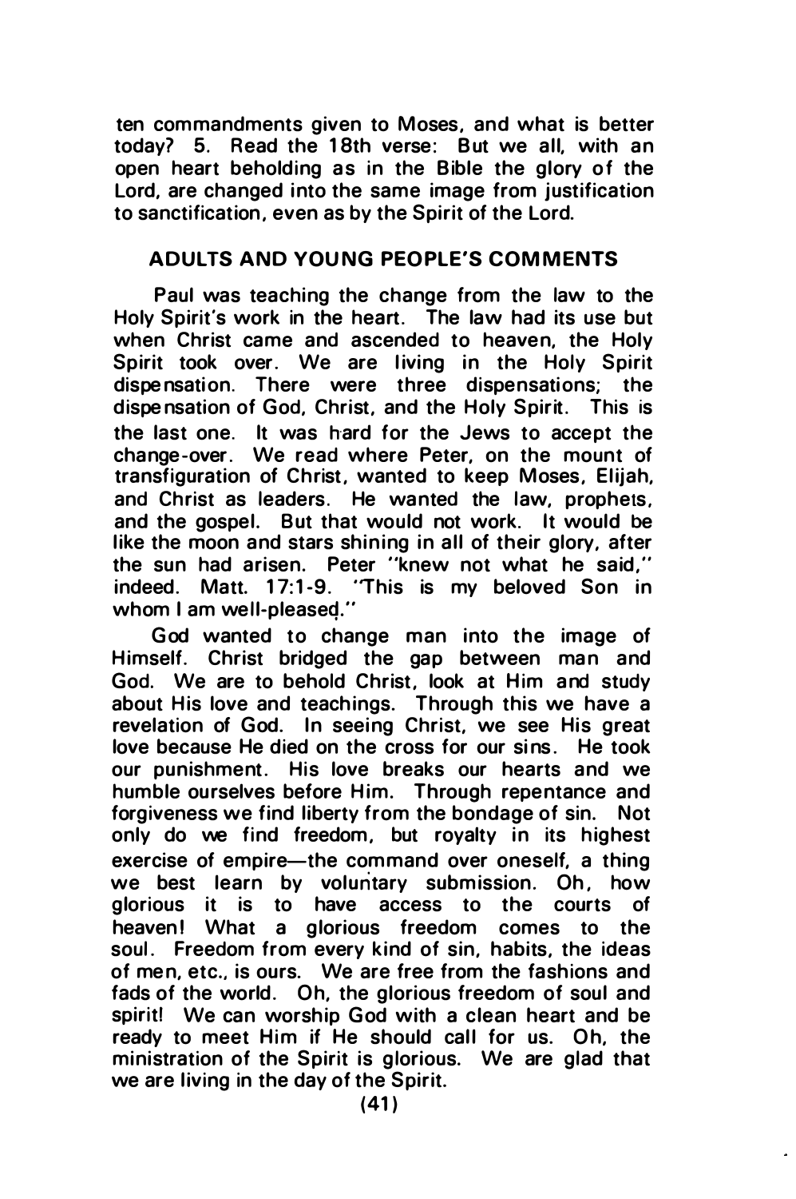ten commandments given to Moses, and what is better today? 5. Read the 18th verse: But we all, with an open heart beholding as in the Bible the glory of the Lord, are changed into the same image from justification to sanctification, even as by the Spirit of the Lord.

## ADULTS AND YOUNG PEOPLE'S COMMENTS

Paul was teaching the change from the law to the Holy Spirit's work in the heart. The law had its use but when Christ came and ascended to heaven, the Holy Spirit took over. We are living in the Holy Spirit dispensation. There were three dispensations; the dispensation of God, Christ, and the Holy Spirit. This is the last one. It was hard for the Jews to accept the change-over. We read where Peter, on the mount of transfiguration of Christ, wanted to keep Moses, Elijah, and Christ as leaders. He wanted the law, prophets, and the gospel. But that would not work. It would be like the moon and stars shining in all of their glory, after the sun had arisen. Peter "knew not what he said," indeed. Matt. 17:1-9. "This is my beloved Son in whom I am well-pleased."

God wanted to change man into the image of Himself. Christ bridged the gap between man and God. We are to behold Christ, look at Him and study about His love and teachings. Through this we have a revelation of God. In seeing Christ, we see His great love because He died on the cross for our sins. He took our punishment. His love breaks our hearts and we humble ourselves before Him. Through repentance and forgiveness we find liberty from the bondage of sin. Not only do we find freedom, but royalty in its highest exercise of empire—the command over oneself, a thing we best learn by voluntary submission. Oh, how glorious it is to have access to the courts of heaven! What a glorious freedom comes to the soul. Freedom from every kind of sin, habits, the ideas of men, etc., is ours. We are free from the fashions and fads of the world. Oh, the glorious freedom of soul and spirit! We can worship God with a clean heart and be ready to meet Him if He should call for us. Oh, the ministration of the Spirit is glorious. We are glad that we are living in the day of the Spirit.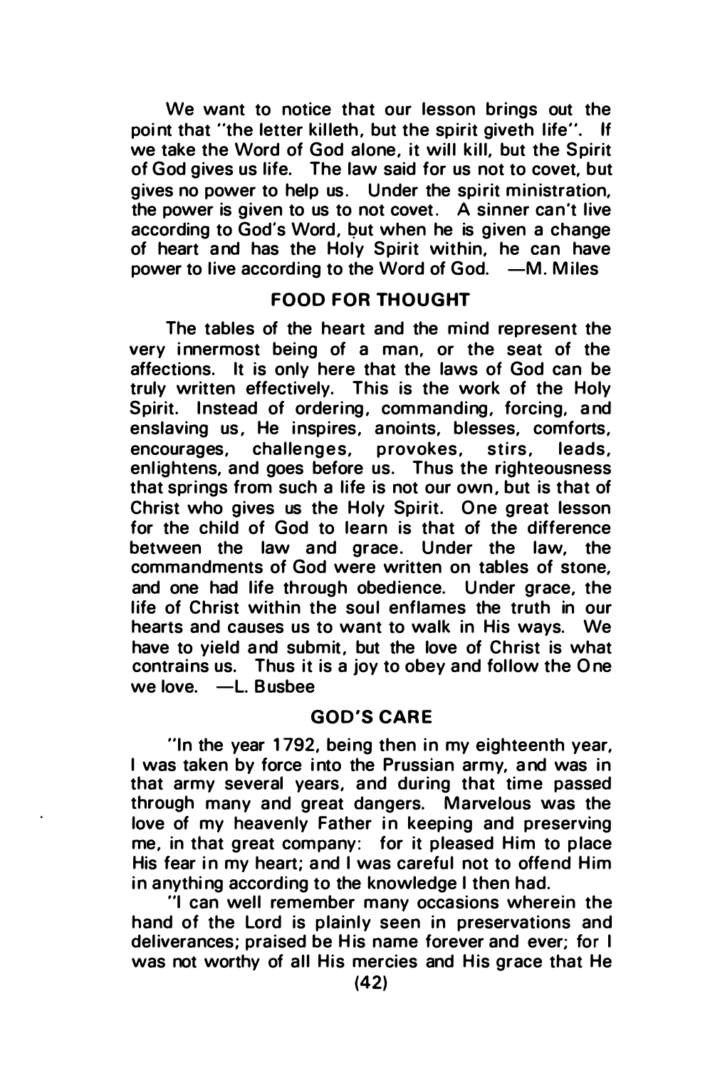We want to notice that our lesson brings out the point that "the letter killeth, but the spirit giveth life". If we take the Word of God alone, it will kill, but the Spirit of God gives us life. The law said for us not to covet, but gives no power to help us. Under the spirit ministration, the power is given to us to not covet. A sinner can't live according to God's Word, but when he is given a change of heart and has the Holy Spirit within, he can have power to live according to the Word of God. —M. Miles

## FOOD FOR THOUGHT

The tables of the heart and the mind represent the very innermost being of a man, or the seat of the affections. It is only here that the laws of God can be truly written effectively. This is the work of the Holy Spirit. Instead of ordering, commanding, forcing, and enslaving us, He inspires, anoints, blesses, comforts, encourages, challenges, provokes, stirs, leads, enlightens, and goes before us. Thus the righteousness that springs from such a life is not our own, but is that of Christ who gives us the Holy Spirit. One great lesson for the child of God to learn is that of the difference between the law and grace. Under the law, the commandments of God were written on tables of stone, and one had life through obedience. Under grace, the life of Christ within the soul enflames the truth in our hearts and causes us to want to walk in His ways. We have to yield and submit, but the love of Christ is what contrains us. Thus it is a joy to obey and follow the One we love. —L. Busbee

## GOD'S CARE

"In the year 1792, being then in my eighteenth year, I was taken by force into the Prussian army, and was in that army several years, and during that time passed through many and great dangers. Marvelous was the love of my heavenly Father in keeping and preserving me, in that great company: for it pleased Him to place His fear in my heart; and I was careful not to offend Him in anything according to the knowledge I then had.

"I can well remember many occasions wherein the hand of the Lord is plainly seen in preservations and deliverances; praised be His name forever and ever; for I was not worthy of all His mercies and His grace that He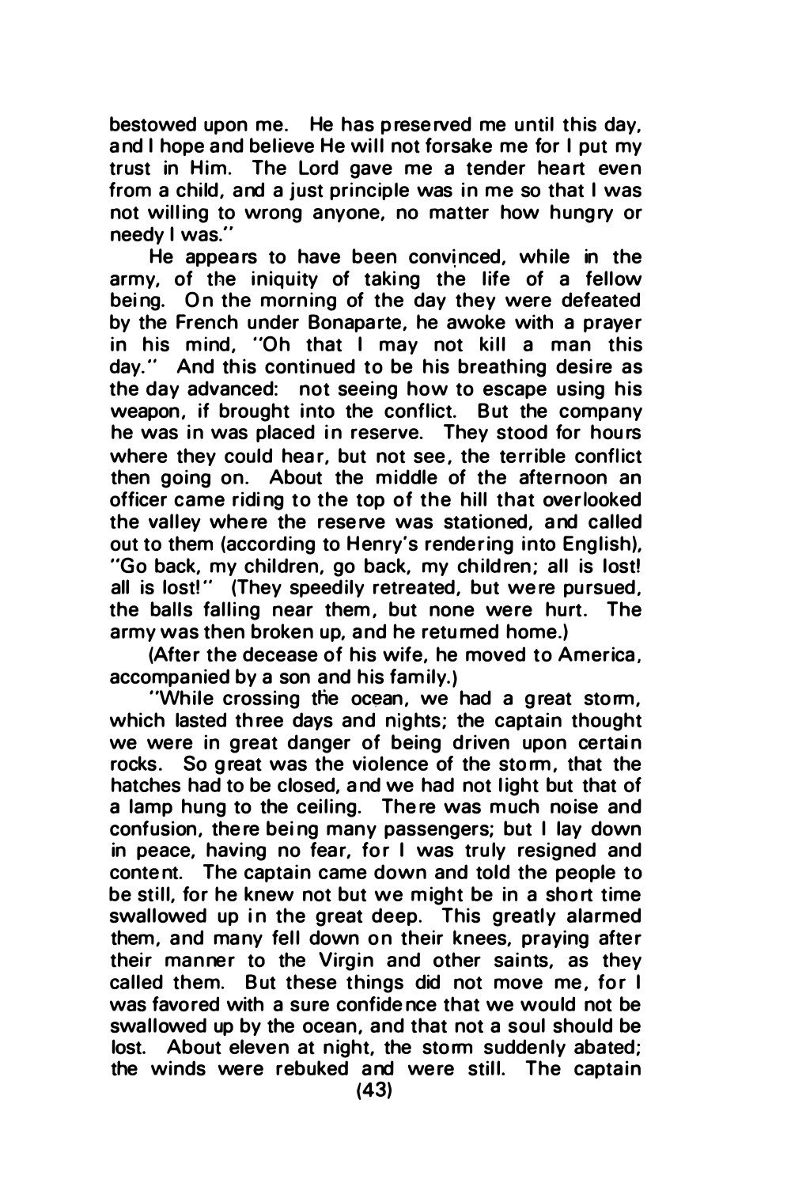bestowed upon me. He has preserved me until this day, and I hope and believe He will not forsake me for I put my trust in Him. The Lord gave me a tender heart even from a child, and a just principle was in me so that I was not willing to wrong anyone, no matter how hungry or needy I was."

He appears to have been convinced, while in the army, of the iniquity of taking the life of a fellow being. On the morning of the day they were defeated by the French under Bonaparte, he awoke with a prayer in his mind, "Oh that I may not kill a man this day." And this continued to be his breathing desire as the day advanced: not seeing how to escape using his weapon, if brought into the conflict. But the company he was in was placed in reserve. They stood for hours where they could hear, but not see, the terrible conflict then going on. About the middle of the afternoon an officer came riding to the top of the hill that overlooked the valley where the reserve was stationed, and called out to them (according to Henry's rendering into English), "Go back, my children, go back, my children; all is lost! all is lost!" (They speedily retreated, but were pursued, the balls falling near them, but none were hurt. The army was then broken up, and he returned home.)

(After the decease of his wife, he moved to America, accompanied by a son and his family.)

"While crossing the ocean, we had a great storm, which lasted three days and nights; the captain thought we were in great danger of being driven upon certain rocks. So great was the violence of the storm, that the hatches had to be closed, and we had not light but that of a lamp hung to the ceiling. There was much noise and confusion, there being many passengers; but I lay down in peace, having no fear, for I was truly resigned and content. The captain came down and told the people to be still, for he knew not but we might be in a short time swallowed up in the great deep. This greatly alarmed them, and many fell down on their knees, praying after their manner to the Virgin and other saints, as they called them. But these things did not move me, for I was favored with a sure confidence that we would not be swallowed up by the ocean, and that not a soul should be lost. About eleven at night, the storm suddenly abated; the winds were rebuked and were still. The captain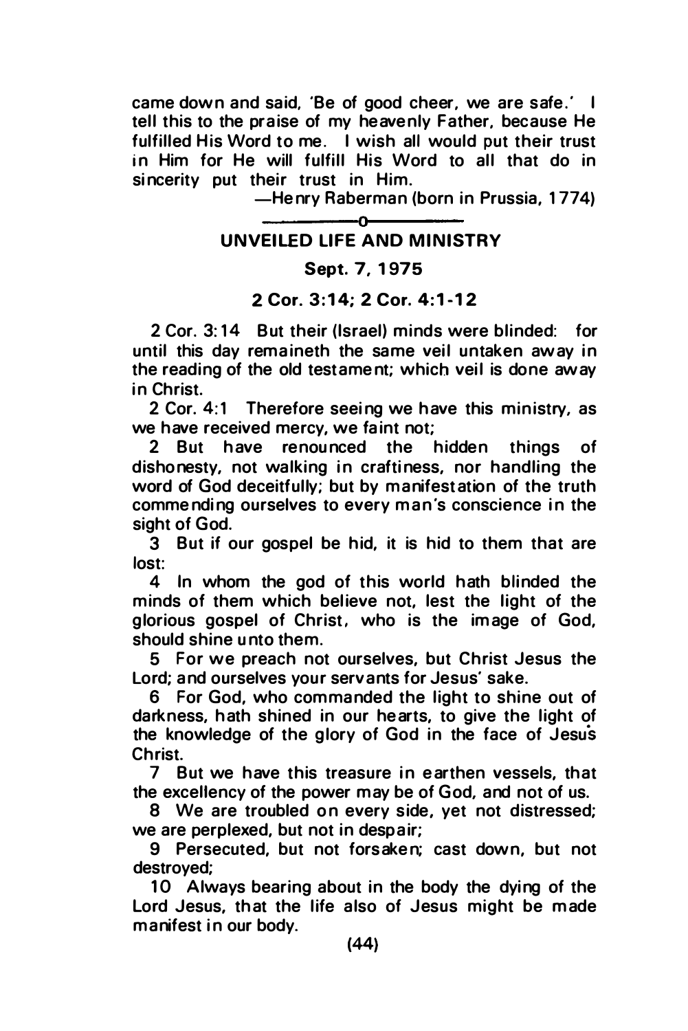came down and said, 'Be of good cheer, we are safe.' I tell this to the praise of my heavenly Father, because He fulfilled His Word to me. I wish all would put their trust in Him for He will fulfill His Word to all that do in sincerity put their trust in Him.

—Henry Raberman (born in Prussia, 1774)

o

## UNVEILED LIFE AND MINISTRY

**Sept. 7, 1975**

**2 Cor. 3:14; 2 Cor. 4:1-12**

2 Cor. 3:14 But their (Israel) minds were blinded: for until this day remaineth the same veil untaken away in the reading of the old testament; which veil is done away in Christ.

2 Cor. 4:1 Therefore seeing we have this ministry, as we have received mercy, we faint not;

2 But have renounced the hidden things of dishonesty, not walking in craftiness, nor handling the word of God deceitfully; but by manifestation of the truth commending ourselves to every man's conscience in the sight of God.

3 But if our gospel be hid, it is hid to them that are lost:

4 In whom the god of this world hath blinded the minds of them which believe not, lest the light of the glorious gospel of Christ, who is the image of God, should shine unto them.

5 For we preach not ourselves, but Christ Jesus the Lord; and ourselves your servants for Jesus' sake.

6 For God, who commanded the light to shine out of darkness, hath shined in our hearts, to give the light of the knowledge of the glory of God in the face of Jesus Christ.

7 But we have this treasure in earthen vessels, that the excellency of the power may be of God, and not of us.

8 We are troubled on every side, yet not distressed; we are perplexed, but not in despair;

9 Persecuted, but not forsaken; cast down, but not destroyed;

10 Always bearing about in the body the dying of the Lord Jesus, that the life also of Jesus might be made manifest in our body.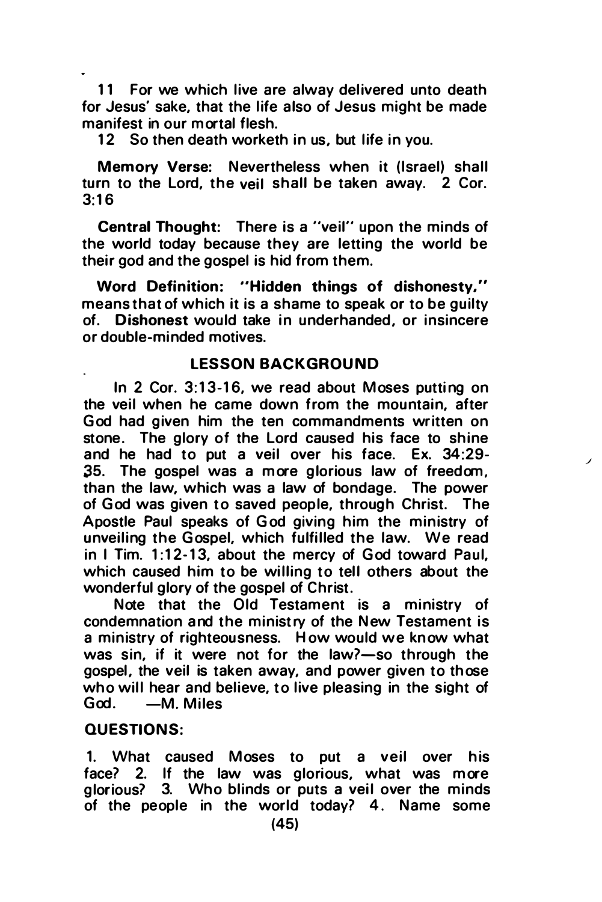11 For we which live are alway delivered unto death for Jesus' sake, that the life also of Jesus might be made manifest in our mortal flesh.

12 So then death worketh in us, but life in you.

**Memory Verse:** Nevertheless when it (Israel) shall turn to the Lord, the veil shall be taken away. 2 Cor. 3:16

**Central Thought:** There is a "veil" upon the minds of the world today because they are letting the world be their god and the gospel is hid from them.

**Word Definition: "Hidden things of dishonesty,"** means that of which it is a shame to speak or to be guilty of. **Dishonest** would take in underhanded, or insincere or double-minded motives.

## LESSON BACKGROUND

In 2 Cor. 3:13-16, we read about Moses putting on the veil when he came down from the mountain, after God had given him the ten commandments written on stone. The glory of the Lord caused his face to shine and he had to put a veil over his face. Ex. 34:29-35. The gospel was a more glorious law of freedom, than the law, which was a law of bondage. The power of God was given to saved people, through Christ. The Apostle Paul speaks of God giving him the ministry of unveiling the Gospel, which fulfilled the law. We read in I Tim. 1:12-13, about the mercy of God toward Paul, which caused him to be willing to tell others about the wonderful glory of the gospel of Christ.

Note that the Old Testament is a ministry of condemnation and the ministry of the New Testament is a ministry of righteousness. How would we know what was sin, if it were not for the law?—so through the gospel, the veil is taken away, and power given to those who will hear and believe, to live pleasing in the sight of God. —M. Miles

**QUESTIONS:**

1. What caused Moses to put a veil over his face? 2. If the law was glorious, what was more glorious? 3. Who blinds or puts a veil over the minds of the people in the world today? 4. Name some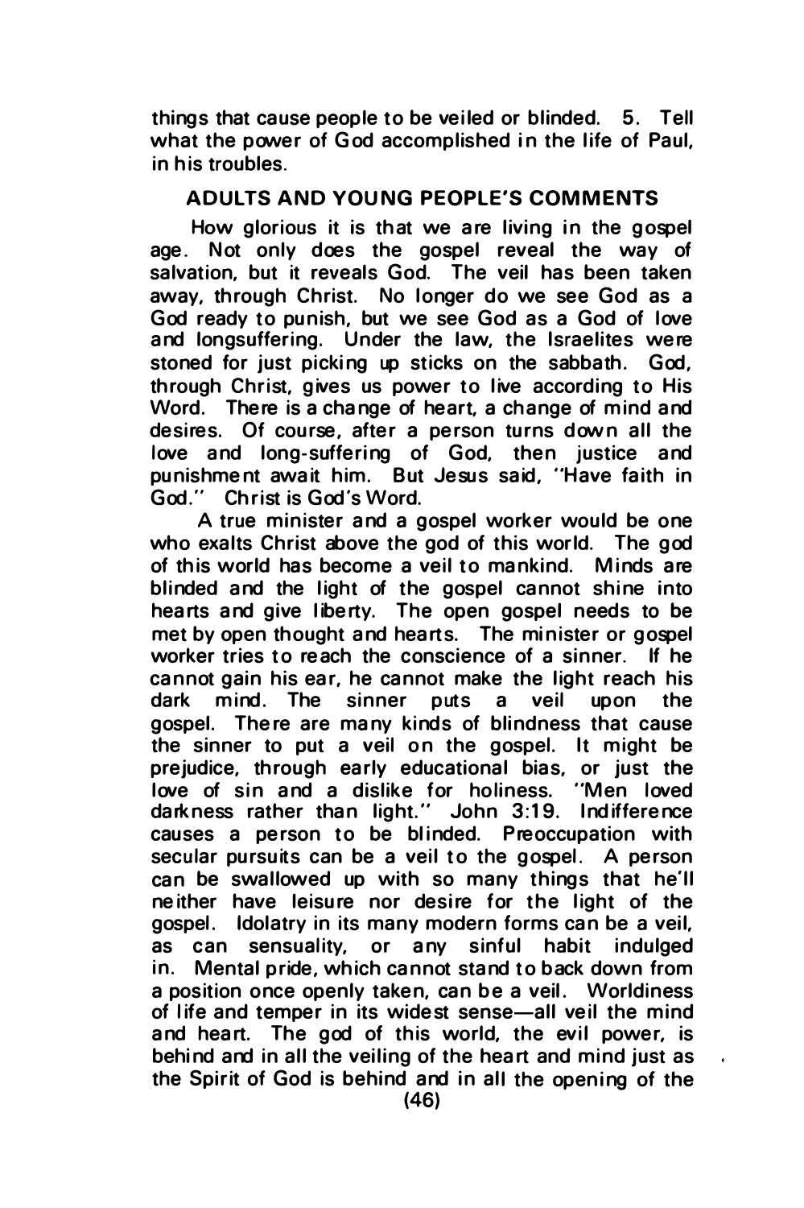things that cause people to be veiled or blinded. 5. Tell what the power of God accomplished in the life of Paul, in his troubles.

## ADULTS AND YOUNG PEOPLE'S COMMENTS

How glorious it is that we are living in the gospel age. Not only does the gospel reveal the way of salvation, but it reveals God. The veil has been taken away, through Christ. No longer do we see God as a God ready to punish, but we see God as a God of love and longsuffering. Under the law, the Israelites were stoned for just picking up sticks on the sabbath. God, through Christ, gives us power to live according to His Word. There is a change of heart, a change of mind and desires. Of course, after a person turns down all the love and long-suffering of God, then justice and punishment await him. But Jesus said, "Have faith in God." Christ is God's Word.

A true minister and a gospel worker would be one who exalts Christ above the god of this world. The god of this world has become a veil to mankind. Minds are blinded and the light of the gospel cannot shine into hearts and give liberty. The open gospel needs to be met by open thought and hearts. The minister or gospel worker tries to reach the conscience of a sinner. If he cannot gain his ear, he cannot make the light reach his dark mind. The sinner puts a veil upon the gospel. There are many kinds of blindness that cause the sinner to put a veil on the gospel. It might be prejudice, through early educational bias, or just the love of sin and a dislike for holiness. "Men loved darkness rather than light." John 3:19. Indifference causes a person to be blinded. Preoccupation with secular pursuits can be a veil to the gospel. A person can be swallowed up with so many things that he'll neither have leisure nor desire for the light of the gospel. Idolatry in its many modern forms can be a veil, as can sensuality, or any sinful habit indulged in. Mental pride, which cannot stand to back down from a position once openly taken, can be a veil. Worldiness of life and temper in its widest sense—all veil the mind and heart. The god of this world, the evil power, is behind and in all the veiling of the heart and mind just as the Spirit of God is behind and in all the opening of the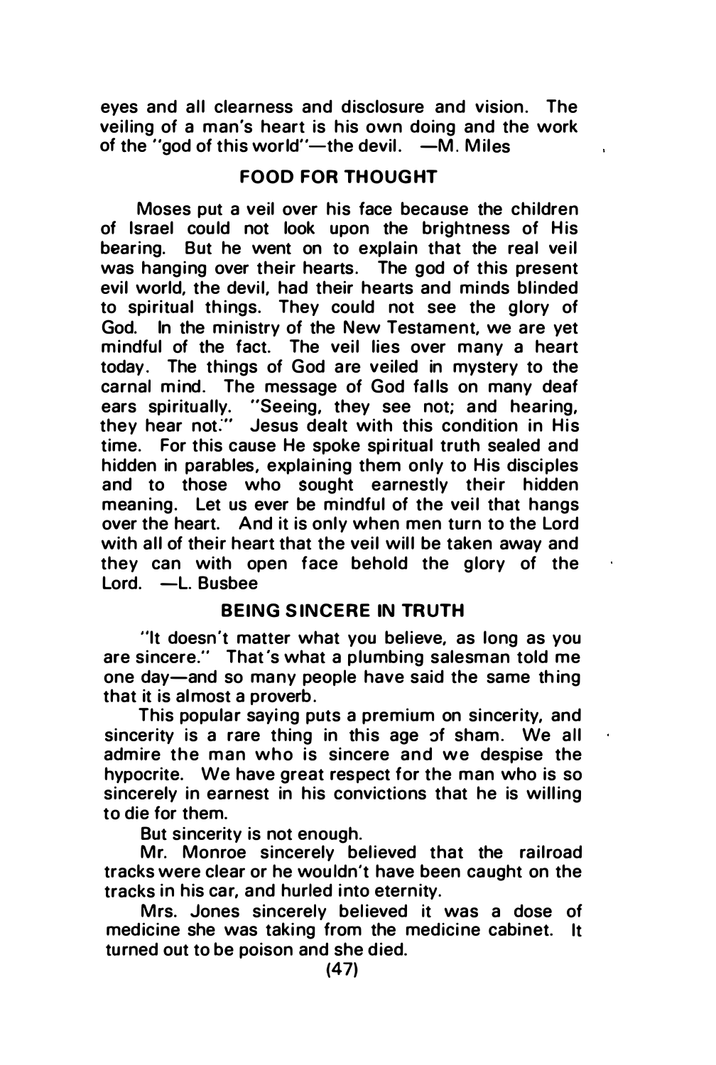eyes and all clearness and disclosure and vision. The veiling of a man's heart is his own doing and the work of the "god of this world"—the devil. —M. Miles

## FOOD FOR THOUGHT

Moses put a veil over his face because the children of Israel could not look upon the brightness of His bearing. But he went on to explain that the real veil was hanging over their hearts. The god of this present evil world, the devil, had their hearts and minds blinded to spiritual things. They could not see the glory of God. In the ministry of the New Testament, we are yet mindful of the fact. The veil lies over many a heart today. The things of God are veiled in mystery to the carnal mind. The message of God falls on many deaf ears spiritually. "Seeing, they see not; and hearing, they hear not." Jesus dealt with this condition in His time. For this cause He spoke spiritual truth sealed and hidden in parables, explaining them only to His disciples and to those who sought earnestly their hidden meaning. Let us ever be mindful of the veil that hangs over the heart. And it is only when men turn to the Lord with all of their heart that the veil will be taken away and they can with open face behold the glory of the Lord. —L. Busbee

## BEING SINCERE IN TRUTH

"It doesn't matter what you believe, as long as you are sincere." That's what a plumbing salesman told me one day—and so many people have said the same thing that it is almost a proverb.

This popular saying puts a premium on sincerity, and sincerity is a rare thing in this age of sham. We all admire the man who is sincere and we despise the hypocrite. We have great respect for the man who is so sincerely in earnest in his convictions that he is willing to die for them.

But sincerity is not enough.

Mr. Monroe sincerely believed that the railroad tracks were clear or he wouldn't have been caught on the tracks in his car, and hurled into eternity.

Mrs. Jones sincerely believed it was a dose of medicine she was taking from the medicine cabinet. It turned out to be poison and she died.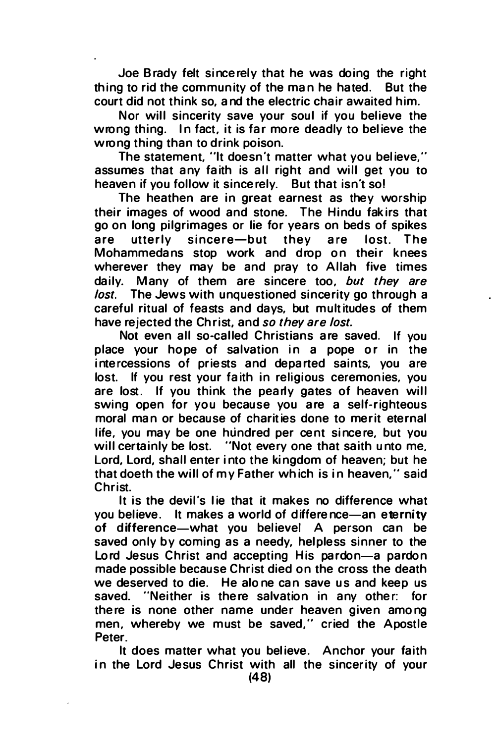Joe Brady felt sincerely that he was doing the right thing to rid the community of the man he hated. But the court did not think so, and the electric chair awaited him.

Nor will sincerity save your soul if you believe the wrong thing. In fact, it is far more deadly to believe the wrong thing than to drink poison.

The statement, "It doesn't matter what you believe," assumes that any faith is all right and will get you to heaven if you follow it sincerely. But that isn't so!

The heathen are in great earnest as they worship their images of wood and stone. The Hindu fakirs that go on long pilgrimages or lie for years on beds of spikes are utterly sincere—but they are lost. The Mohammedans stop work and drop on their knees wherever they may be and pray to Allah five times daily. Many of them are sincere too, *but they are lost*. The Jews with unquestioned sincerity go through a careful ritual of feasts and days, but multitudes of them have rejected the Christ, and *so they are lost*.

Not even all so-called Christians are saved. If you place your hope of salvation in a pope or in the intercessions of priests and departed saints, you are lost. If you rest your faith in religious ceremonies, you are lost. If you think the pearly gates of heaven will swing open for you because you are a self-righteous moral man or because of charities done to merit eternal life, you may be one hundred per cent sincere, but you will certainly be lost. "Not every one that saith unto me, Lord, Lord, shall enter into the kingdom of heaven; but he that doeth the will of my Father which is in heaven," said Christ.

It is the devil's lie that it makes no difference what you believe. It makes a world of difference—an eternity of difference—what you believe! A person can be saved only by coming as a needy, helpless sinner to the Lord Jesus Christ and accepting His pardon—a pardon made possible because Christ died on the cross the death we deserved to die. He alone can save us and keep us saved. "Neither is there salvation in any other: for there is none other name under heaven given among men, whereby we must be saved," cried the Apostle Peter.

It does matter what you believe. Anchor your faith in the Lord Jesus Christ with all the sincerity of your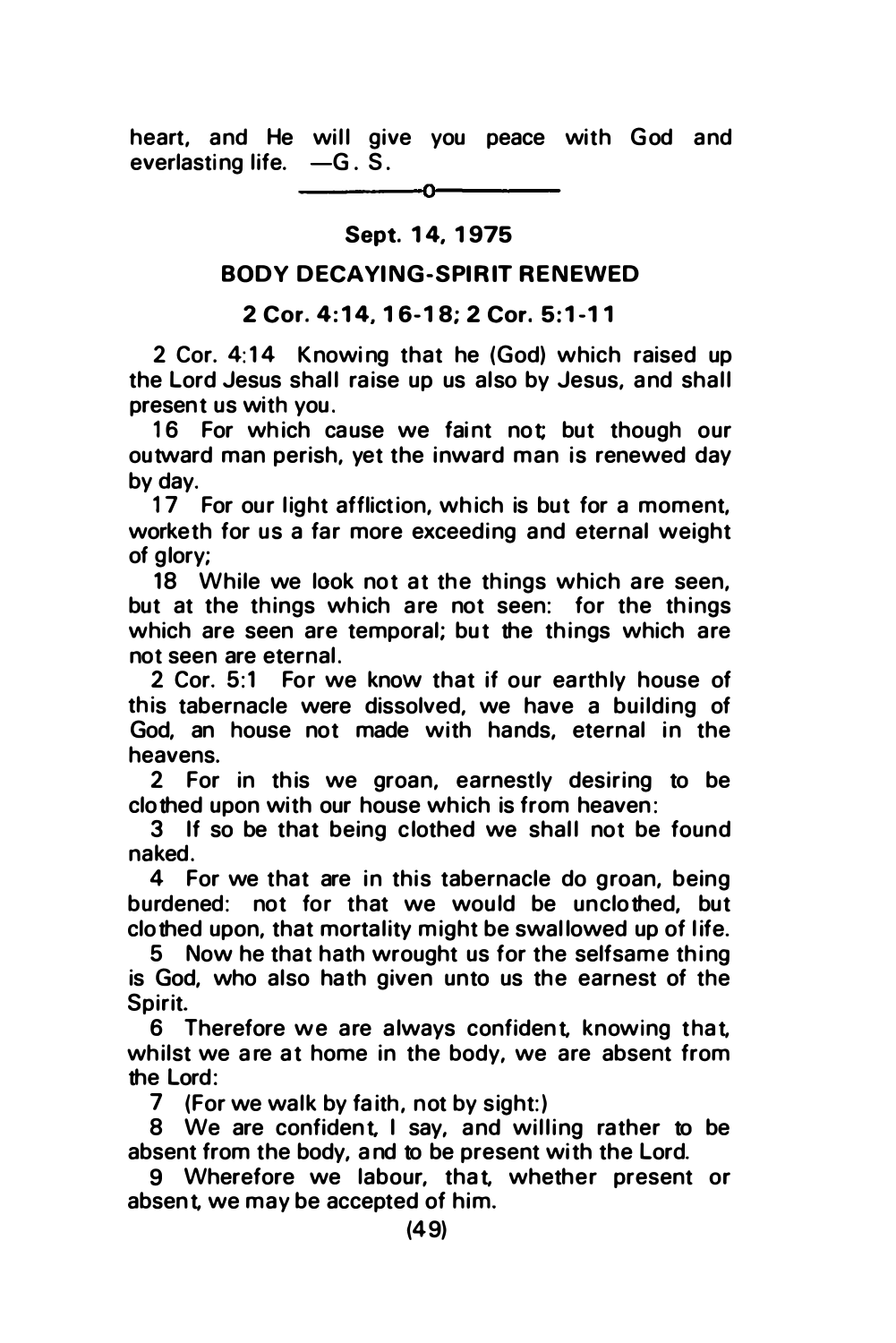heart, and He will give you peace with God and everlasting life. —G. S.

---

**Sept. 14, 1975**

## BODY DECAYING-SPIRIT RENEWED

**2 Cor. 4:14, 16-18; 2 Cor. 5:1-11**

2 Cor. 4:14 Knowing that he (God) which raised up the Lord Jesus shall raise up us also by Jesus, and shall present us with you.

16 For which cause we faint not; but though our outward man perish, yet the inward man is renewed day by day.

17 For our light affliction, which is but for a moment, worketh for us a far more exceeding and eternal weight of glory;

18 While we look not at the things which are seen, but at the things which are not seen: for the things which are seen are temporal; but the things which are not seen are eternal.

2 Cor. 5:1 For we know that if our earthly house of this tabernacle were dissolved, we have a building of God, an house not made with hands, eternal in the heavens.

2 For in this we groan, earnestly desiring to be clothed upon with our house which is from heaven:

3 If so be that being clothed we shall not be found naked.

4 For we that are in this tabernacle do groan, being burdened: not for that we would be unclothed, but clothed upon, that mortality might be swallowed up of life.

5 Now he that hath wrought us for the selfsame thing is God, who also hath given unto us the earnest of the Spirit.

6 Therefore we are always confident, knowing that, whilst we are at home in the body, we are absent from the Lord:

7 (For we walk by faith, not by sight:)

8 We are confident, I say, and willing rather to be absent from the body, and to be present with the Lord.

9 Wherefore we labour, that, whether present or absent, we may be accepted of him.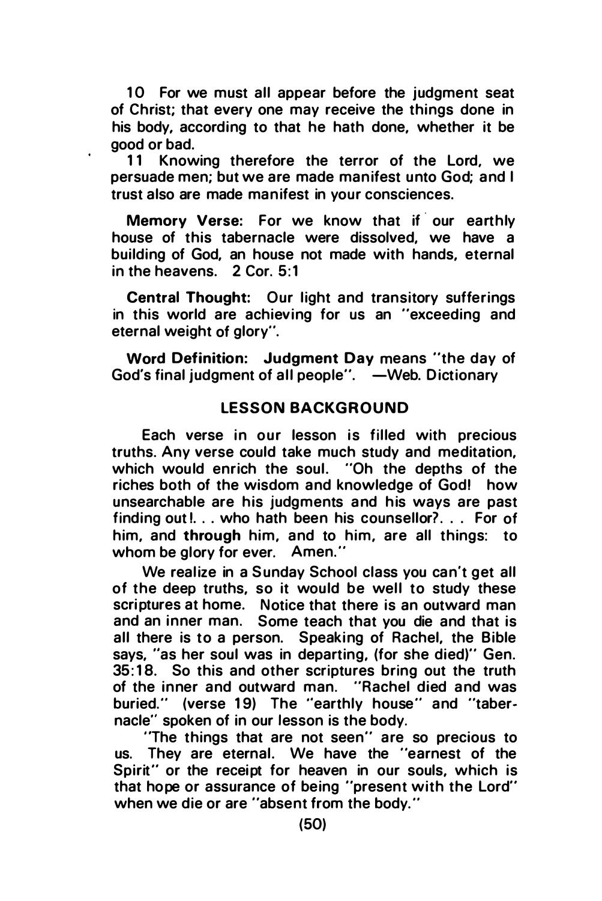10 For we must all appear before the judgment seat of Christ; that every one may receive the things done in his body, according to that he hath done, whether it be good or bad.

11 Knowing therefore the terror of the Lord, we persuade men; but we are made manifest unto God; and I trust also are made manifest in your consciences.

**Memory Verse:** For we know that if our earthly house of this tabernacle were dissolved, we have a building of God, an house not made with hands, eternal in the heavens. 2 Cor. 5:1

**Central Thought:** Our light and transitory sufferings in this world are achieving for us an "exceeding and eternal weight of glory".

**Word Definition:** **Judgment Day** means "the day of God's final judgment of all people". —Web. Dictionary

## LESSON BACKGROUND

Each verse in our lesson is filled with precious truths. Any verse could take much study and meditation, which would enrich the soul. "Oh the depths of the riches both of the wisdom and knowledge of God! how unsearchable are his judgments and his ways are past finding out!. . . who hath been his counsellor?. . . For of him, and **through** him, and to him, are all things: to whom be glory for ever. Amen."

We realize in a Sunday School class you can't get all of the deep truths, so it would be well to study these scriptures at home. Notice that there is an outward man and an inner man. Some teach that you die and that is all there is to a person. Speaking of Rachel, the Bible says, "as her soul was in departing, (for she died)" Gen. 35:18. So this and other scriptures bring out the truth of the inner and outward man. "Rachel died and was buried." (verse 19) The "earthly house" and "tabernacle" spoken of in our lesson is the body.

"The things that are not seen" are so precious to us. They are eternal. We have the "earnest of the Spirit" or the receipt for heaven in our souls, which is that hope or assurance of being "present with the Lord" when we die or are "absent from the body."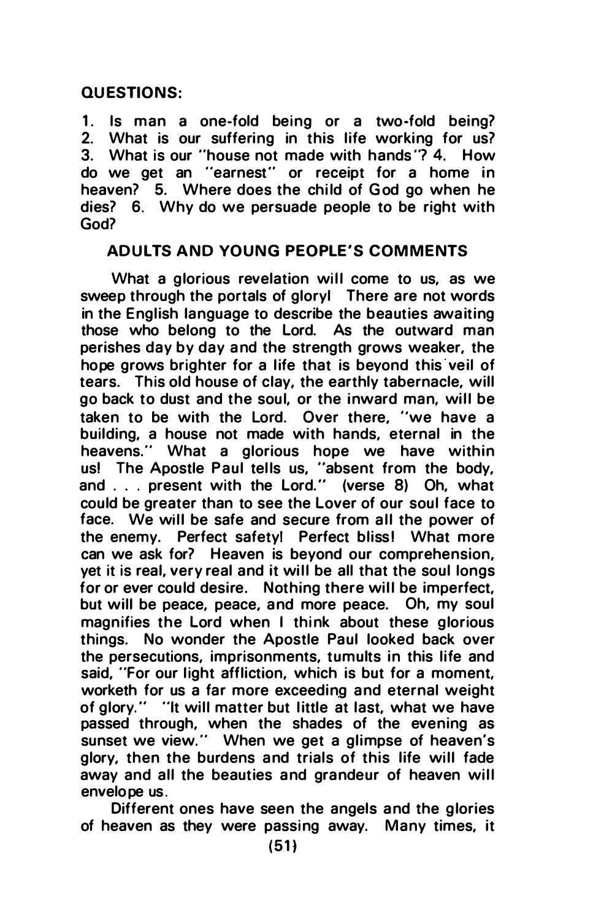**QUESTIONS:**

1. Is man a one-fold being or a two-fold being? 2. What is our suffering in this life working for us? 3. What is our "house not made with hands"? 4. How do we get an "earnest" or receipt for a home in heaven? 5. Where does the child of God go when he dies? 6. Why do we persuade people to be right with God?

## ADULTS AND YOUNG PEOPLE'S COMMENTS

What a glorious revelation will come to us, as we sweep through the portals of glory! There are not words in the English language to describe the beauties awaiting those who belong to the Lord. As the outward man perishes day by day and the strength grows weaker, the hope grows brighter for a life that is beyond this veil of tears. This old house of clay, the earthly tabernacle, will go back to dust and the soul, or the inward man, will be taken to be with the Lord. Over there, "we have a building, a house not made with hands, eternal in the heavens." What a glorious hope we have within us! The Apostle Paul tells us, "absent from the body, and . . . present with the Lord." (verse 8) Oh, what could be greater than to see the Lover of our soul face to face. We will be safe and secure from all the power of the enemy. Perfect safety! Perfect bliss! What more can we ask for? Heaven is beyond our comprehension, yet it is real, very real and it will be all that the soul longs for or ever could desire. Nothing there will be imperfect, but will be peace, peace, and more peace. Oh, my soul magnifies the Lord when I think about these glorious things. No wonder the Apostle Paul looked back over the persecutions, imprisonments, tumults in this life and said, "For our light affliction, which is but for a moment, worketh for us a far more exceeding and eternal weight of glory." "It will matter but little at last, what we have passed through, when the shades of the evening as sunset we view." When we get a glimpse of heaven's glory, then the burdens and trials of this life will fade away and all the beauties and grandeur of heaven will envelope us.

Different ones have seen the angels and the glories of heaven as they were passing away. Many times, it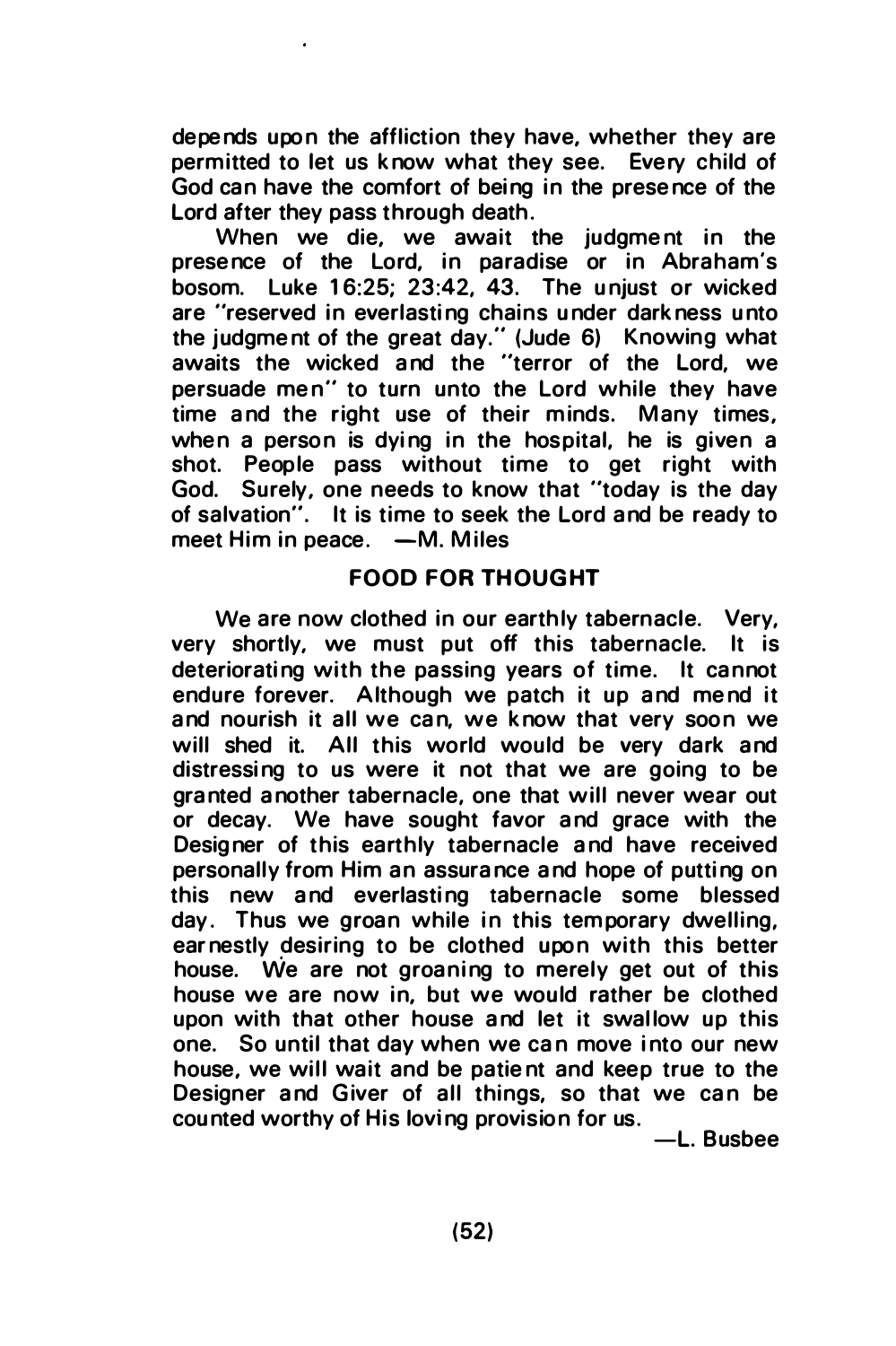depends upon the affliction they have, whether they are permitted to let us know what they see. Every child of God can have the comfort of being in the presence of the Lord after they pass through death.

When we die, we await the judgment in the presence of the Lord, in paradise or in Abraham's bosom. Luke 16:25; 23:42, 43. The unjust or wicked are "reserved in everlasting chains under darkness unto the judgment of the great day." (Jude 6) Knowing what awaits the wicked and the "terror of the Lord, we persuade men" to turn unto the Lord while they have time and the right use of their minds. Many times, when a person is dying in the hospital, he is given a shot. People pass without time to get right with God. Surely, one needs to know that "today is the day of salvation". It is time to seek the Lord and be ready to meet Him in peace. —M. Miles

## FOOD FOR THOUGHT

We are now clothed in our earthly tabernacle. Very, very shortly, we must put off this tabernacle. It is deteriorating with the passing years of time. It cannot endure forever. Although we patch it up and mend it and nourish it all we can, we know that very soon we will shed it. All this world would be very dark and distressing to us were it not that we are going to be granted another tabernacle, one that will never wear out or decay. We have sought favor and grace with the Designer of this earthly tabernacle and have received personally from Him an assurance and hope of putting on this new and everlasting tabernacle some blessed day. Thus we groan while in this temporary dwelling, earnestly desiring to be clothed upon with this better house. We are not groaning to merely get out of this house we are now in, but we would rather be clothed upon with that other house and let it swallow up this one. So until that day when we can move into our new house, we will wait and be patient and keep true to the Designer and Giver of all things, so that we can be counted worthy of His loving provision for us.

—L. Busbee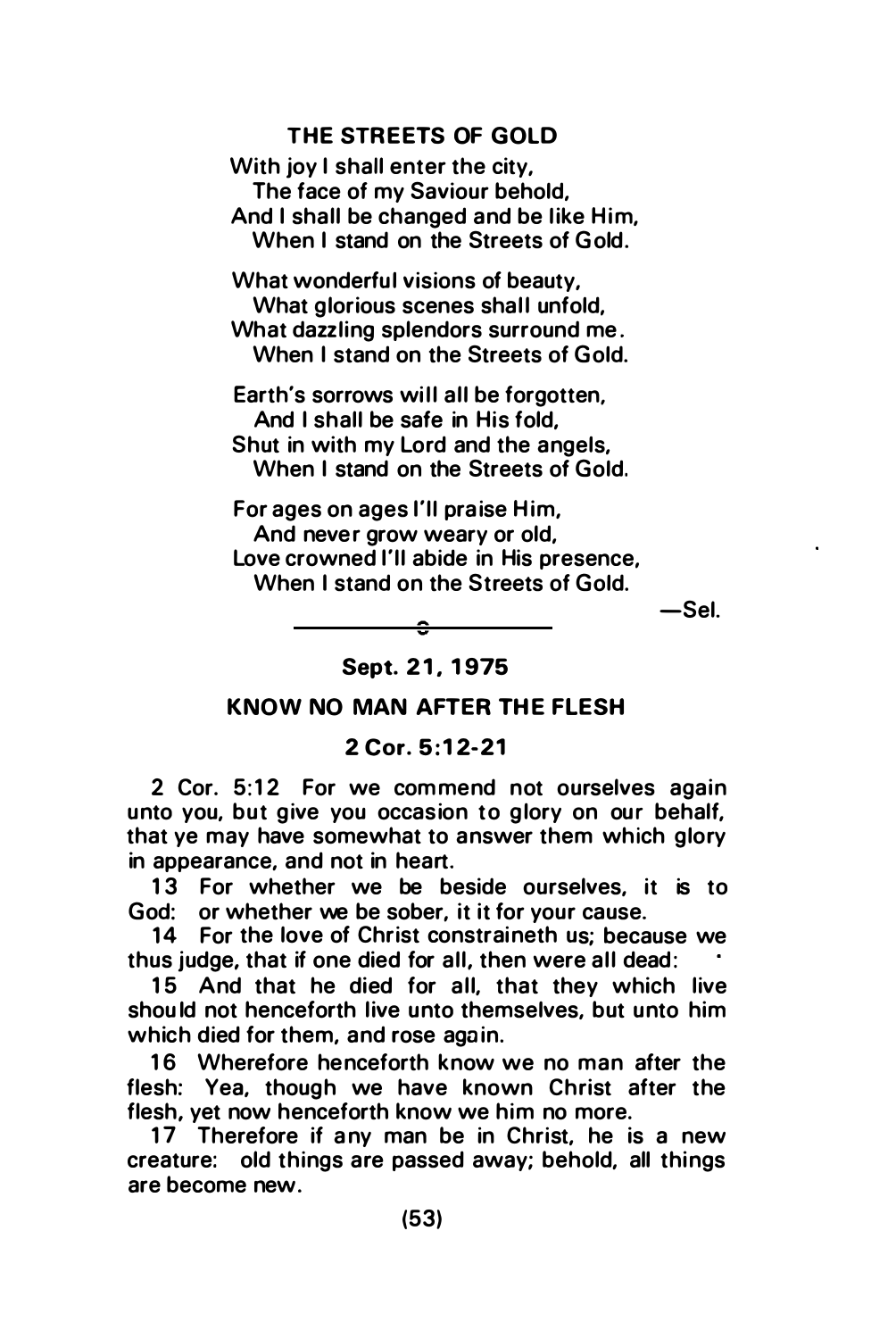## THE STREETS OF GOLD

With joy I shall enter the city,
The face of my Saviour behold,
And I shall be changed and be like Him,
When I stand on the Streets of Gold.

What wonderful visions of beauty,
What glorious scenes shall unfold,
What dazzling splendors surround me.
When I stand on the Streets of Gold.

Earth's sorrows will all be forgotten,
And I shall be safe in His fold,
Shut in with my Lord and the angels,
When I stand on the Streets of Gold.

For ages on ages I'll praise Him,
And never grow weary or old,
Love crowned I'll abide in His presence,
When I stand on the Streets of Gold.

—Sel.

---

**Sept. 21, 1975**

## KNOW NO MAN AFTER THE FLESH

**2 Cor. 5:12-21**

2 Cor. 5:12 For we commend not ourselves again unto you, but give you occasion to glory on our behalf, that ye may have somewhat to answer them which glory in appearance, and not in heart.

13 For whether we be beside ourselves, it is to God: or whether we be sober, it it for your cause.

14 For the love of Christ constraineth us; because we thus judge, that if one died for all, then were all dead:

15 And that he died for all, that they which live should not henceforth live unto themselves, but unto him which died for them, and rose again.

16 Wherefore henceforth know we no man after the flesh: Yea, though we have known Christ after the flesh, yet now henceforth know we him no more.

17 Therefore if any man be in Christ, he is a new creature: old things are passed away; behold, all things are become new.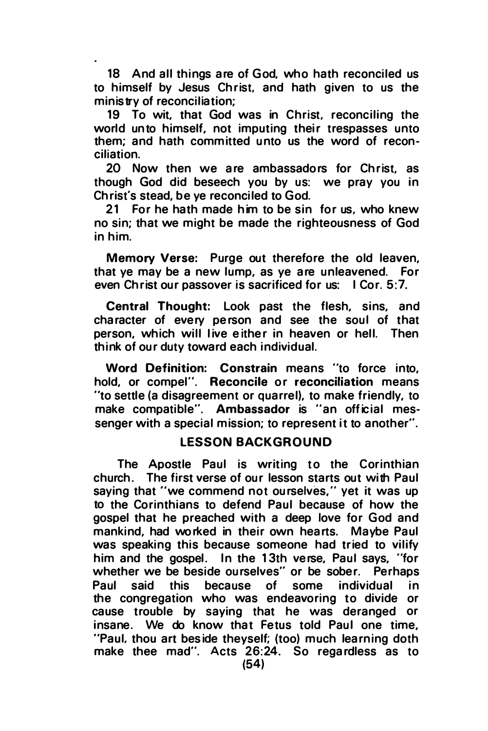18 And all things are of God, who hath reconciled us to himself by Jesus Christ, and hath given to us the ministry of reconciliation;

19 To wit, that God was in Christ, reconciling the world unto himself, not imputing their trespasses unto them; and hath committed unto us the word of reconciliation.

20 Now then we are ambassadors for Christ, as though God did beseech you by us: we pray you in Christ's stead, be ye reconciled to God.

21 For he hath made him to be sin for us, who knew no sin; that we might be made the righteousness of God in him.

**Memory Verse:** Purge out therefore the old leaven, that ye may be a new lump, as ye are unleavened. For even Christ our passover is sacrificed for us: I Cor. 5:7.

**Central Thought:** Look past the flesh, sins, and character of every person and see the soul of that person, which will live either in heaven or hell. Then think of our duty toward each individual.

**Word Definition:** **Constrain** means "to force into, hold, or compel". **Reconcile** or **reconciliation** means "to settle (a disagreement or quarrel), to make friendly, to make compatible". **Ambassador** is "an official messenger with a special mission; to represent it to another".

## LESSON BACKGROUND

The Apostle Paul is writing to the Corinthian church. The first verse of our lesson starts out with Paul saying that "we commend not ourselves," yet it was up to the Corinthians to defend Paul because of how the gospel that he preached with a deep love for God and mankind, had worked in their own hearts. Maybe Paul was speaking this because someone had tried to vilify him and the gospel. In the 13th verse, Paul says, "for whether we be beside ourselves" or be sober. Perhaps Paul said this because of some individual in the congregation who was endeavoring to divide or cause trouble by saying that he was deranged or insane. We do know that Fetus told Paul one time, "Paul, thou art beside theyself; (too) much learning doth make thee mad". Acts 26:24. So regardless as to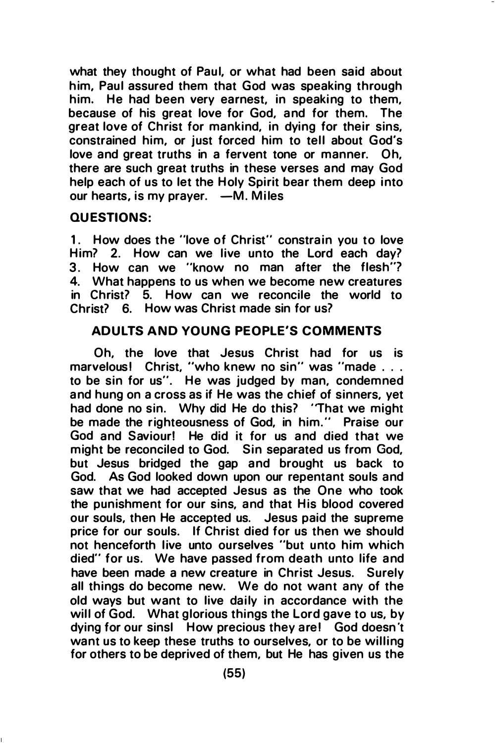what they thought of Paul, or what had been said about him, Paul assured them that God was speaking through him. He had been very earnest, in speaking to them, because of his great love for God, and for them. The great love of Christ for mankind, in dying for their sins, constrained him, or just forced him to tell about God's love and great truths in a fervent tone or manner. Oh, there are such great truths in these verses and may God help each of us to let the Holy Spirit bear them deep into our hearts, is my prayer. —M. Miles

**QUESTIONS:**

1. How does the "love of Christ" constrain you to love Him? 2. How can we live unto the Lord each day? 3. How can we "know no man after the flesh"? 4. What happens to us when we become new creatures in Christ? 5. How can we reconcile the world to Christ? 6. How was Christ made sin for us?

## ADULTS AND YOUNG PEOPLE'S COMMENTS

Oh, the love that Jesus Christ had for us is marvelous! Christ, "who knew no sin" was "made . . . to be sin for us". He was judged by man, condemned and hung on a cross as if He was the chief of sinners, yet had done no sin. Why did He do this? "That we might be made the righteousness of God, in him." Praise our God and Saviour! He did it for us and died that we might be reconciled to God. Sin separated us from God, but Jesus bridged the gap and brought us back to God. As God looked down upon our repentant souls and saw that we had accepted Jesus as the One who took the punishment for our sins, and that His blood covered our souls, then He accepted us. Jesus paid the supreme price for our souls. If Christ died for us then we should not henceforth live unto ourselves "but unto him which died" for us. We have passed from death unto life and have been made a new creature in Christ Jesus. Surely all things do become new. We do not want any of the old ways but want to live daily in accordance with the will of God. What glorious things the Lord gave to us, by dying for our sins! How precious they are! God doesn't want us to keep these truths to ourselves, or to be willing for others to be deprived of them, but He has given us the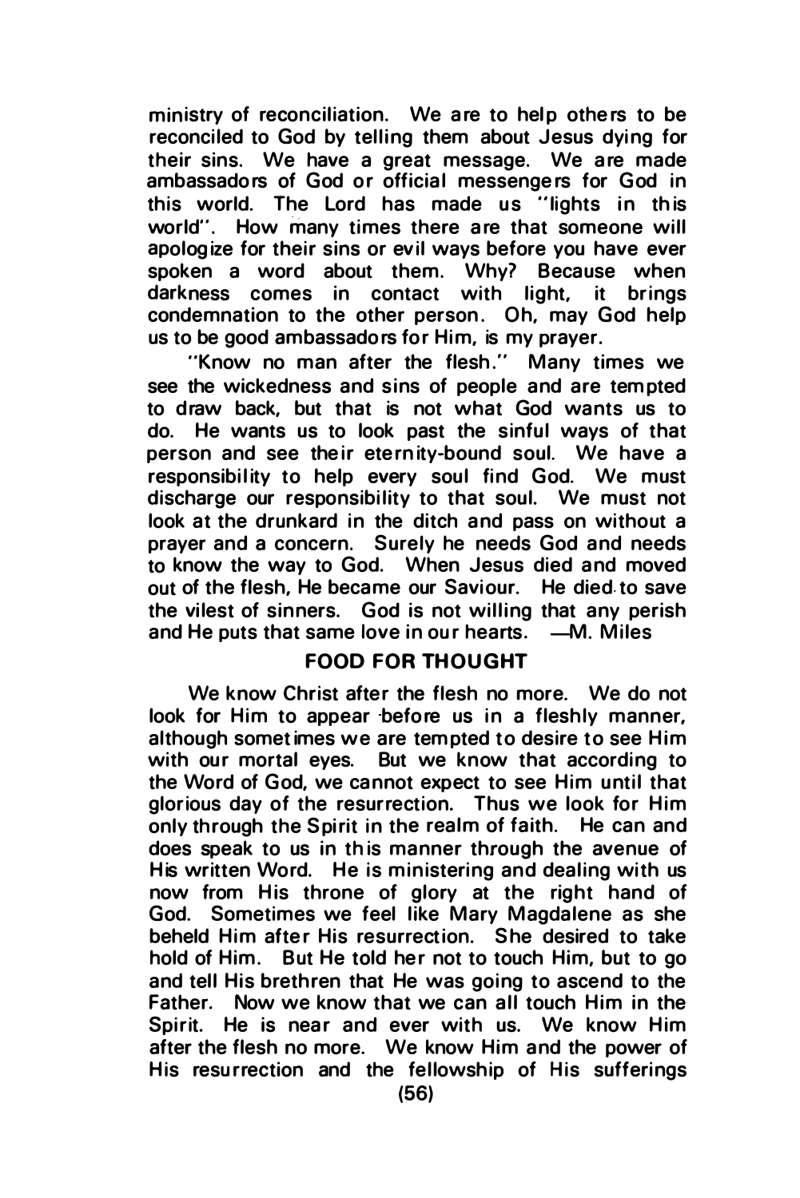ministry of reconciliation. We are to help others to be reconciled to God by telling them about Jesus dying for their sins. We have a great message. We are made ambassadors of God or official messengers for God in this world. The Lord has made us "lights in this world". How many times there are that someone will apologize for their sins or evil ways before you have ever spoken a word about them. Why? Because when darkness comes in contact with light, it brings condemnation to the other person. Oh, may God help us to be good ambassadors for Him, is my prayer.

"Know no man after the flesh." Many times we see the wickedness and sins of people and are tempted to draw back, but that is not what God wants us to do. He wants us to look past the sinful ways of that person and see their eternity-bound soul. We have a responsibility to help every soul find God. We must discharge our responsibility to that soul. We must not look at the drunkard in the ditch and pass on without a prayer and a concern. Surely he needs God and needs to know the way to God. When Jesus died and moved out of the flesh, He became our Saviour. He died to save the vilest of sinners. God is not willing that any perish and He puts that same love in our hearts. —M. Miles

## FOOD FOR THOUGHT

We know Christ after the flesh no more. We do not look for Him to appear before us in a fleshly manner, although sometimes we are tempted to desire to see Him with our mortal eyes. But we know that according to the Word of God, we cannot expect to see Him until that glorious day of the resurrection. Thus we look for Him only through the Spirit in the realm of faith. He can and does speak to us in this manner through the avenue of His written Word. He is ministering and dealing with us now from His throne of glory at the right hand of God. Sometimes we feel like Mary Magdalene as she beheld Him after His resurrection. She desired to take hold of Him. But He told her not to touch Him, but to go and tell His brethren that He was going to ascend to the Father. Now we know that we can all touch Him in the Spirit. He is near and ever with us. We know Him after the flesh no more. We know Him and the power of His resurrection and the fellowship of His sufferings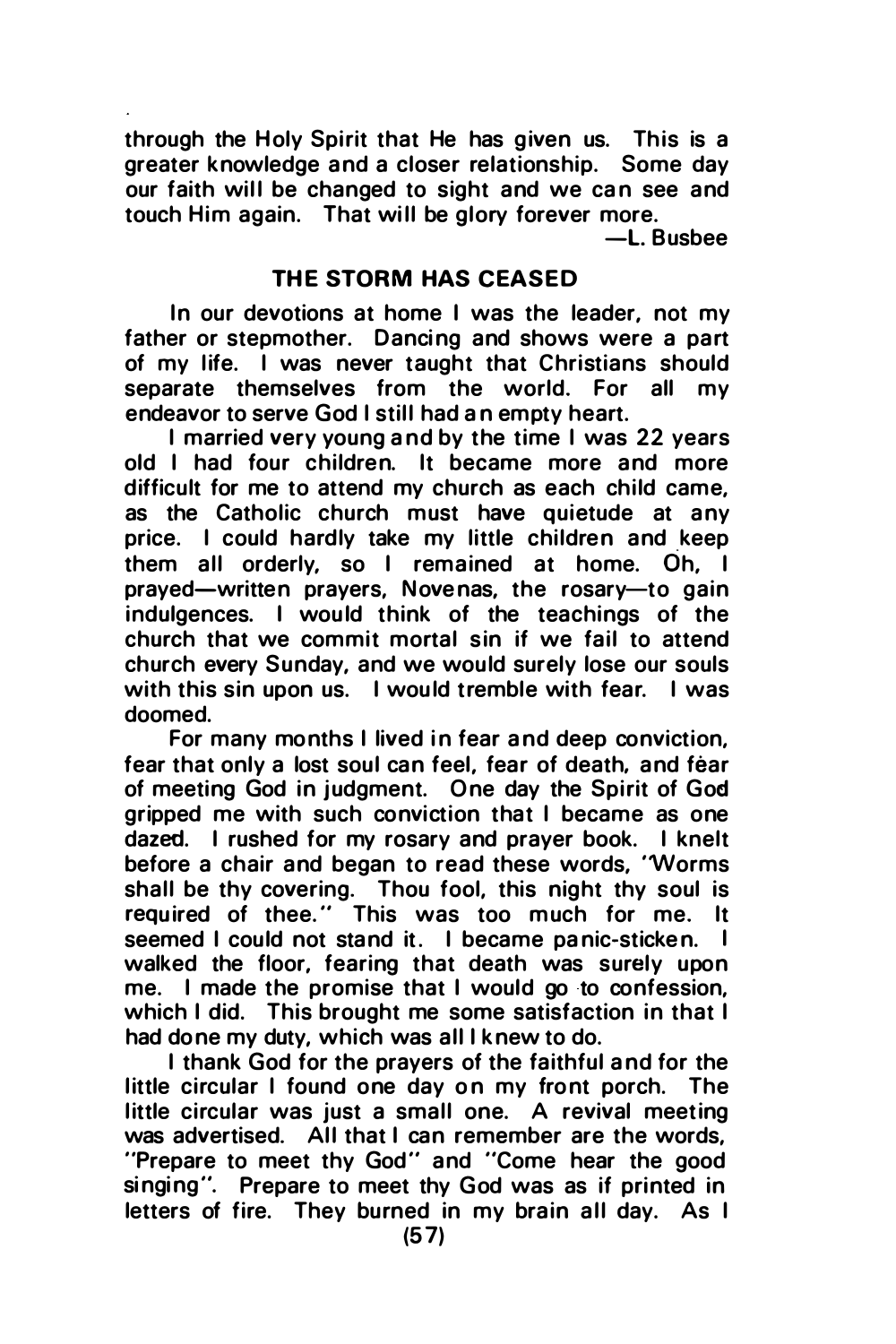through the Holy Spirit that He has given us. This is a greater knowledge and a closer relationship. Some day our faith will be changed to sight and we can see and touch Him again. That will be glory forever more.

—L. Busbee

## THE STORM HAS CEASED

In our devotions at home I was the leader, not my father or stepmother. Dancing and shows were a part of my life. I was never taught that Christians should separate themselves from the world. For all my endeavor to serve God I still had an empty heart.

I married very young and by the time I was 22 years old I had four children. It became more and more difficult for me to attend my church as each child came, as the Catholic church must have quietude at any price. I could hardly take my little children and keep them all orderly, so I remained at home. Oh, I prayed—written prayers, Novenas, the rosary—to gain indulgences. I would think of the teachings of the church that we commit mortal sin if we fail to attend church every Sunday, and we would surely lose our souls with this sin upon us. I would tremble with fear. I was doomed.

For many months I lived in fear and deep conviction, fear that only a lost soul can feel, fear of death, and fear of meeting God in judgment. One day the Spirit of God gripped me with such conviction that I became as one dazed. I rushed for my rosary and prayer book. I knelt before a chair and began to read these words, "Worms shall be thy covering. Thou fool, this night thy soul is required of thee." This was too much for me. It seemed I could not stand it. I became panic-sticken. I walked the floor, fearing that death was surely upon me. I made the promise that I would go to confession, which I did. This brought me some satisfaction in that I had done my duty, which was all I knew to do.

I thank God for the prayers of the faithful and for the little circular I found one day on my front porch. The little circular was just a small one. A revival meeting was advertised. All that I can remember are the words, "Prepare to meet thy God" and "Come hear the good singing". Prepare to meet thy God was as if printed in letters of fire. They burned in my brain all day. As I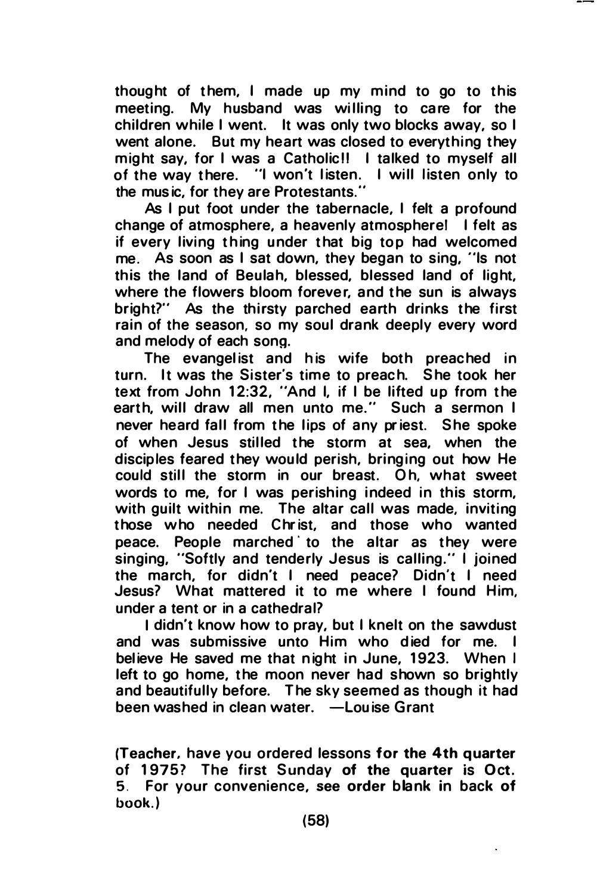thought of them, I made up my mind to go to this meeting. My husband was willing to care for the children while I went. It was only two blocks away, so I went alone. But my heart was closed to everything they might say, for I was a Catholic!! I talked to myself all of the way there. "I won't listen. I will listen only to the music, for they are Protestants."

As I put foot under the tabernacle, I felt a profound change of atmosphere, a heavenly atmosphere! I felt as if every living thing under that big top had welcomed me. As soon as I sat down, they began to sing, "Is not this the land of Beulah, blessed, blessed land of light, where the flowers bloom forever, and the sun is always bright?" As the thirsty parched earth drinks the first rain of the season, so my soul drank deeply every word and melody of each song.

The evangelist and his wife both preached in turn. It was the Sister's time to preach. She took her text from John 12:32, "And I, if I be lifted up from the earth, will draw all men unto me." Such a sermon I never heard fall from the lips of any priest. She spoke of when Jesus stilled the storm at sea, when the disciples feared they would perish, bringing out how He could still the storm in our breast. Oh, what sweet words to me, for I was perishing indeed in this storm, with guilt within me. The altar call was made, inviting those who needed Christ, and those who wanted peace. People marched to the altar as they were singing, "Softly and tenderly Jesus is calling." I joined the march, for didn't I need peace? Didn't I need Jesus? What mattered it to me where I found Him, under a tent or in a cathedral?

I didn't know how to pray, but I knelt on the sawdust and was submissive unto Him who died for me. I believe He saved me that night in June, 1923. When I left to go home, the moon never had shown so brightly and beautifully before. The sky seemed as though it had been washed in clean water. —Louise Grant

**(Teacher, have you ordered lessons for the 4th quarter of 1975? The first Sunday of the quarter is Oct. 5. For your convenience, see order blank in back of book.)**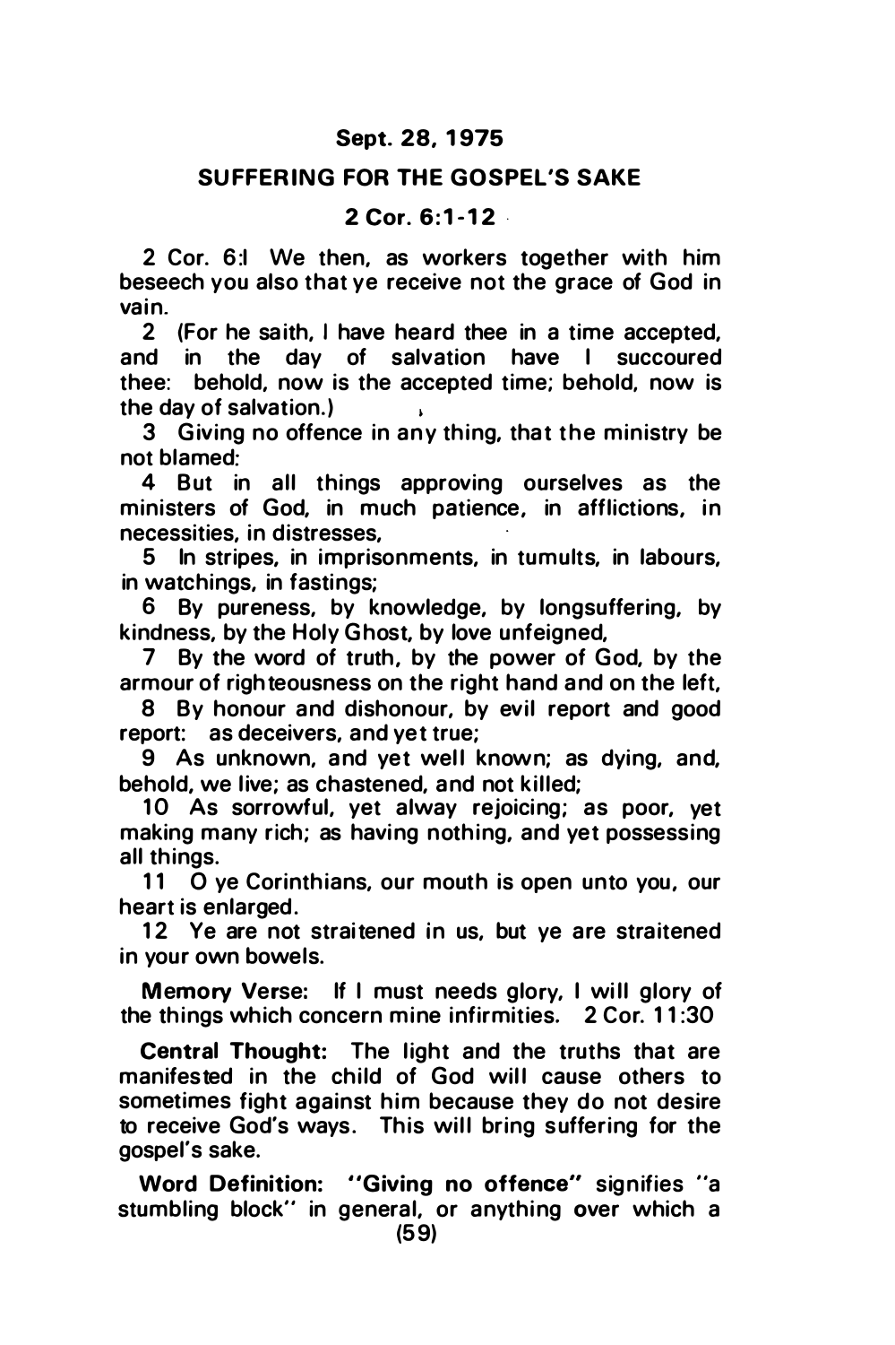**Sept. 28, 1975**

## SUFFERING FOR THE GOSPEL'S SAKE

**2 Cor. 6:1-12**

2 Cor. 6:1 We then, as workers together with him beseech you also that ye receive not the grace of God in vain.

2 (For he saith, I have heard thee in a time accepted, and in the day of salvation have I succoured thee: behold, now is the accepted time; behold, now is the day of salvation.)

3 Giving no offence in any thing, that the ministry be not blamed:

4 But in all things approving ourselves as the ministers of God, in much patience, in afflictions, in necessities, in distresses,

5 In stripes, in imprisonments, in tumults, in labours, in watchings, in fastings;

6 By pureness, by knowledge, by longsuffering, by kindness, by the Holy Ghost, by love unfeigned,

7 By the word of truth, by the power of God, by the armour of righteousness on the right hand and on the left,

8 By honour and dishonour, by evil report and good report: as deceivers, and yet true;

9 As unknown, and yet well known; as dying, and, behold, we live; as chastened, and not killed;

10 As sorrowful, yet alway rejoicing; as poor, yet making many rich; as having nothing, and yet possessing all things.

11 O ye Corinthians, our mouth is open unto you, our heart is enlarged.

12 Ye are not straitened in us, but ye are straitened in your own bowels.

**Memory Verse:** If I must needs glory, I will glory of the things which concern mine infirmities. 2 Cor. 11:30

**Central Thought:** The light and the truths that are manifested in the child of God will cause others to sometimes fight against him because they do not desire to receive God's ways. This will bring suffering for the gospel's sake.

**Word Definition:** **"Giving no offence"** signifies "a stumbling block" in general, or anything over which a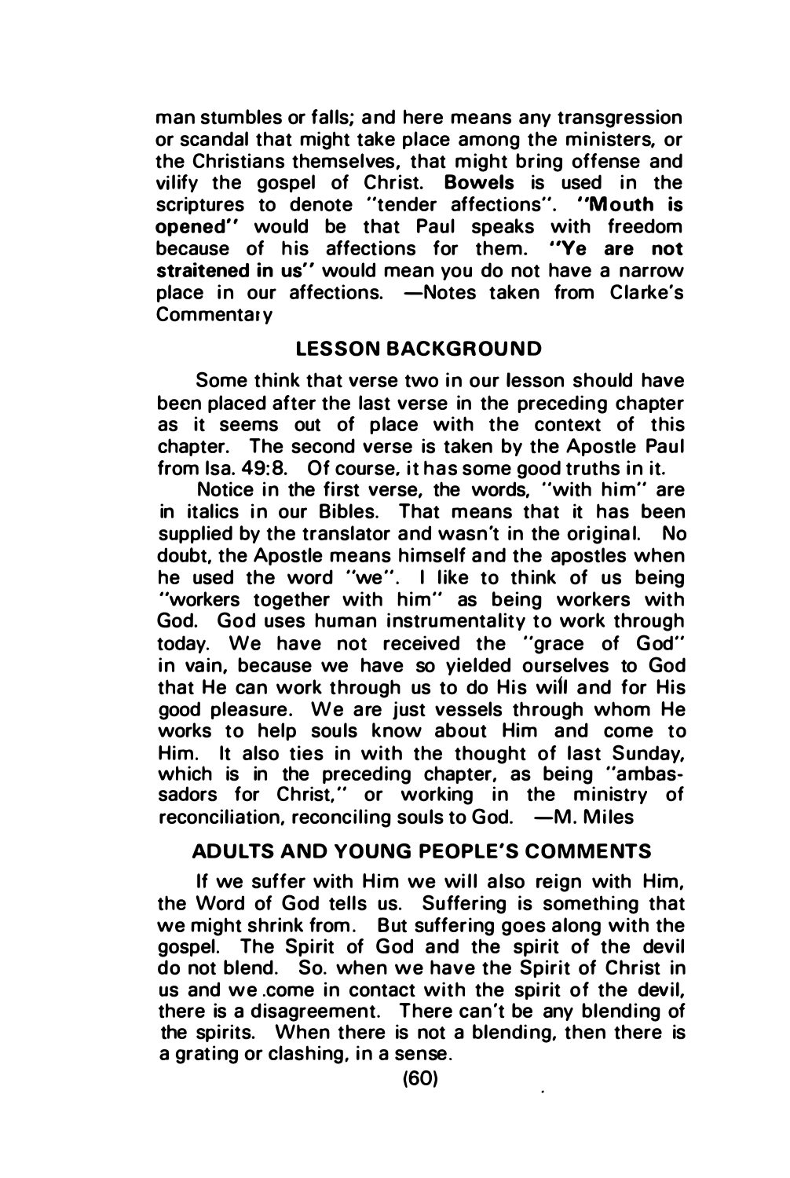man stumbles or falls; and here means any transgression or scandal that might take place among the ministers, or the Christians themselves, that might bring offense and vilify the gospel of Christ. **Bowels** is used in the scriptures to denote "tender affections". **"Mouth is opened"** would be that Paul speaks with freedom because of his affections for them. **"Ye are not straitened in us"** would mean you do not have a narrow place in our affections. —Notes taken from Clarke's Commentary

## LESSON BACKGROUND

Some think that verse two in our lesson should have been placed after the last verse in the preceding chapter as it seems out of place with the context of this chapter. The second verse is taken by the Apostle Paul from Isa. 49:8. Of course, it has some good truths in it.

Notice in the first verse, the words, "with him" are in italics in our Bibles. That means that it has been supplied by the translator and wasn't in the original. No doubt, the Apostle means himself and the apostles when he used the word "we". I like to think of us being "workers together with him" as being workers with God. God uses human instrumentality to work through today. We have not received the "grace of God" in vain, because we have so yielded ourselves to God that He can work through us to do His will and for His good pleasure. We are just vessels through whom He works to help souls know about Him and come to Him. It also ties in with the thought of last Sunday, which is in the preceding chapter, as being "ambassadors for Christ," or working in the ministry of reconciliation, reconciling souls to God. —M. Miles

## ADULTS AND YOUNG PEOPLE'S COMMENTS

If we suffer with Him we will also reign with Him, the Word of God tells us. Suffering is something that we might shrink from. But suffering goes along with the gospel. The Spirit of God and the spirit of the devil do not blend. So, when we have the Spirit of Christ in us and we come in contact with the spirit of the devil, there is a disagreement. There can't be any blending of the spirits. When there is not a blending, then there is a grating or clashing, in a sense.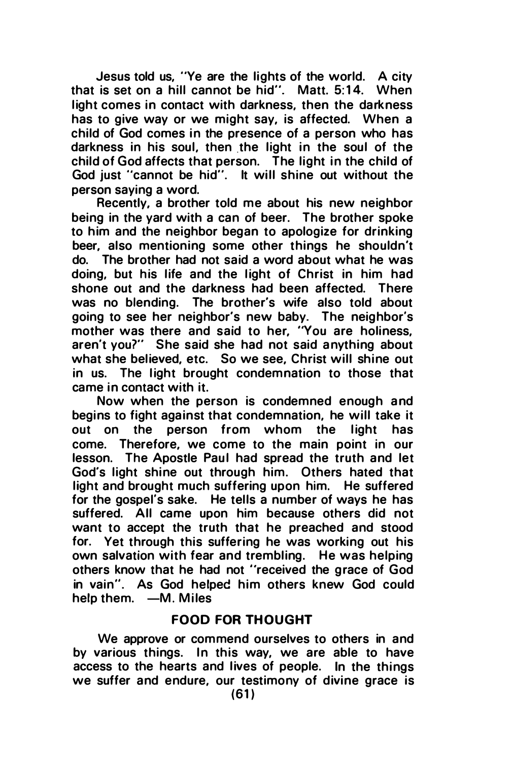Jesus told us, "Ye are the lights of the world. A city that is set on a hill cannot be hid". Matt. 5:14. When light comes in contact with darkness, then the darkness has to give way or we might say, is affected. When a child of God comes in the presence of a person who has darkness in his soul, then the light in the soul of the child of God affects that person. The light in the child of God just "cannot be hid". It will shine out without the person saying a word.

Recently, a brother told me about his new neighbor being in the yard with a can of beer. The brother spoke to him and the neighbor began to apologize for drinking beer, also mentioning some other things he shouldn't do. The brother had not said a word about what he was doing, but his life and the light of Christ in him had shone out and the darkness had been affected. There was no blending. The brother's wife also told about going to see her neighbor's new baby. The neighbor's mother was there and said to her, "You are holiness, aren't you?" She said she had not said anything about what she believed, etc. So we see, Christ will shine out in us. The light brought condemnation to those that came in contact with it.

Now when the person is condemned enough and begins to fight against that condemnation, he will take it out on the person from whom the light has come. Therefore, we come to the main point in our lesson. The Apostle Paul had spread the truth and let God's light shine out through him. Others hated that light and brought much suffering upon him. He suffered for the gospel's sake. He tells a number of ways he has suffered. All came upon him because others did not want to accept the truth that he preached and stood for. Yet through this suffering he was working out his own salvation with fear and trembling. He was helping others know that he had not "received the grace of God in vain". As God helped him others knew God could help them. —M. Miles

## FOOD FOR THOUGHT

We approve or commend ourselves to others in and by various things. In this way, we are able to have access to the hearts and lives of people. In the things we suffer and endure, our testimony of divine grace is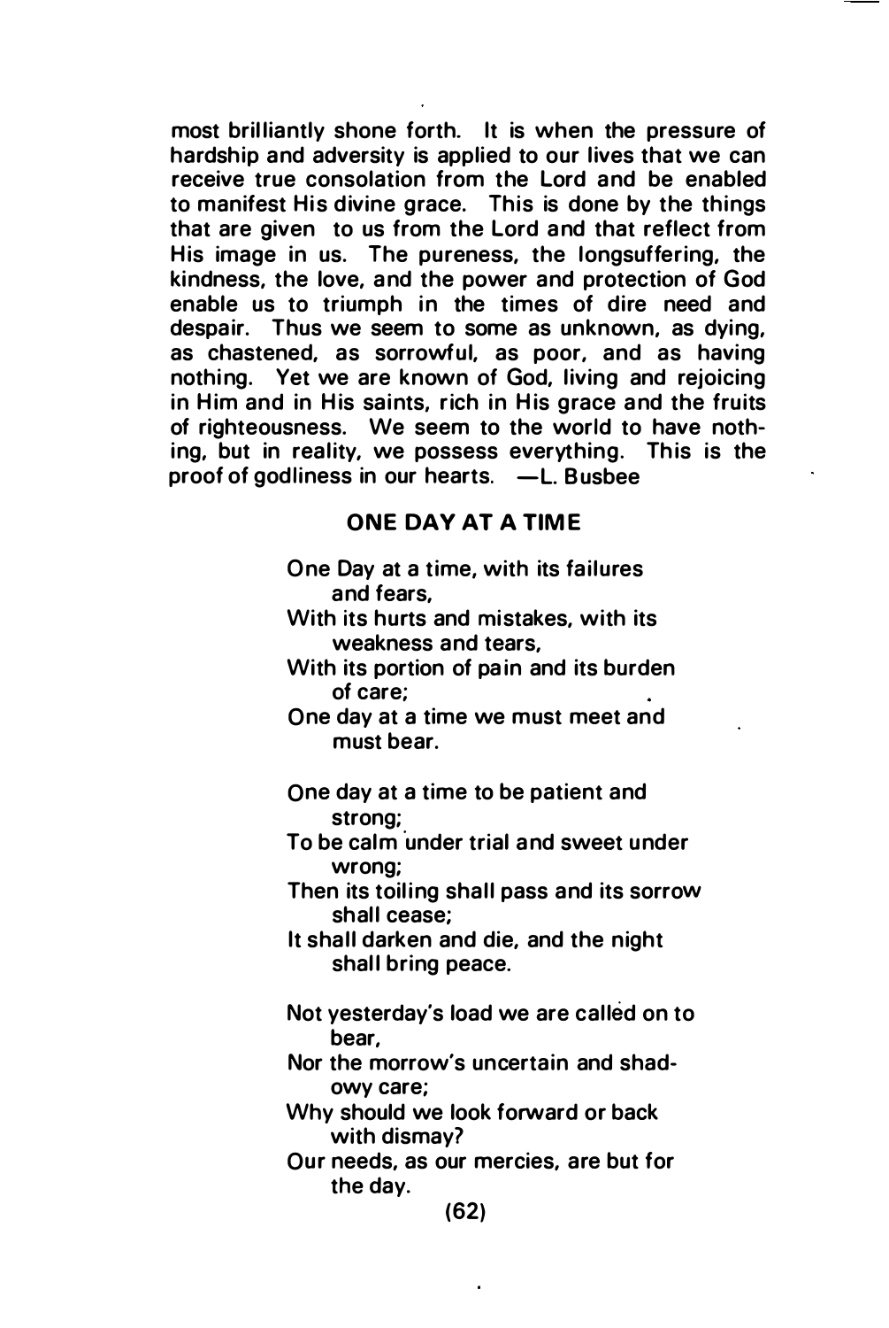most brilliantly shone forth. It is when the pressure of hardship and adversity is applied to our lives that we can receive true consolation from the Lord and be enabled to manifest His divine grace. This is done by the things that are given to us from the Lord and that reflect from His image in us. The pureness, the longsuffering, the kindness, the love, and the power and protection of God enable us to triumph in the times of dire need and despair. Thus we seem to some as unknown, as dying, as chastened, as sorrowful, as poor, and as having nothing. Yet we are known of God, living and rejoicing in Him and in His saints, rich in His grace and the fruits of righteousness. We seem to the world to have nothing, but in reality, we possess everything. This is the proof of godliness in our hearts. —L. Busbee

## ONE DAY AT A TIME

One Day at a time, with its failures and fears,
With its hurts and mistakes, with its weakness and tears,
With its portion of pain and its burden of care;
One day at a time we must meet and must bear.

One day at a time to be patient and strong;
To be calm under trial and sweet under wrong;
Then its toiling shall pass and its sorrow shall cease;
It shall darken and die, and the night shall bring peace.

Not yesterday's load we are called on to bear,
Nor the morrow's uncertain and shadowy care;
Why should we look forward or back with dismay?
Our needs, as our mercies, are but for the day.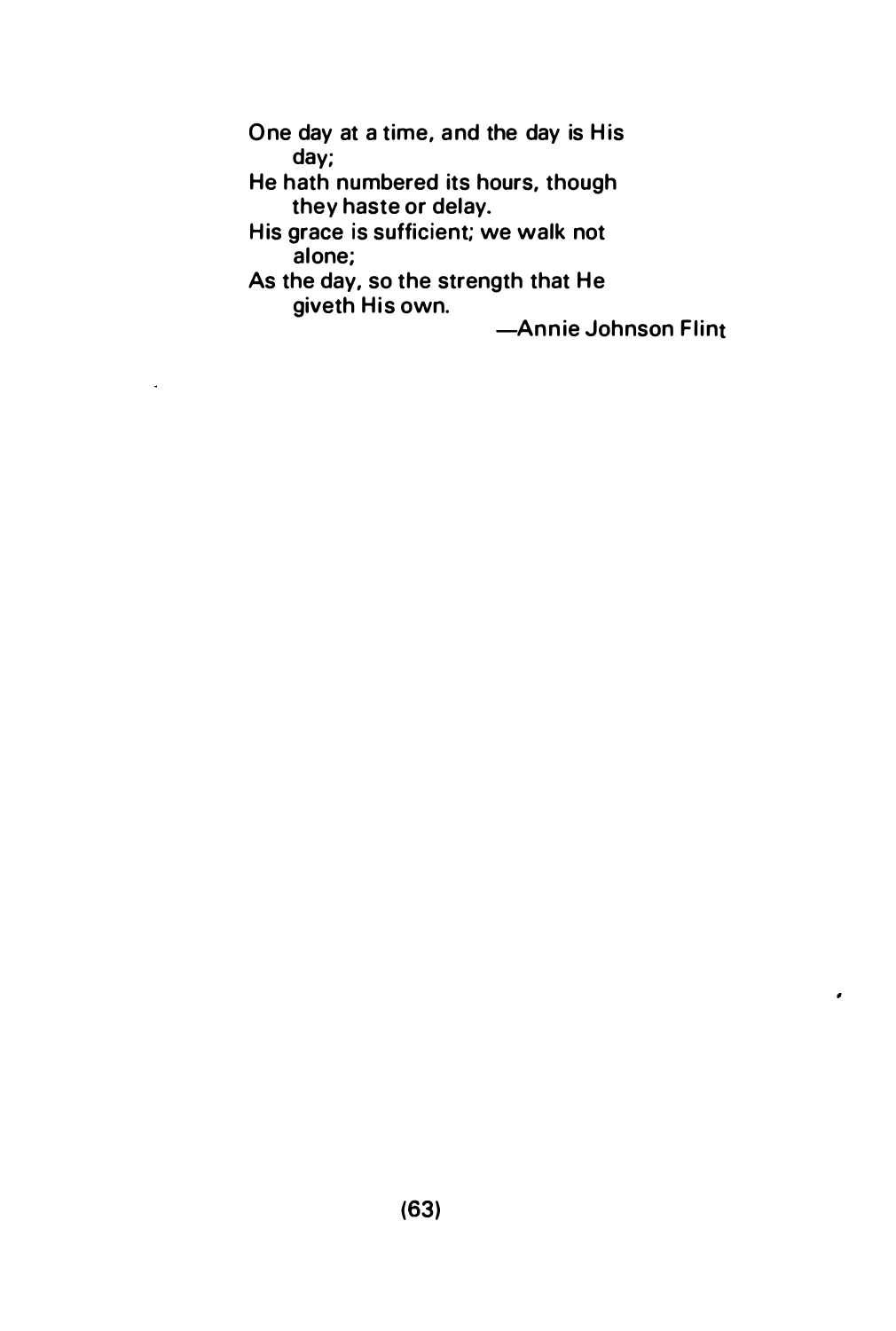One day at a time, and the day is His day;
He hath numbered its hours, though they haste or delay.
His grace is sufficient; we walk not alone;
As the day, so the strength that He giveth His own.

—Annie Johnson Flint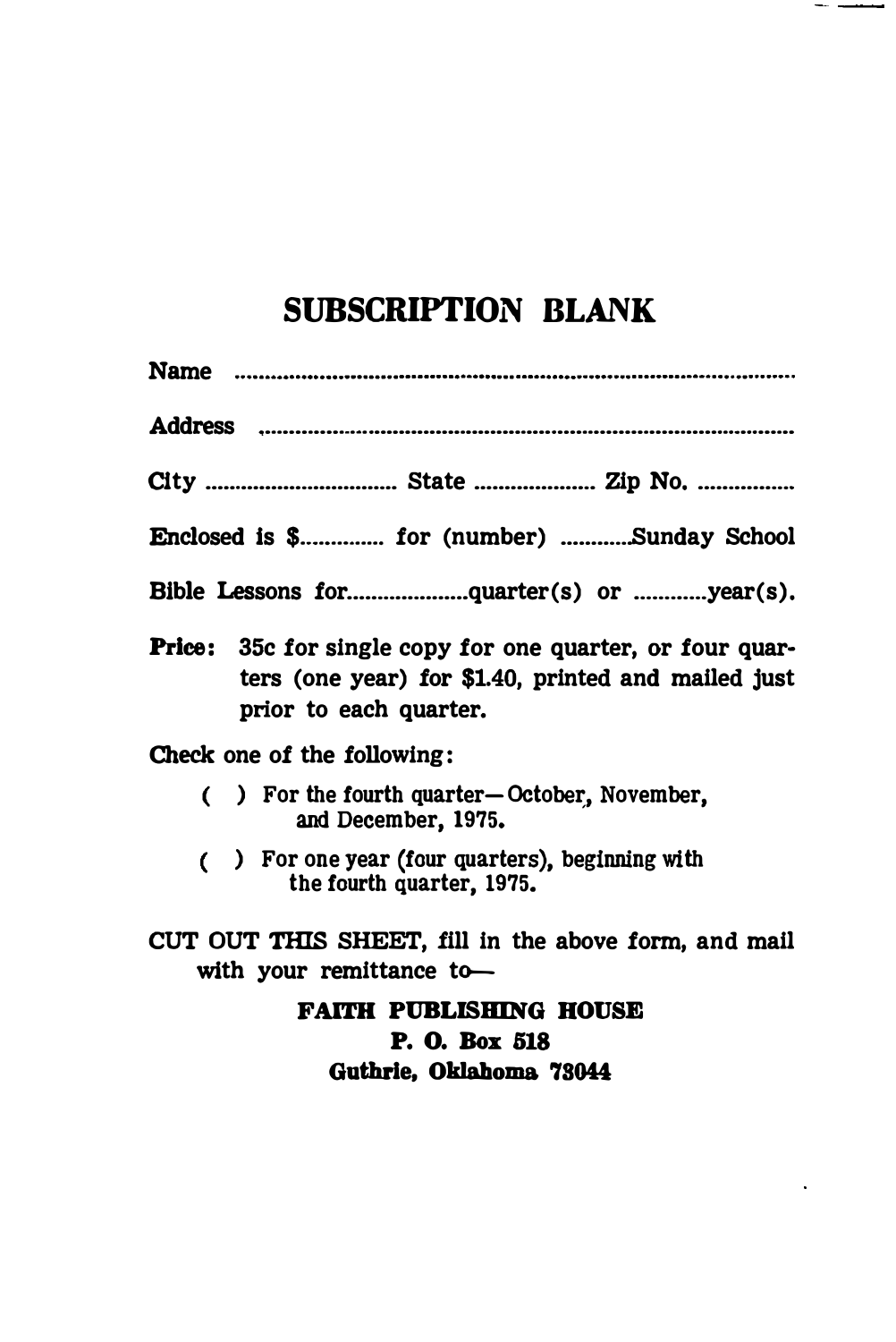# SUBSCRIPTION BLANK

Name ..........................................................................................

Address ......................................................................................

City ................................ State .................... Zip No. ................

Enclosed is $............. for (number) ...........Sunday School

Bible Lessons for...................quarter(s) or ...........year(s).

**Price:** 35c for single copy for one quarter, or four quarters (one year) for $1.40, printed and mailed just prior to each quarter.

Check one of the following:

( ) For the fourth quarter—October, November, and December, 1975.

( ) For one year (four quarters), beginning with the fourth quarter, 1975.

CUT OUT THIS SHEET, fill in the above form, and mail with your remittance to—

**FAITH PUBLISHING HOUSE**
**P. O. Box 518**
**Guthrie, Oklahoma 73044**